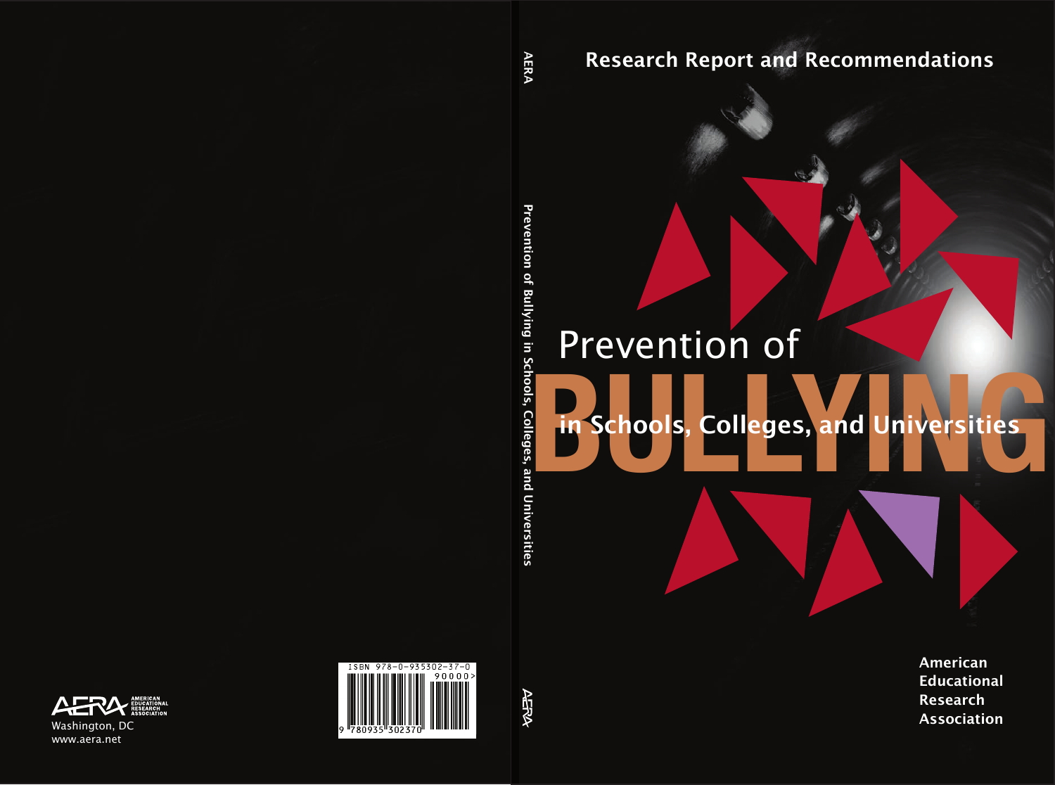**Research Report and Recommendations**

# Prevention of BULLYING in Schools, Colleges, and Universities

**American Educational Research Association**

AERA Prevention of Bullying in Schools, Colleges, and Universities AERA

AERA AMERICAN EDUCATIONAL RESEARCH ASSOCIATION

Washington, DC
www.aera.net

ISBN 978-0-935302-37-0

90000>

9 780935 302370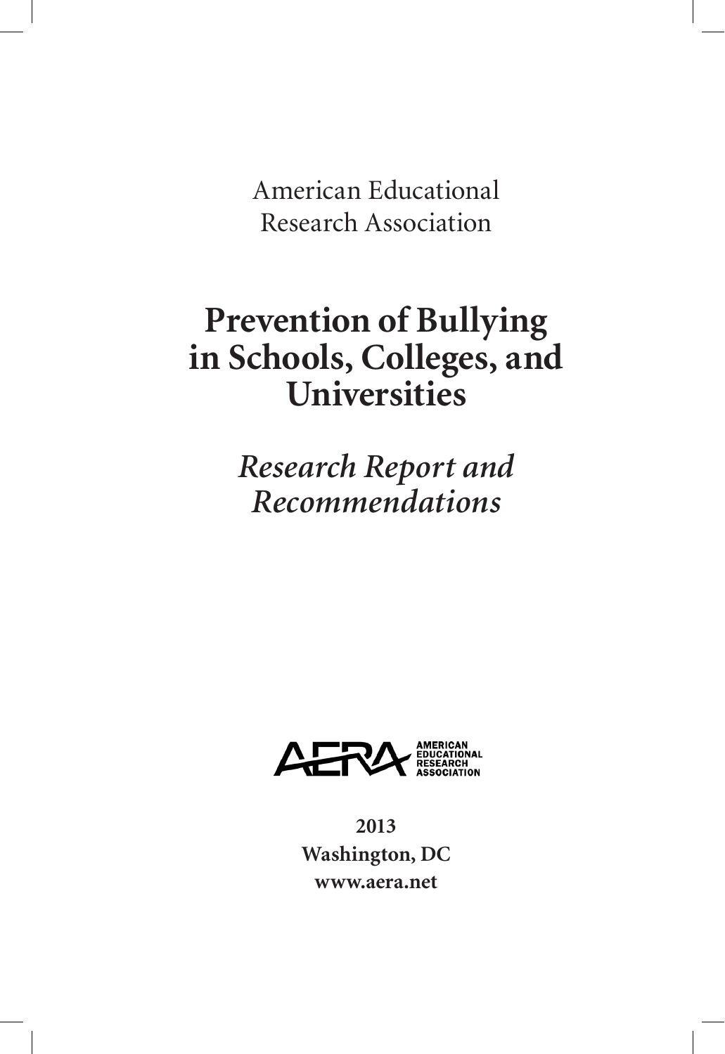American Educational
Research Association

# Prevention of Bullying in Schools, Colleges, and Universities

## *Research Report and Recommendations*

AERA AMERICAN EDUCATIONAL RESEARCH ASSOCIATION

**2013**
**Washington, DC**
**www.aera.net**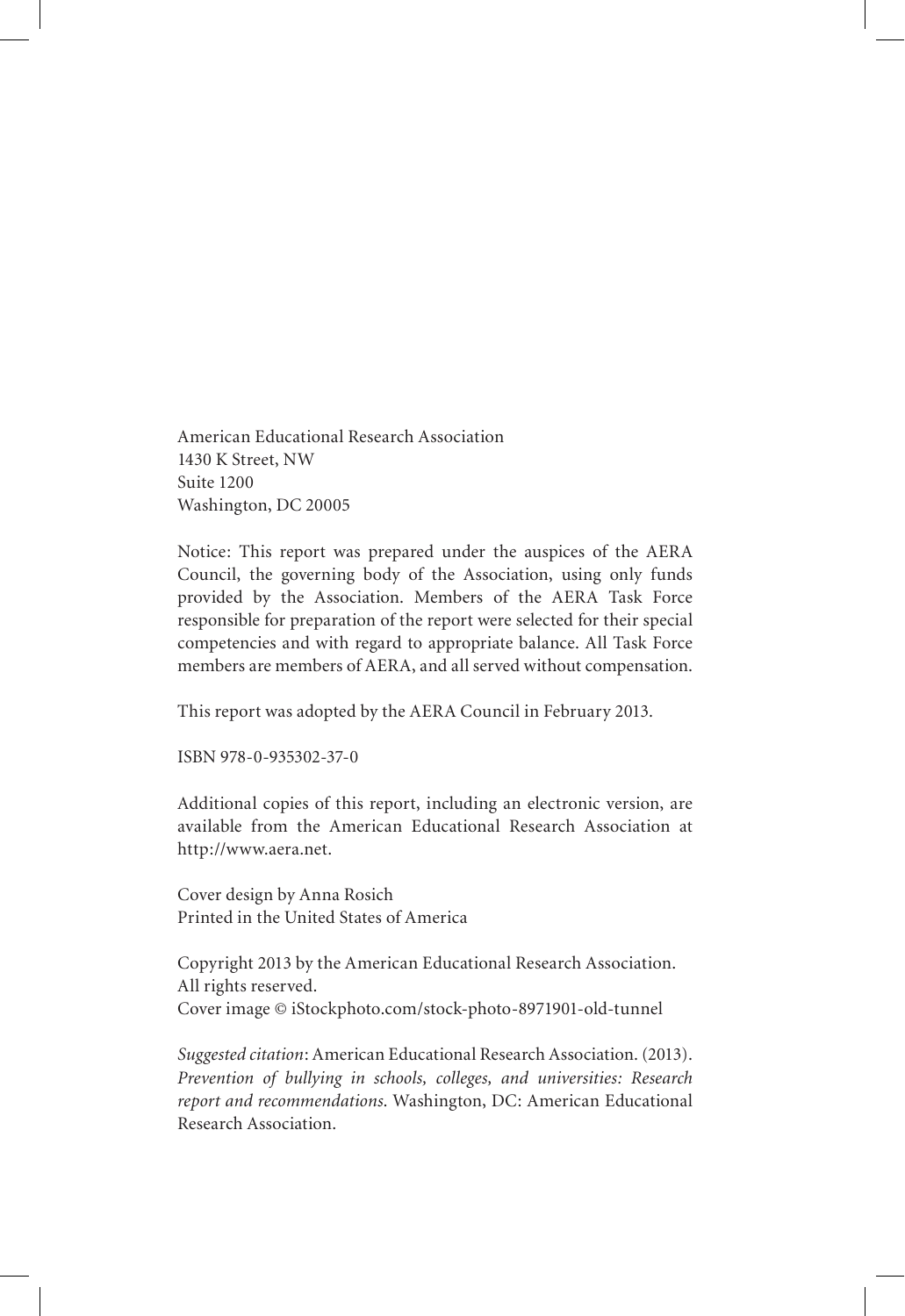American Educational Research Association
1430 K Street, NW
Suite 1200
Washington, DC 20005

Notice: This report was prepared under the auspices of the AERA Council, the governing body of the Association, using only funds provided by the Association. Members of the AERA Task Force responsible for preparation of the report were selected for their special competencies and with regard to appropriate balance. All Task Force members are members of AERA, and all served without compensation.

This report was adopted by the AERA Council in February 2013.

ISBN 978-0-935302-37-0

Additional copies of this report, including an electronic version, are available from the American Educational Research Association at http://www.aera.net.

Cover design by Anna Rosich
Printed in the United States of America

Copyright 2013 by the American Educational Research Association.
All rights reserved.
Cover image © iStockphoto.com/stock-photo-8971901-old-tunnel

*Suggested citation*: American Educational Research Association. (2013). *Prevention of bullying in schools, colleges, and universities: Research report and recommendations*. Washington, DC: American Educational Research Association.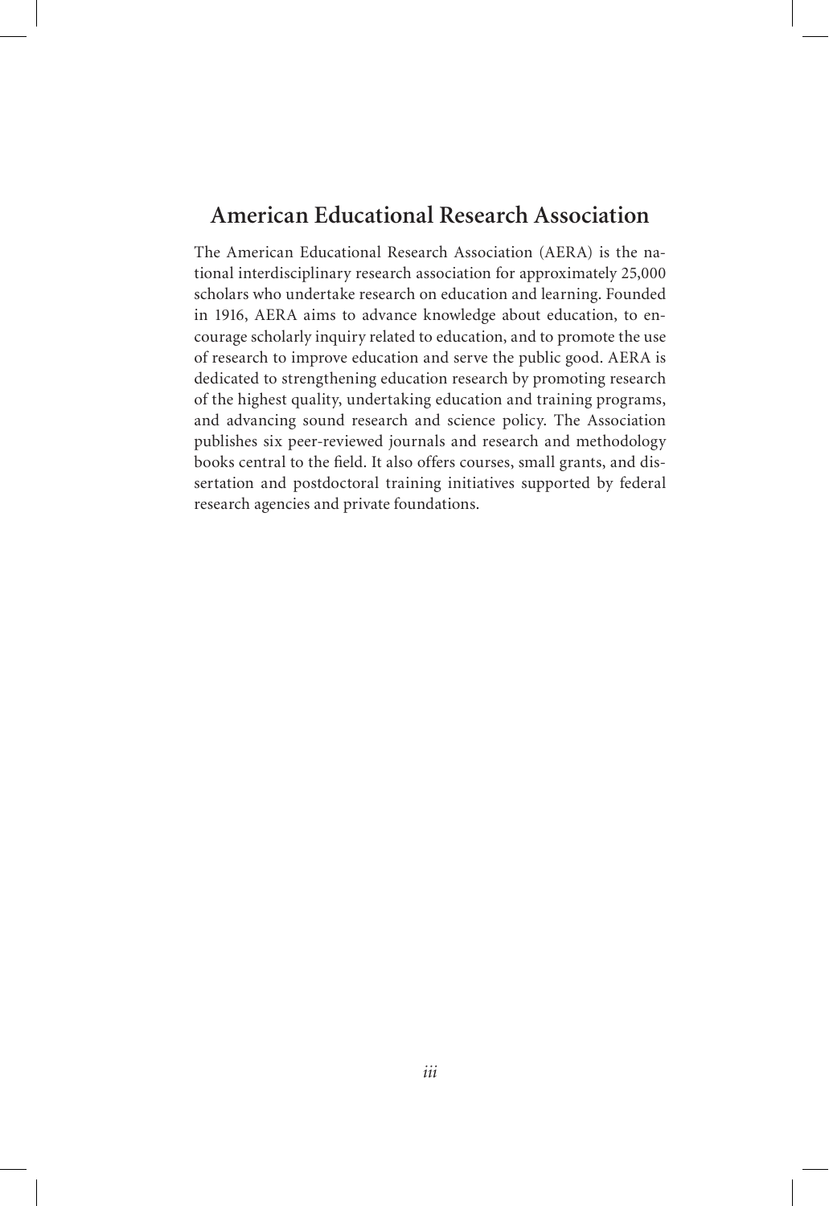## American Educational Research Association

The American Educational Research Association (AERA) is the national interdisciplinary research association for approximately 25,000 scholars who undertake research on education and learning. Founded in 1916, AERA aims to advance knowledge about education, to encourage scholarly inquiry related to education, and to promote the use of research to improve education and serve the public good. AERA is dedicated to strengthening education research by promoting research of the highest quality, undertaking education and training programs, and advancing sound research and science policy. The Association publishes six peer-reviewed journals and research and methodology books central to the field. It also offers courses, small grants, and dissertation and postdoctoral training initiatives supported by federal research agencies and private foundations.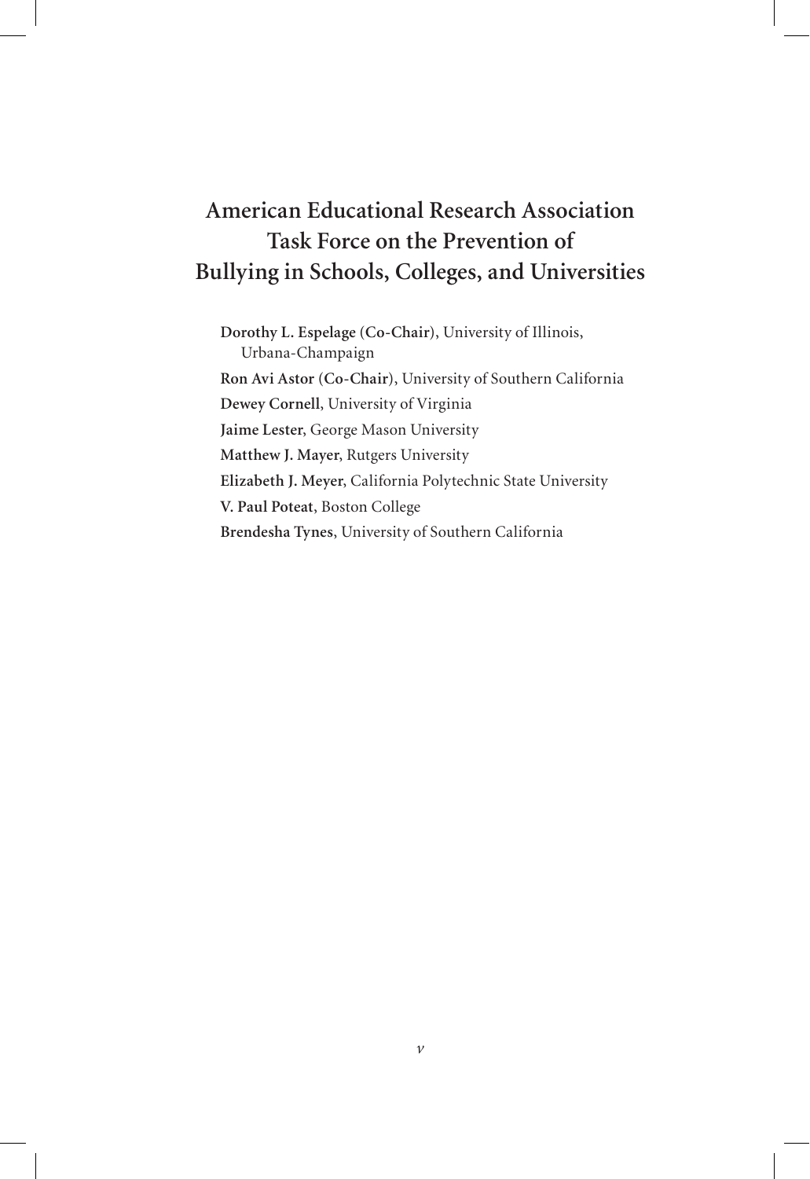# American Educational Research Association Task Force on the Prevention of Bullying in Schools, Colleges, and Universities

**Dorothy L. Espelage (Co-Chair)**, University of Illinois, Urbana-Champaign

**Ron Avi Astor (Co-Chair)**, University of Southern California

**Dewey Cornell**, University of Virginia

**Jaime Lester**, George Mason University

**Matthew J. Mayer**, Rutgers University

**Elizabeth J. Meyer**, California Polytechnic State University

**V. Paul Poteat**, Boston College

**Brendesha Tynes**, University of Southern California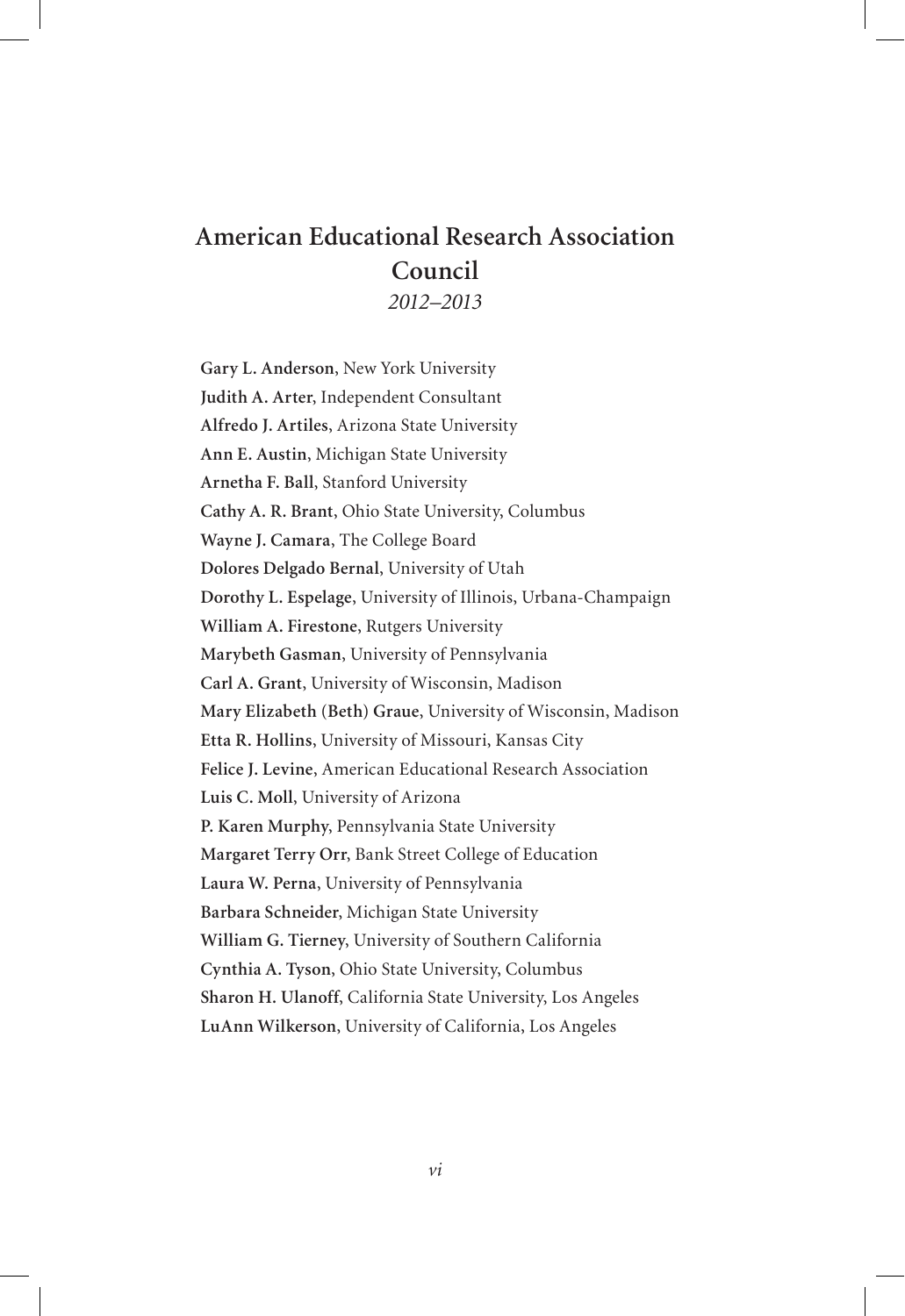# American Educational Research Association Council

*2012–2013*

**Gary L. Anderson**, New York University  
**Judith A. Arter**, Independent Consultant  
**Alfredo J. Artiles**, Arizona State University  
**Ann E. Austin**, Michigan State University  
**Arnetha F. Ball**, Stanford University  
**Cathy A. R. Brant**, Ohio State University, Columbus  
**Wayne J. Camara**, The College Board  
**Dolores Delgado Bernal**, University of Utah  
**Dorothy L. Espelage**, University of Illinois, Urbana-Champaign  
**William A. Firestone**, Rutgers University  
**Marybeth Gasman**, University of Pennsylvania  
**Carl A. Grant**, University of Wisconsin, Madison  
**Mary Elizabeth (Beth) Graue**, University of Wisconsin, Madison  
**Etta R. Hollins**, University of Missouri, Kansas City  
**Felice J. Levine**, American Educational Research Association  
**Luis C. Moll**, University of Arizona  
**P. Karen Murphy**, Pennsylvania State University  
**Margaret Terry Orr**, Bank Street College of Education  
**Laura W. Perna**, University of Pennsylvania  
**Barbara Schneider**, Michigan State University  
**William G. Tierney**, University of Southern California  
**Cynthia A. Tyson**, Ohio State University, Columbus  
**Sharon H. Ulanoff**, California State University, Los Angeles  
**LuAnn Wilkerson**, University of California, Los Angeles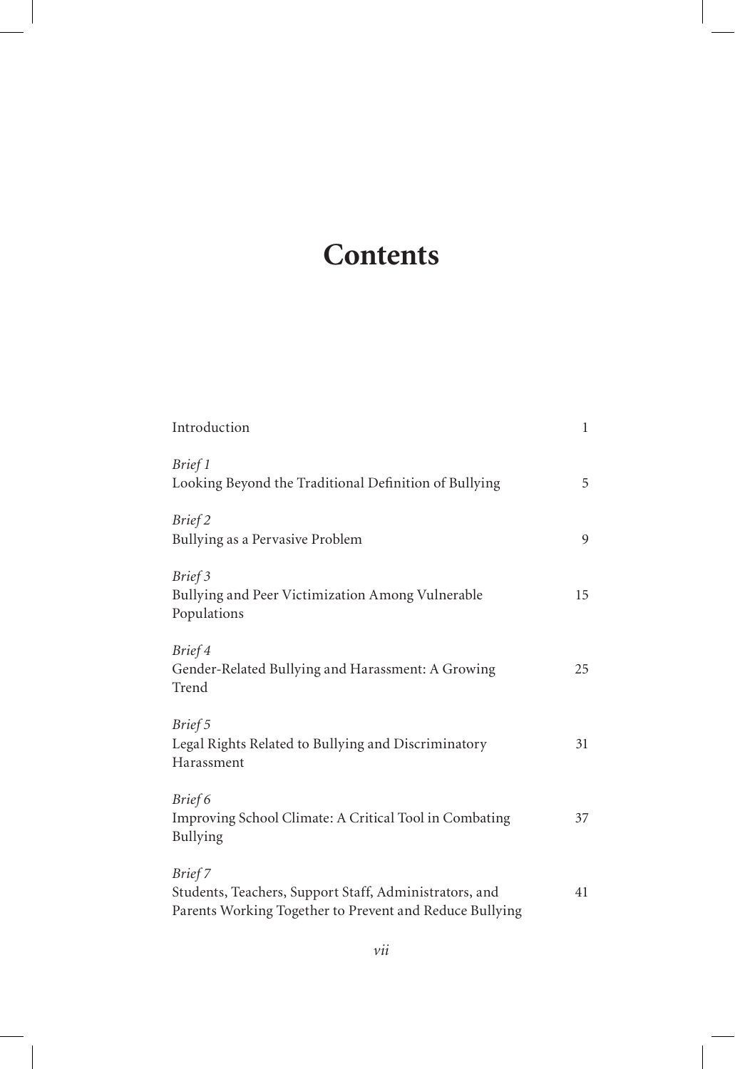# Contents

| | |
|---|---|
| Introduction | 1 |
| *Brief 1*<br>Looking Beyond the Traditional Definition of Bullying | 5 |
| *Brief 2*<br>Bullying as a Pervasive Problem | 9 |
| *Brief 3*<br>Bullying and Peer Victimization Among Vulnerable Populations | 15 |
| *Brief 4*<br>Gender-Related Bullying and Harassment: A Growing Trend | 25 |
| *Brief 5*<br>Legal Rights Related to Bullying and Discriminatory Harassment | 31 |
| *Brief 6*<br>Improving School Climate: A Critical Tool in Combating Bullying | 37 |
| *Brief 7*<br>Students, Teachers, Support Staff, Administrators, and Parents Working Together to Prevent and Reduce Bullying | 41 |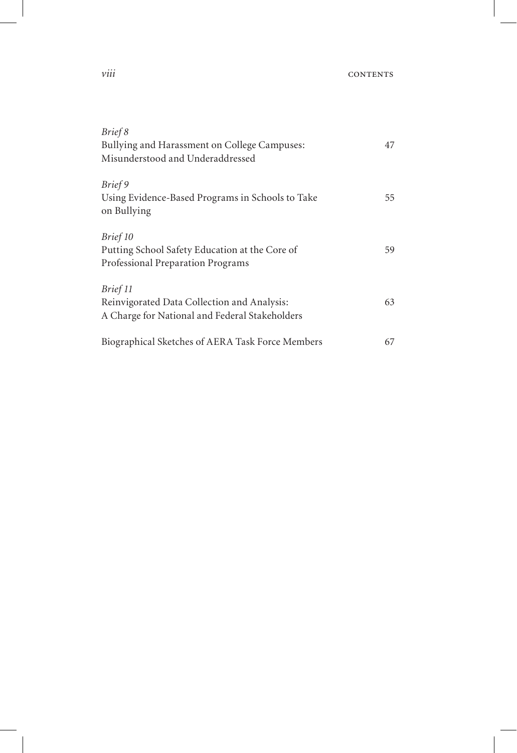*Brief 8*
Bullying and Harassment on College Campuses: Misunderstood and Underaddressed 47

*Brief 9*
Using Evidence-Based Programs in Schools to Take on Bullying 55

*Brief 10*
Putting School Safety Education at the Core of Professional Preparation Programs 59

*Brief 11*
Reinvigorated Data Collection and Analysis: A Charge for National and Federal Stakeholders 63

Biographical Sketches of AERA Task Force Members 67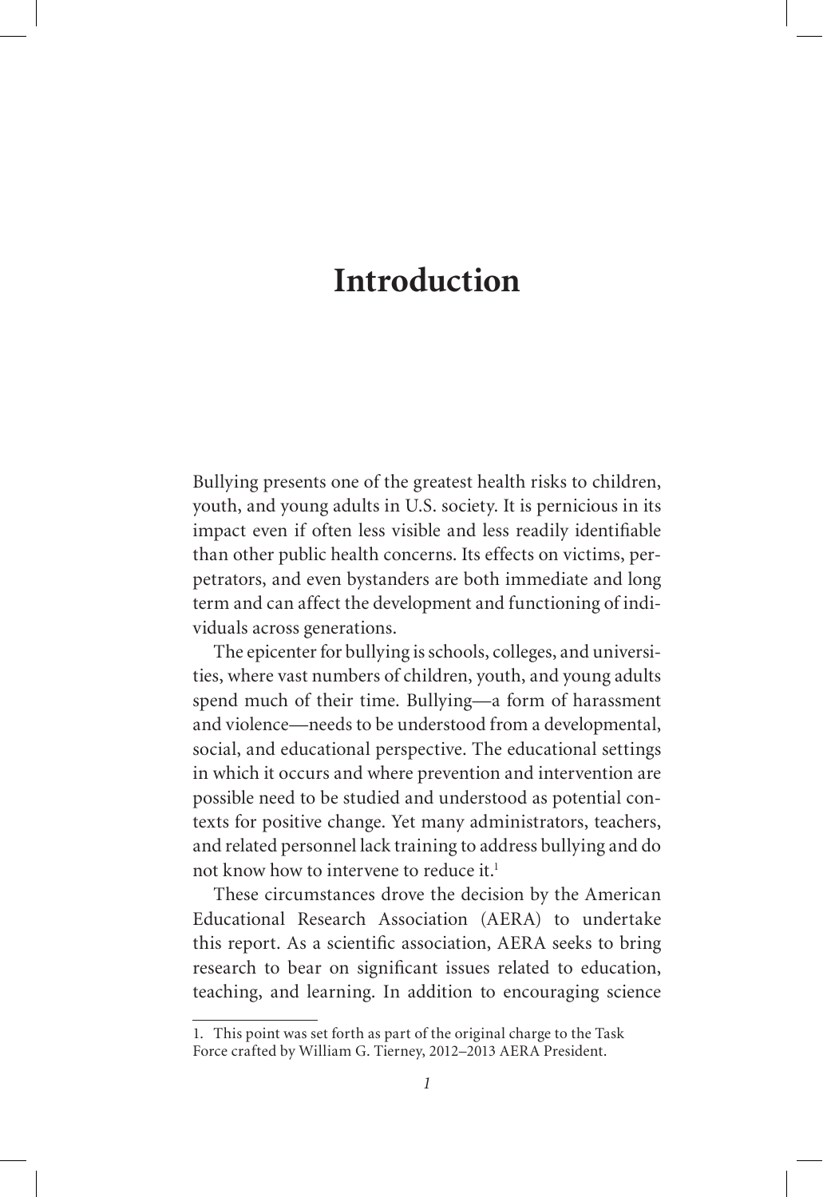# Introduction

Bullying presents one of the greatest health risks to children, youth, and young adults in U.S. society. It is pernicious in its impact even if often less visible and less readily identifiable than other public health concerns. Its effects on victims, perpetrators, and even bystanders are both immediate and long term and can affect the development and functioning of individuals across generations.

The epicenter for bullying is schools, colleges, and universities, where vast numbers of children, youth, and young adults spend much of their time. Bullying—a form of harassment and violence—needs to be understood from a developmental, social, and educational perspective. The educational settings in which it occurs and where prevention and intervention are possible need to be studied and understood as potential contexts for positive change. Yet many administrators, teachers, and related personnel lack training to address bullying and do not know how to intervene to reduce it.[1]

These circumstances drove the decision by the American Educational Research Association (AERA) to undertake this report. As a scientific association, AERA seeks to bring research to bear on significant issues related to education, teaching, and learning. In addition to encouraging science

---

1. This point was set forth as part of the original charge to the Task Force crafted by William G. Tierney, 2012–2013 AERA President.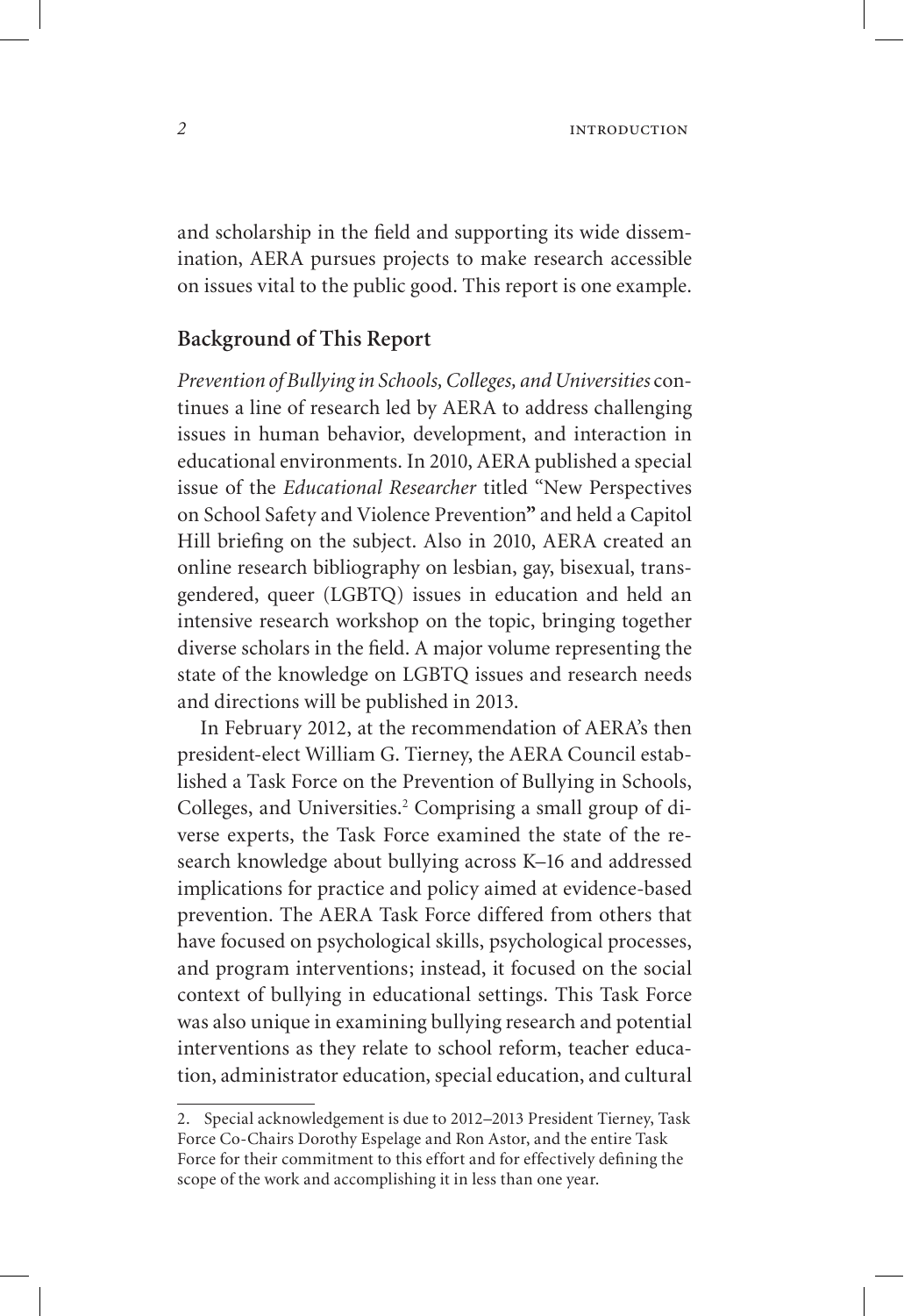and scholarship in the field and supporting its wide dissemination, AERA pursues projects to make research accessible on issues vital to the public good. This report is one example.

## Background of This Report

*Prevention of Bullying in Schools, Colleges, and Universities* continues a line of research led by AERA to address challenging issues in human behavior, development, and interaction in educational environments. In 2010, AERA published a special issue of the *Educational Researcher* titled "New Perspectives on School Safety and Violence Prevention" and held a Capitol Hill briefing on the subject. Also in 2010, AERA created an online research bibliography on lesbian, gay, bisexual, transgendered, queer (LGBTQ) issues in education and held an intensive research workshop on the topic, bringing together diverse scholars in the field. A major volume representing the state of the knowledge on LGBTQ issues and research needs and directions will be published in 2013.

In February 2012, at the recommendation of AERA's then president-elect William G. Tierney, the AERA Council established a Task Force on the Prevention of Bullying in Schools, Colleges, and Universities.[2] Comprising a small group of diverse experts, the Task Force examined the state of the research knowledge about bullying across K–16 and addressed implications for practice and policy aimed at evidence-based prevention. The AERA Task Force differed from others that have focused on psychological skills, psychological processes, and program interventions; instead, it focused on the social context of bullying in educational settings. This Task Force was also unique in examining bullying research and potential interventions as they relate to school reform, teacher education, administrator education, special education, and cultural

---

2. Special acknowledgement is due to 2012–2013 President Tierney, Task Force Co-Chairs Dorothy Espelage and Ron Astor, and the entire Task Force for their commitment to this effort and for effectively defining the scope of the work and accomplishing it in less than one year.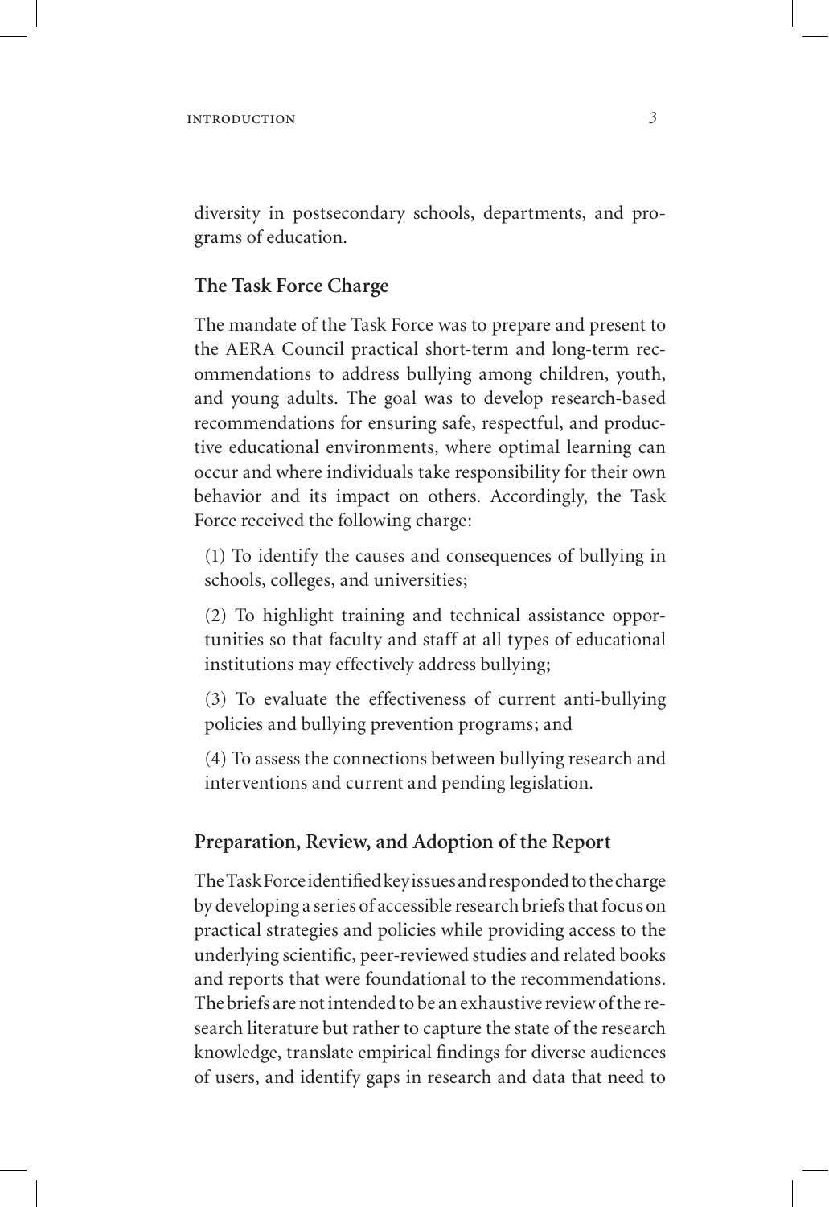diversity in postsecondary schools, departments, and programs of education.

## The Task Force Charge

The mandate of the Task Force was to prepare and present to the AERA Council practical short-term and long-term recommendations to address bullying among children, youth, and young adults. The goal was to develop research-based recommendations for ensuring safe, respectful, and productive educational environments, where optimal learning can occur and where individuals take responsibility for their own behavior and its impact on others. Accordingly, the Task Force received the following charge:

(1) To identify the causes and consequences of bullying in schools, colleges, and universities;

(2) To highlight training and technical assistance opportunities so that faculty and staff at all types of educational institutions may effectively address bullying;

(3) To evaluate the effectiveness of current anti-bullying policies and bullying prevention programs; and

(4) To assess the connections between bullying research and interventions and current and pending legislation.

## Preparation, Review, and Adoption of the Report

The Task Force identified key issues and responded to the charge by developing a series of accessible research briefs that focus on practical strategies and policies while providing access to the underlying scientific, peer-reviewed studies and related books and reports that were foundational to the recommendations. The briefs are not intended to be an exhaustive review of the research literature but rather to capture the state of the research knowledge, translate empirical findings for diverse audiences of users, and identify gaps in research and data that need to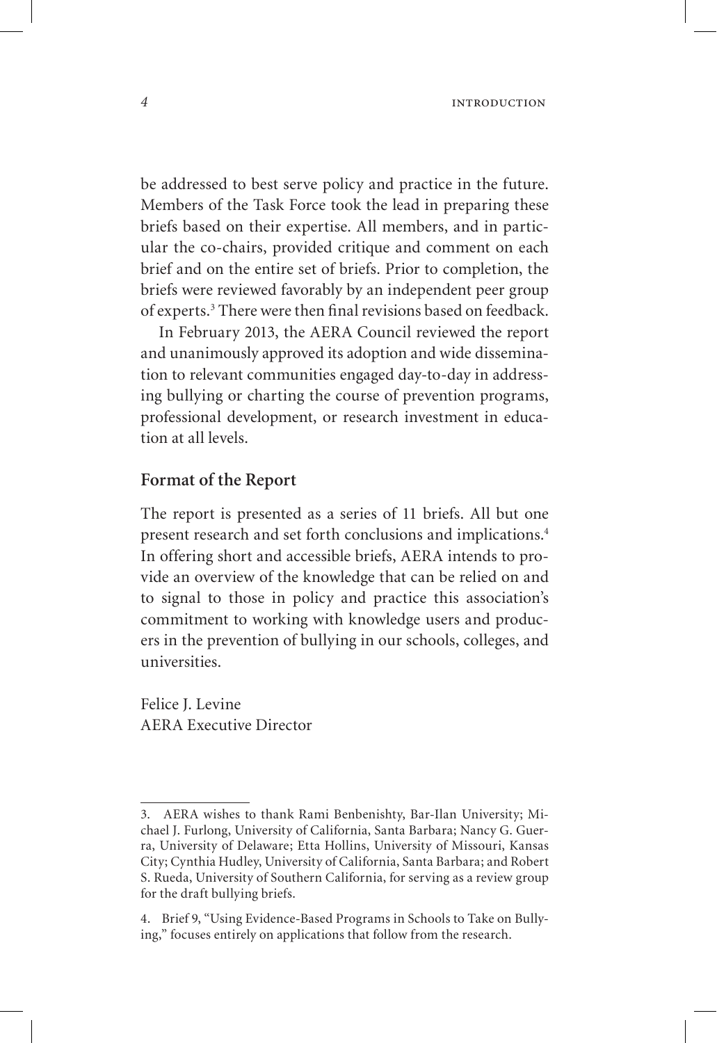be addressed to best serve policy and practice in the future. Members of the Task Force took the lead in preparing these briefs based on their expertise. All members, and in particular the co-chairs, provided critique and comment on each brief and on the entire set of briefs. Prior to completion, the briefs were reviewed favorably by an independent peer group of experts.[3] There were then final revisions based on feedback.

In February 2013, the AERA Council reviewed the report and unanimously approved its adoption and wide dissemination to relevant communities engaged day-to-day in addressing bullying or charting the course of prevention programs, professional development, or research investment in education at all levels.

## Format of the Report

The report is presented as a series of 11 briefs. All but one present research and set forth conclusions and implications.[4] In offering short and accessible briefs, AERA intends to provide an overview of the knowledge that can be relied on and to signal to those in policy and practice this association's commitment to working with knowledge users and producers in the prevention of bullying in our schools, colleges, and universities.

Felice J. Levine
AERA Executive Director

---

3. AERA wishes to thank Rami Benbenishty, Bar-Ilan University; Michael J. Furlong, University of California, Santa Barbara; Nancy G. Guerra, University of Delaware; Etta Hollins, University of Missouri, Kansas City; Cynthia Hudley, University of California, Santa Barbara; and Robert S. Rueda, University of Southern California, for serving as a review group for the draft bullying briefs.

4. Brief 9, "Using Evidence-Based Programs in Schools to Take on Bullying," focuses entirely on applications that follow from the research.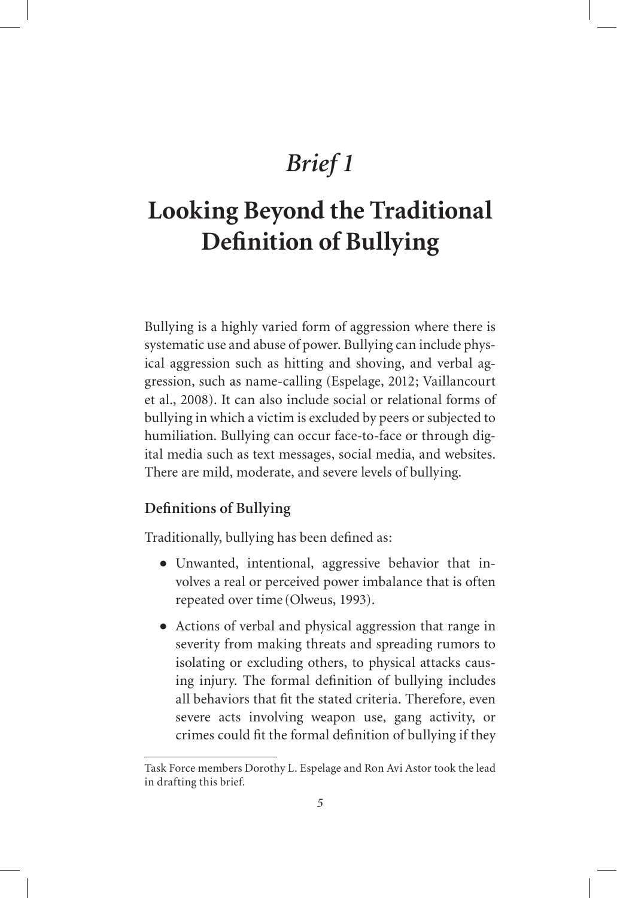# *Brief 1*

# Looking Beyond the Traditional Definition of Bullying

Bullying is a highly varied form of aggression where there is systematic use and abuse of power. Bullying can include physical aggression such as hitting and shoving, and verbal aggression, such as name-calling (Espelage, 2012; Vaillancourt et al., 2008). It can also include social or relational forms of bullying in which a victim is excluded by peers or subjected to humiliation. Bullying can occur face-to-face or through digital media such as text messages, social media, and websites. There are mild, moderate, and severe levels of bullying.

## Definitions of Bullying

Traditionally, bullying has been defined as:

- Unwanted, intentional, aggressive behavior that involves a real or perceived power imbalance that is often repeated over time (Olweus, 1993).
- Actions of verbal and physical aggression that range in severity from making threats and spreading rumors to isolating or excluding others, to physical attacks causing injury. The formal definition of bullying includes all behaviors that fit the stated criteria. Therefore, even severe acts involving weapon use, gang activity, or crimes could fit the formal definition of bullying if they

Task Force members Dorothy L. Espelage and Ron Avi Astor took the lead in drafting this brief.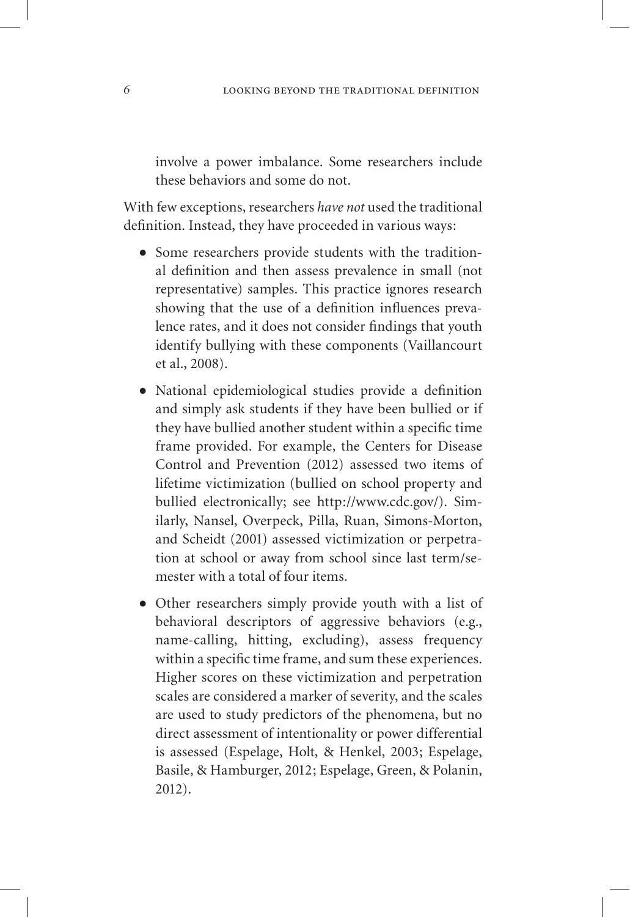involve a power imbalance. Some researchers include these behaviors and some do not.

With few exceptions, researchers *have not* used the traditional definition. Instead, they have proceeded in various ways:

- Some researchers provide students with the traditional definition and then assess prevalence in small (not representative) samples. This practice ignores research showing that the use of a definition influences prevalence rates, and it does not consider findings that youth identify bullying with these components (Vaillancourt et al., 2008).
- National epidemiological studies provide a definition and simply ask students if they have been bullied or if they have bullied another student within a specific time frame provided. For example, the Centers for Disease Control and Prevention (2012) assessed two items of lifetime victimization (bullied on school property and bullied electronically; see http://www.cdc.gov/). Similarly, Nansel, Overpeck, Pilla, Ruan, Simons-Morton, and Scheidt (2001) assessed victimization or perpetration at school or away from school since last term/semester with a total of four items.
- Other researchers simply provide youth with a list of behavioral descriptors of aggressive behaviors (e.g., name-calling, hitting, excluding), assess frequency within a specific time frame, and sum these experiences. Higher scores on these victimization and perpetration scales are considered a marker of severity, and the scales are used to study predictors of the phenomena, but no direct assessment of intentionality or power differential is assessed (Espelage, Holt, & Henkel, 2003; Espelage, Basile, & Hamburger, 2012; Espelage, Green, & Polanin, 2012).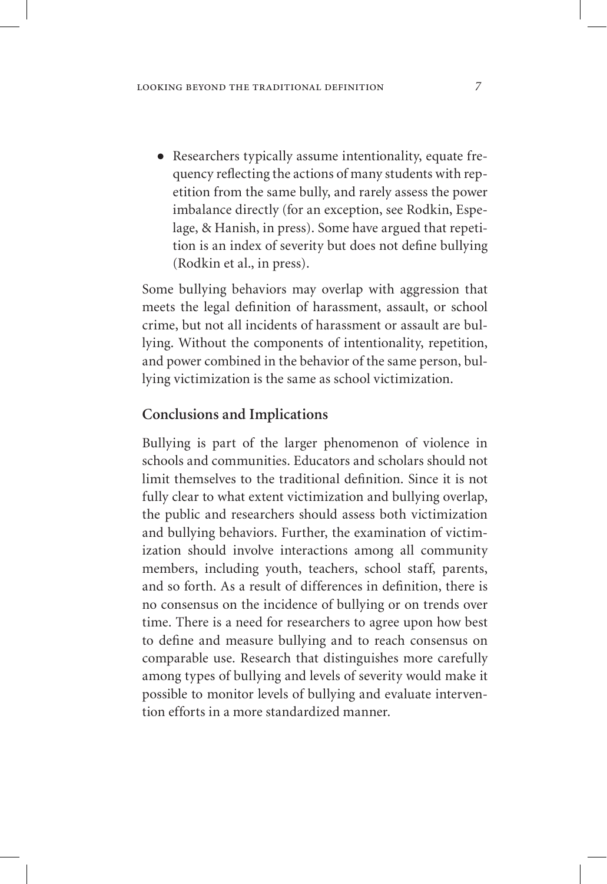- Researchers typically assume intentionality, equate frequency reflecting the actions of many students with repetition from the same bully, and rarely assess the power imbalance directly (for an exception, see Rodkin, Espelage, & Hanish, in press). Some have argued that repetition is an index of severity but does not define bullying (Rodkin et al., in press).

Some bullying behaviors may overlap with aggression that meets the legal definition of harassment, assault, or school crime, but not all incidents of harassment or assault are bullying. Without the components of intentionality, repetition, and power combined in the behavior of the same person, bullying victimization is the same as school victimization.

## Conclusions and Implications

Bullying is part of the larger phenomenon of violence in schools and communities. Educators and scholars should not limit themselves to the traditional definition. Since it is not fully clear to what extent victimization and bullying overlap, the public and researchers should assess both victimization and bullying behaviors. Further, the examination of victimization should involve interactions among all community members, including youth, teachers, school staff, parents, and so forth. As a result of differences in definition, there is no consensus on the incidence of bullying or on trends over time. There is a need for researchers to agree upon how best to define and measure bullying and to reach consensus on comparable use. Research that distinguishes more carefully among types of bullying and levels of severity would make it possible to monitor levels of bullying and evaluate intervention efforts in a more standardized manner.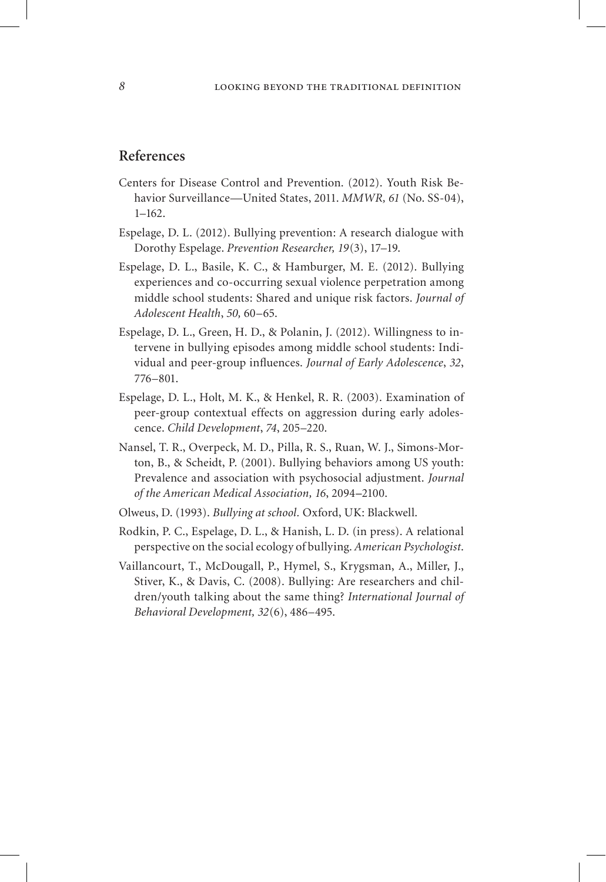## References

Centers for Disease Control and Prevention. (2012). Youth Risk Behavior Surveillance—United States, 2011. *MMWR, 61* (No. SS-04), 1–162.

Espelage, D. L. (2012). Bullying prevention: A research dialogue with Dorothy Espelage. *Prevention Researcher, 19*(3), 17–19.

Espelage, D. L., Basile, K. C., & Hamburger, M. E. (2012). Bullying experiences and co-occurring sexual violence perpetration among middle school students: Shared and unique risk factors. *Journal of Adolescent Health*, *50,* 60–65.

Espelage, D. L., Green, H. D., & Polanin, J. (2012). Willingness to intervene in bullying episodes among middle school students: Individual and peer-group influences. *Journal of Early Adolescence*, *32*, 776–801.

Espelage, D. L., Holt, M. K., & Henkel, R. R. (2003). Examination of peer-group contextual effects on aggression during early adolescence. *Child Development*, *74*, 205–220.

Nansel, T. R., Overpeck, M. D., Pilla, R. S., Ruan, W. J., Simons-Morton, B., & Scheidt, P. (2001). Bullying behaviors among US youth: Prevalence and association with psychosocial adjustment. *Journal of the American Medical Association, 16*, 2094–2100.

Olweus, D. (1993). *Bullying at school.* Oxford, UK: Blackwell.

Rodkin, P. C., Espelage, D. L., & Hanish, L. D. (in press). A relational perspective on the social ecology of bullying. *American Psychologist.*

Vaillancourt, T., McDougall, P., Hymel, S., Krygsman, A., Miller, J., Stiver, K., & Davis, C. (2008). Bullying: Are researchers and children/youth talking about the same thing? *International Journal of Behavioral Development, 32*(6), 486–495.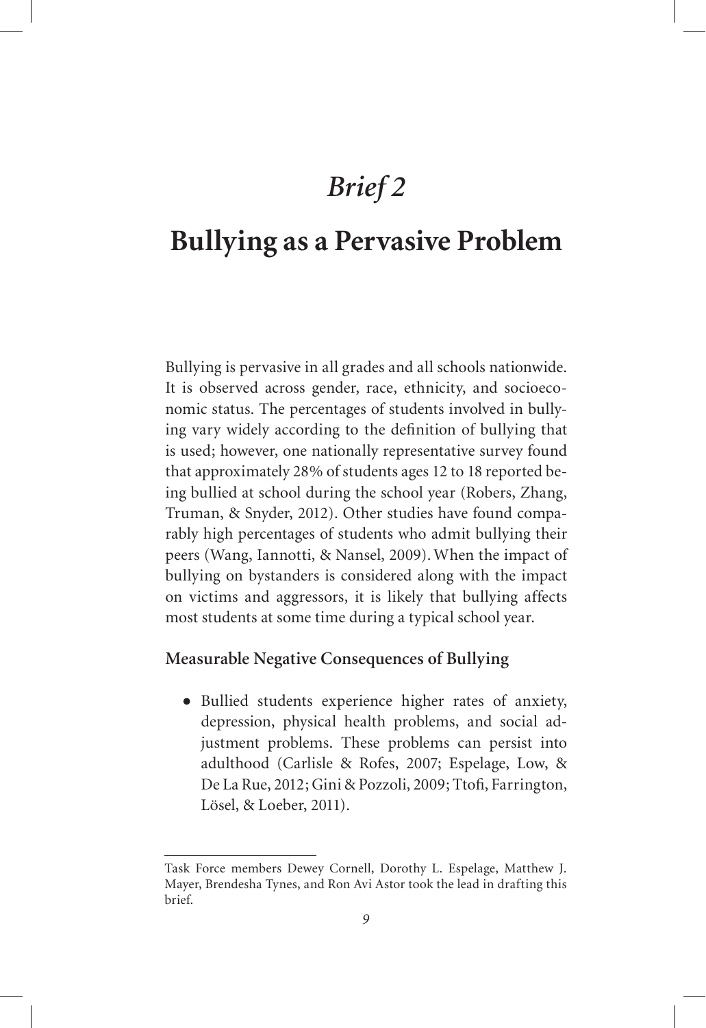# *Brief 2*

# Bullying as a Pervasive Problem

Bullying is pervasive in all grades and all schools nationwide. It is observed across gender, race, ethnicity, and socioeconomic status. The percentages of students involved in bullying vary widely according to the definition of bullying that is used; however, one nationally representative survey found that approximately 28% of students ages 12 to 18 reported being bullied at school during the school year (Robers, Zhang, Truman, & Snyder, 2012). Other studies have found comparably high percentages of students who admit bullying their peers (Wang, Iannotti, & Nansel, 2009). When the impact of bullying on bystanders is considered along with the impact on victims and aggressors, it is likely that bullying affects most students at some time during a typical school year.

### Measurable Negative Consequences of Bullying

- Bullied students experience higher rates of anxiety, depression, physical health problems, and social adjustment problems. These problems can persist into adulthood (Carlisle & Rofes, 2007; Espelage, Low, & De La Rue, 2012; Gini & Pozzoli, 2009; Ttofi, Farrington, Lösel, & Loeber, 2011).

---

Task Force members Dewey Cornell, Dorothy L. Espelage, Matthew J. Mayer, Brendesha Tynes, and Ron Avi Astor took the lead in drafting this brief.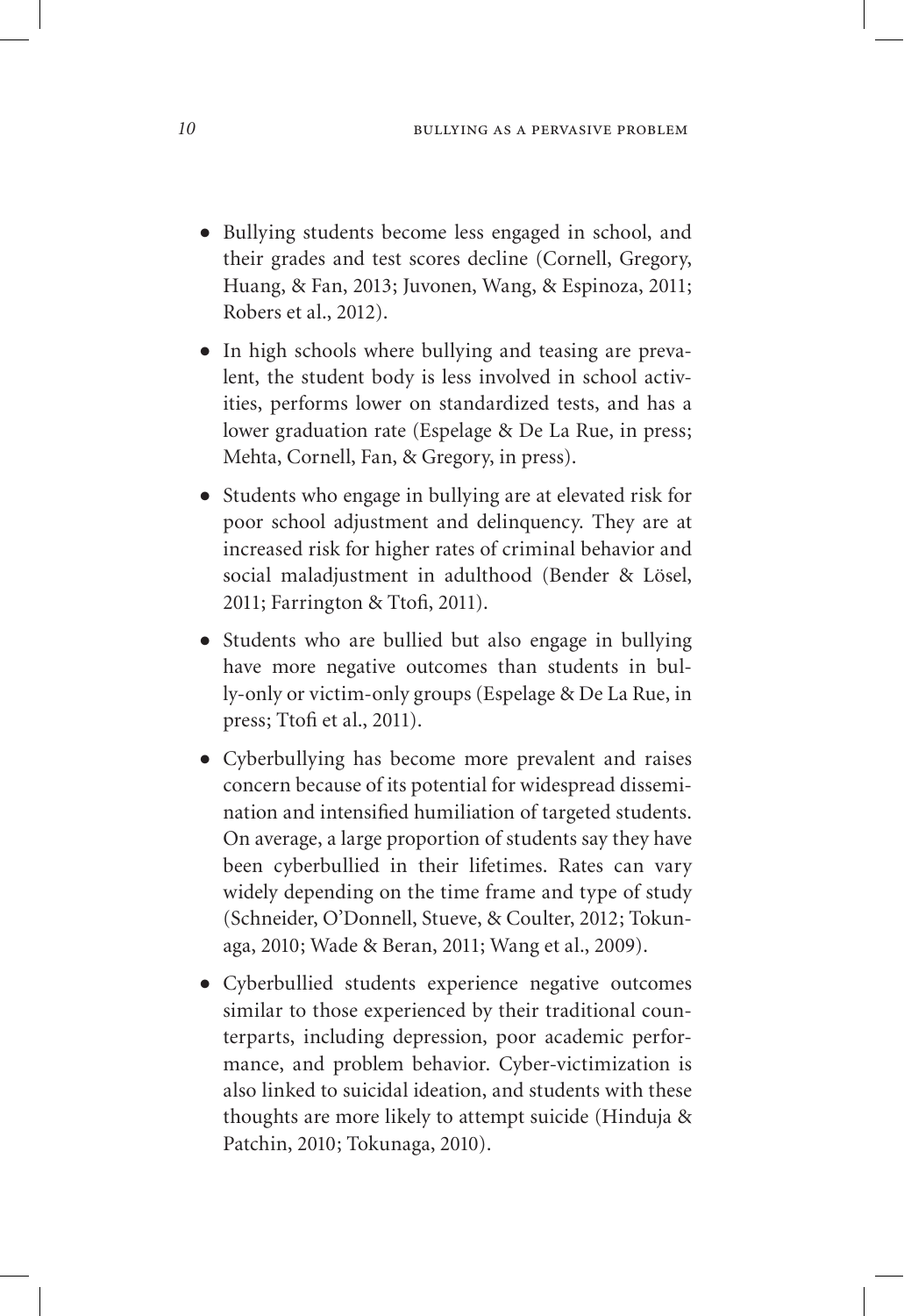- Bullying students become less engaged in school, and their grades and test scores decline (Cornell, Gregory, Huang, & Fan, 2013; Juvonen, Wang, & Espinoza, 2011; Robers et al., 2012).

- In high schools where bullying and teasing are prevalent, the student body is less involved in school activities, performs lower on standardized tests, and has a lower graduation rate (Espelage & De La Rue, in press; Mehta, Cornell, Fan, & Gregory, in press).

- Students who engage in bullying are at elevated risk for poor school adjustment and delinquency. They are at increased risk for higher rates of criminal behavior and social maladjustment in adulthood (Bender & Lösel, 2011; Farrington & Ttofi, 2011).

- Students who are bullied but also engage in bullying have more negative outcomes than students in bully-only or victim-only groups (Espelage & De La Rue, in press; Ttofi et al., 2011).

- Cyberbullying has become more prevalent and raises concern because of its potential for widespread dissemination and intensified humiliation of targeted students. On average, a large proportion of students say they have been cyberbullied in their lifetimes. Rates can vary widely depending on the time frame and type of study (Schneider, O'Donnell, Stueve, & Coulter, 2012; Tokunaga, 2010; Wade & Beran, 2011; Wang et al., 2009).

- Cyberbullied students experience negative outcomes similar to those experienced by their traditional counterparts, including depression, poor academic performance, and problem behavior. Cyber-victimization is also linked to suicidal ideation, and students with these thoughts are more likely to attempt suicide (Hinduja & Patchin, 2010; Tokunaga, 2010).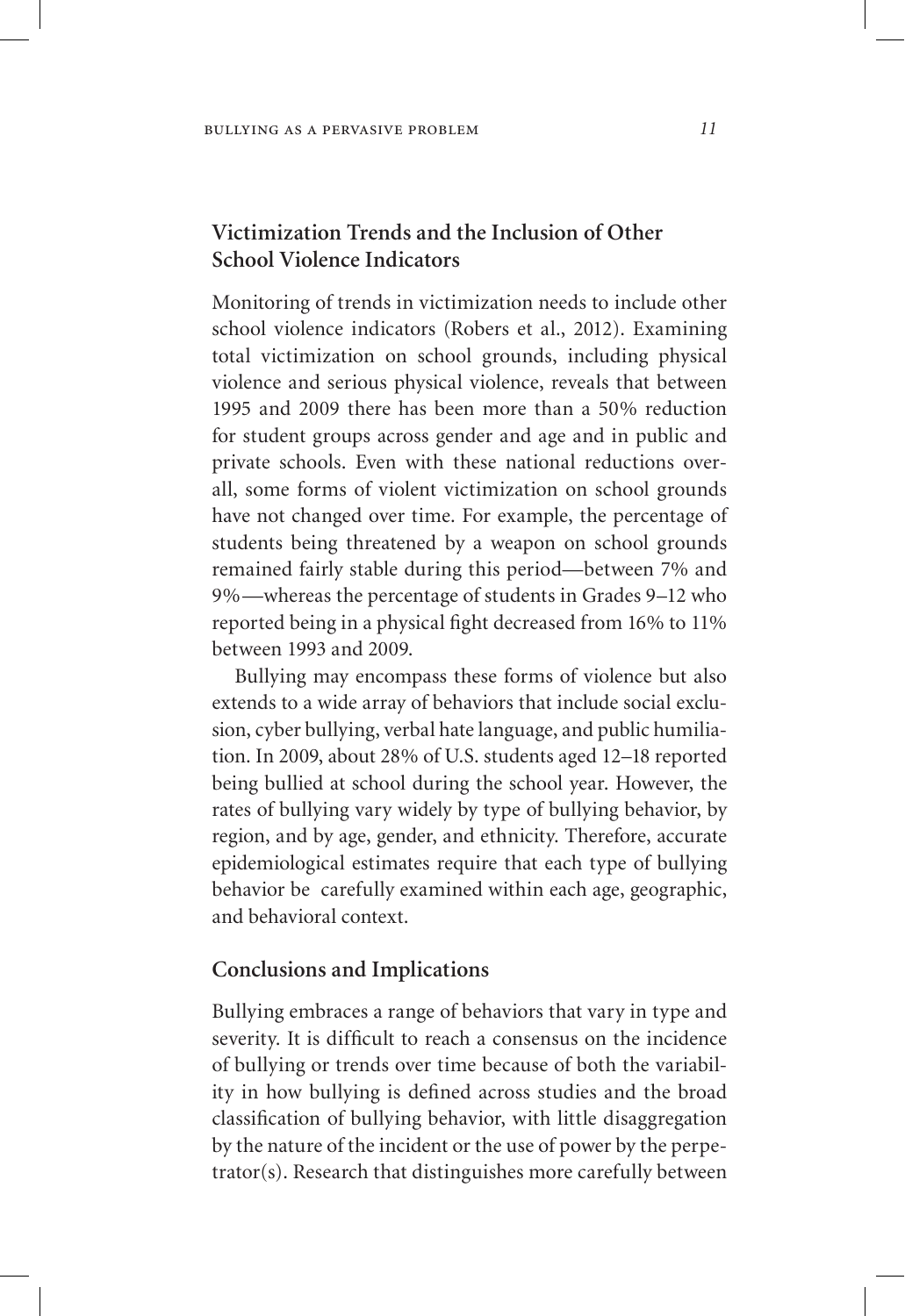## Victimization Trends and the Inclusion of Other School Violence Indicators

Monitoring of trends in victimization needs to include other school violence indicators (Robers et al., 2012). Examining total victimization on school grounds, including physical violence and serious physical violence, reveals that between 1995 and 2009 there has been more than a 50% reduction for student groups across gender and age and in public and private schools. Even with these national reductions overall, some forms of violent victimization on school grounds have not changed over time. For example, the percentage of students being threatened by a weapon on school grounds remained fairly stable during this period—between 7% and 9%—whereas the percentage of students in Grades 9–12 who reported being in a physical fight decreased from 16% to 11% between 1993 and 2009.

Bullying may encompass these forms of violence but also extends to a wide array of behaviors that include social exclusion, cyber bullying, verbal hate language, and public humiliation. In 2009, about 28% of U.S. students aged 12–18 reported being bullied at school during the school year. However, the rates of bullying vary widely by type of bullying behavior, by region, and by age, gender, and ethnicity. Therefore, accurate epidemiological estimates require that each type of bullying behavior be carefully examined within each age, geographic, and behavioral context.

## Conclusions and Implications

Bullying embraces a range of behaviors that vary in type and severity. It is difficult to reach a consensus on the incidence of bullying or trends over time because of both the variability in how bullying is defined across studies and the broad classification of bullying behavior, with little disaggregation by the nature of the incident or the use of power by the perpetrator(s). Research that distinguishes more carefully between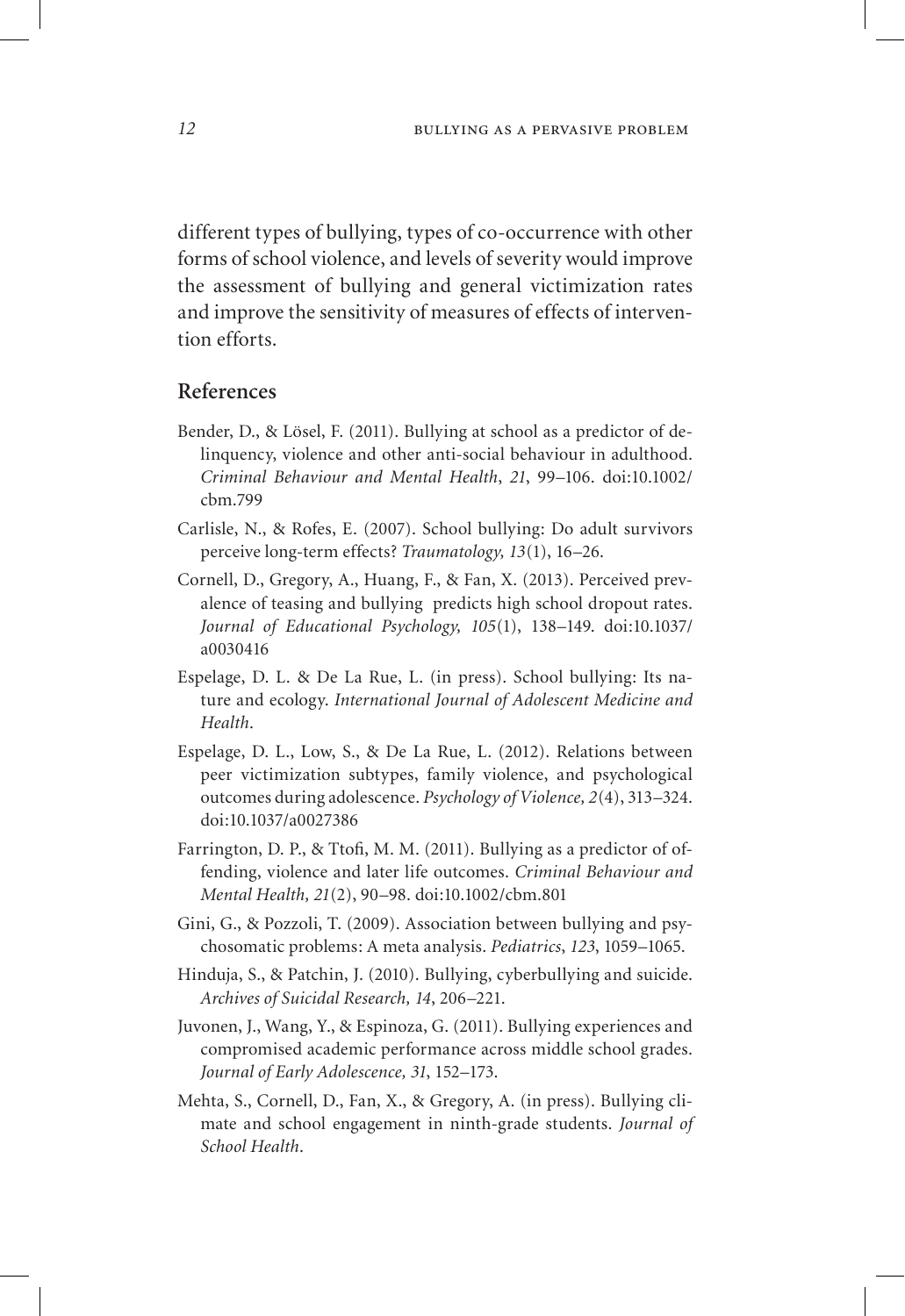different types of bullying, types of co-occurrence with other forms of school violence, and levels of severity would improve the assessment of bullying and general victimization rates and improve the sensitivity of measures of effects of intervention efforts.

## References

Bender, D., & Lösel, F. (2011). Bullying at school as a predictor of delinquency, violence and other anti-social behaviour in adulthood. *Criminal Behaviour and Mental Health*, *21*, 99–106. doi:10.1002/cbm.799

Carlisle, N., & Rofes, E. (2007). School bullying: Do adult survivors perceive long-term effects? *Traumatology, 13*(1), 16–26.

Cornell, D., Gregory, A., Huang, F., & Fan, X. (2013). Perceived prevalence of teasing and bullying predicts high school dropout rates. *Journal of Educational Psychology, 105*(1), 138–149. doi:10.1037/a0030416

Espelage, D. L. & De La Rue, L. (in press). School bullying: Its nature and ecology. *International Journal of Adolescent Medicine and Health*.

Espelage, D. L., Low, S., & De La Rue, L. (2012). Relations between peer victimization subtypes, family violence, and psychological outcomes during adolescence. *Psychology of Violence, 2*(4), 313–324. doi:10.1037/a0027386

Farrington, D. P., & Ttofi, M. M. (2011). Bullying as a predictor of offending, violence and later life outcomes. *Criminal Behaviour and Mental Health, 21*(2), 90–98. doi:10.1002/cbm.801

Gini, G., & Pozzoli, T. (2009). Association between bullying and psychosomatic problems: A meta analysis. *Pediatrics*, *123*, 1059–1065.

Hinduja, S., & Patchin, J. (2010). Bullying, cyberbullying and suicide. *Archives of Suicidal Research, 14*, 206–221.

Juvonen, J., Wang, Y., & Espinoza, G. (2011). Bullying experiences and compromised academic performance across middle school grades. *Journal of Early Adolescence, 31*, 152–173.

Mehta, S., Cornell, D., Fan, X., & Gregory, A. (in press). Bullying climate and school engagement in ninth-grade students. *Journal of School Health*.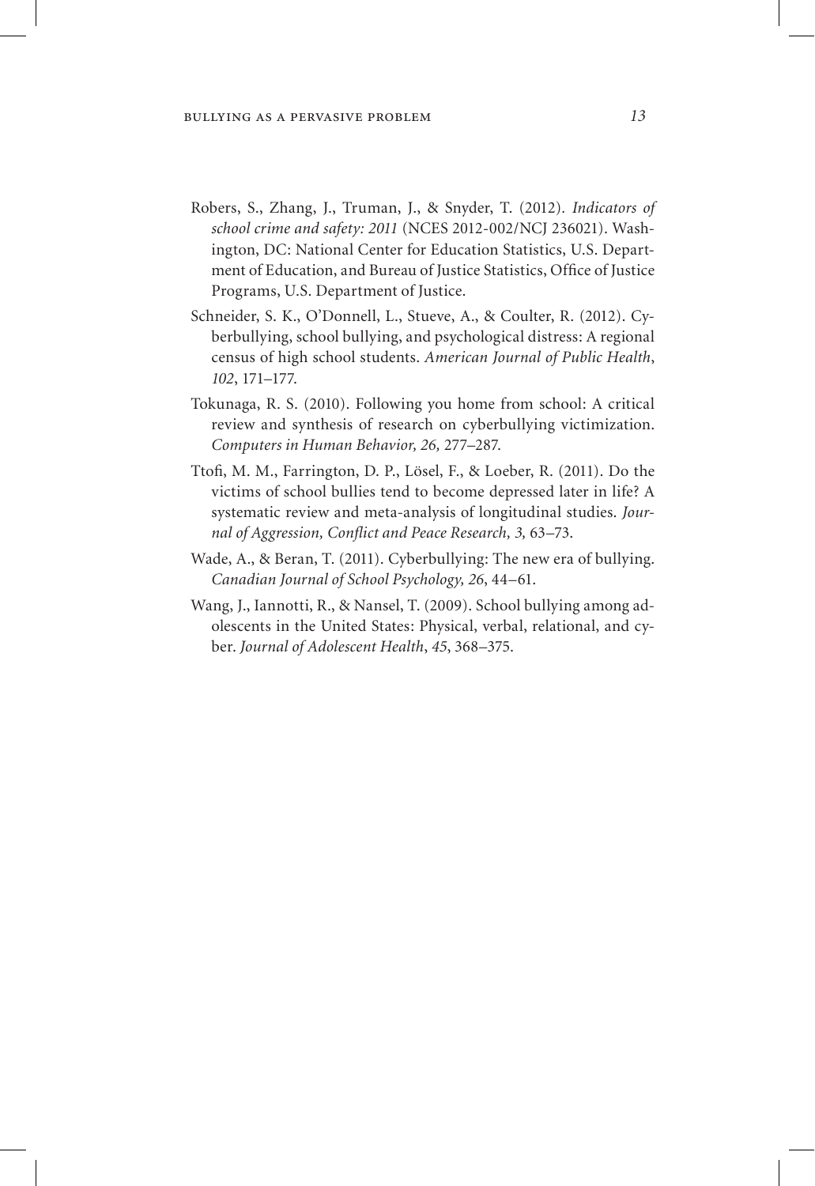Robers, S., Zhang, J., Truman, J., & Snyder, T. (2012). *Indicators of school crime and safety: 2011* (NCES 2012-002/NCJ 236021). Washington, DC: National Center for Education Statistics, U.S. Department of Education, and Bureau of Justice Statistics, Office of Justice Programs, U.S. Department of Justice.

Schneider, S. K., O'Donnell, L., Stueve, A., & Coulter, R. (2012). Cyberbullying, school bullying, and psychological distress: A regional census of high school students. *American Journal of Public Health*, *102*, 171–177.

Tokunaga, R. S. (2010). Following you home from school: A critical review and synthesis of research on cyberbullying victimization. *Computers in Human Behavior, 26,* 277–287.

Ttofi, M. M., Farrington, D. P., Lösel, F., & Loeber, R. (2011). Do the victims of school bullies tend to become depressed later in life? A systematic review and meta-analysis of longitudinal studies. *Journal of Aggression, Conflict and Peace Research, 3,* 63–73.

Wade, A., & Beran, T. (2011). Cyberbullying: The new era of bullying. *Canadian Journal of School Psychology, 26*, 44–61.

Wang, J., Iannotti, R., & Nansel, T. (2009). School bullying among adolescents in the United States: Physical, verbal, relational, and cyber. *Journal of Adolescent Health*, *45*, 368–375.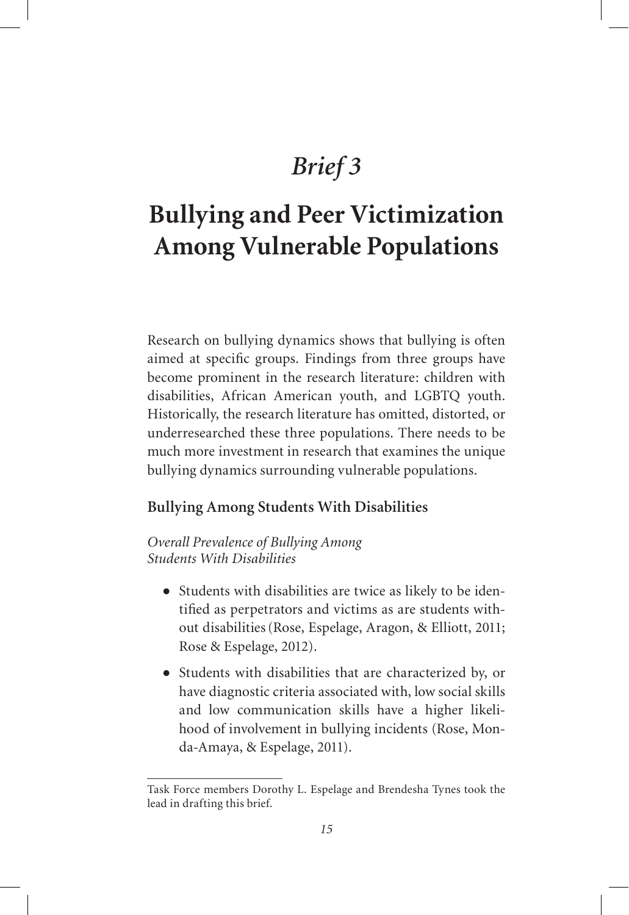# *Brief 3*

# Bullying and Peer Victimization Among Vulnerable Populations

Research on bullying dynamics shows that bullying is often aimed at specific groups. Findings from three groups have become prominent in the research literature: children with disabilities, African American youth, and LGBTQ youth. Historically, the research literature has omitted, distorted, or underresearched these three populations. There needs to be much more investment in research that examines the unique bullying dynamics surrounding vulnerable populations.

## Bullying Among Students With Disabilities

### *Overall Prevalence of Bullying Among Students With Disabilities*

- Students with disabilities are twice as likely to be identified as perpetrators and victims as are students without disabilities (Rose, Espelage, Aragon, & Elliott, 2011; Rose & Espelage, 2012).
- Students with disabilities that are characterized by, or have diagnostic criteria associated with, low social skills and low communication skills have a higher likelihood of involvement in bullying incidents (Rose, Monda-Amaya, & Espelage, 2011).

---

Task Force members Dorothy L. Espelage and Brendesha Tynes took the lead in drafting this brief.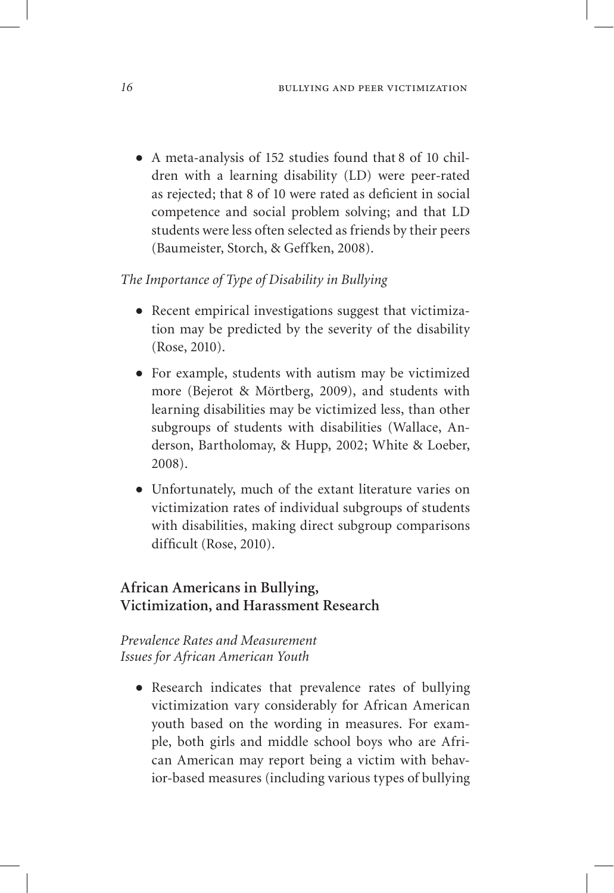- A meta-analysis of 152 studies found that 8 of 10 children with a learning disability (LD) were peer-rated as rejected; that 8 of 10 were rated as deficient in social competence and social problem solving; and that LD students were less often selected as friends by their peers (Baumeister, Storch, & Geffken, 2008).

*The Importance of Type of Disability in Bullying*

- Recent empirical investigations suggest that victimization may be predicted by the severity of the disability (Rose, 2010).
- For example, students with autism may be victimized more (Bejerot & Mörtberg, 2009), and students with learning disabilities may be victimized less, than other subgroups of students with disabilities (Wallace, Anderson, Bartholomay, & Hupp, 2002; White & Loeber, 2008).
- Unfortunately, much of the extant literature varies on victimization rates of individual subgroups of students with disabilities, making direct subgroup comparisons difficult (Rose, 2010).

## African Americans in Bullying, Victimization, and Harassment Research

*Prevalence Rates and Measurement Issues for African American Youth*

- Research indicates that prevalence rates of bullying victimization vary considerably for African American youth based on the wording in measures. For example, both girls and middle school boys who are African American may report being a victim with behavior-based measures (including various types of bullying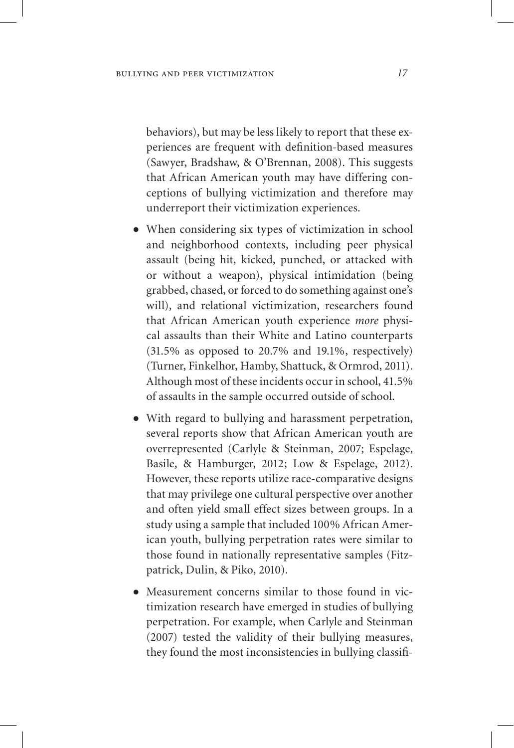behaviors), but may be less likely to report that these experiences are frequent with definition-based measures (Sawyer, Bradshaw, & O'Brennan, 2008). This suggests that African American youth may have differing conceptions of bullying victimization and therefore may underreport their victimization experiences.

- When considering six types of victimization in school and neighborhood contexts, including peer physical assault (being hit, kicked, punched, or attacked with or without a weapon), physical intimidation (being grabbed, chased, or forced to do something against one's will), and relational victimization, researchers found that African American youth experience *more* physical assaults than their White and Latino counterparts (31.5% as opposed to 20.7% and 19.1%, respectively) (Turner, Finkelhor, Hamby, Shattuck, & Ormrod, 2011). Although most of these incidents occur in school, 41.5% of assaults in the sample occurred outside of school.
- With regard to bullying and harassment perpetration, several reports show that African American youth are overrepresented (Carlyle & Steinman, 2007; Espelage, Basile, & Hamburger, 2012; Low & Espelage, 2012). However, these reports utilize race-comparative designs that may privilege one cultural perspective over another and often yield small effect sizes between groups. In a study using a sample that included 100% African American youth, bullying perpetration rates were similar to those found in nationally representative samples (Fitzpatrick, Dulin, & Piko, 2010).
- Measurement concerns similar to those found in victimization research have emerged in studies of bullying perpetration. For example, when Carlyle and Steinman (2007) tested the validity of their bullying measures, they found the most inconsistencies in bullying classifi-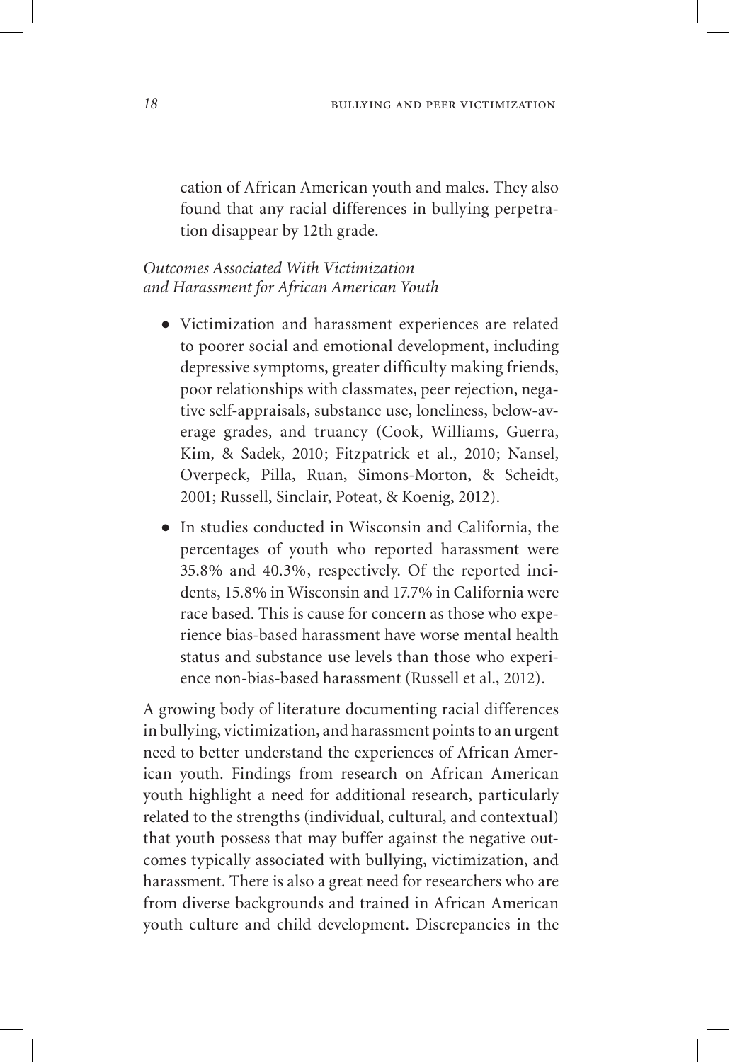cation of African American youth and males. They also found that any racial differences in bullying perpetration disappear by 12th grade.

*Outcomes Associated With Victimization and Harassment for African American Youth*

- Victimization and harassment experiences are related to poorer social and emotional development, including depressive symptoms, greater difficulty making friends, poor relationships with classmates, peer rejection, negative self-appraisals, substance use, loneliness, below-average grades, and truancy (Cook, Williams, Guerra, Kim, & Sadek, 2010; Fitzpatrick et al., 2010; Nansel, Overpeck, Pilla, Ruan, Simons-Morton, & Scheidt, 2001; Russell, Sinclair, Poteat, & Koenig, 2012).
- In studies conducted in Wisconsin and California, the percentages of youth who reported harassment were 35.8% and 40.3%, respectively. Of the reported incidents, 15.8% in Wisconsin and 17.7% in California were race based. This is cause for concern as those who experience bias-based harassment have worse mental health status and substance use levels than those who experience non-bias-based harassment (Russell et al., 2012).

A growing body of literature documenting racial differences in bullying, victimization, and harassment points to an urgent need to better understand the experiences of African American youth. Findings from research on African American youth highlight a need for additional research, particularly related to the strengths (individual, cultural, and contextual) that youth possess that may buffer against the negative outcomes typically associated with bullying, victimization, and harassment. There is also a great need for researchers who are from diverse backgrounds and trained in African American youth culture and child development. Discrepancies in the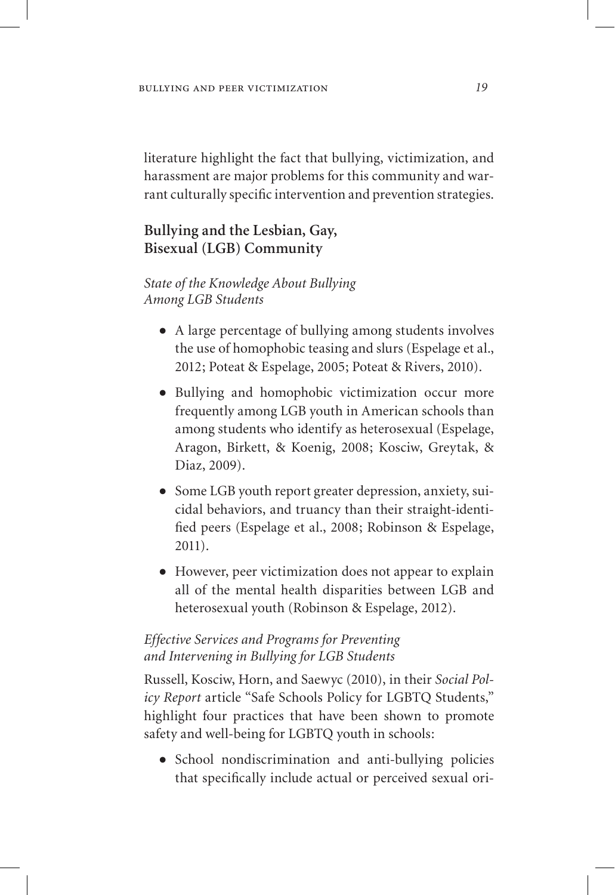literature highlight the fact that bullying, victimization, and harassment are major problems for this community and warrant culturally specific intervention and prevention strategies.

## Bullying and the Lesbian, Gay, Bisexual (LGB) Community

### *State of the Knowledge About Bullying Among LGB Students*

- A large percentage of bullying among students involves the use of homophobic teasing and slurs (Espelage et al., 2012; Poteat & Espelage, 2005; Poteat & Rivers, 2010).
- Bullying and homophobic victimization occur more frequently among LGB youth in American schools than among students who identify as heterosexual (Espelage, Aragon, Birkett, & Koenig, 2008; Kosciw, Greytak, & Diaz, 2009).
- Some LGB youth report greater depression, anxiety, suicidal behaviors, and truancy than their straight-identified peers (Espelage et al., 2008; Robinson & Espelage, 2011).
- However, peer victimization does not appear to explain all of the mental health disparities between LGB and heterosexual youth (Robinson & Espelage, 2012).

### *Effective Services and Programs for Preventing and Intervening in Bullying for LGB Students*

Russell, Kosciw, Horn, and Saewyc (2010), in their *Social Policy Report* article "Safe Schools Policy for LGBTQ Students," highlight four practices that have been shown to promote safety and well-being for LGBTQ youth in schools:

- School nondiscrimination and anti-bullying policies that specifically include actual or perceived sexual ori-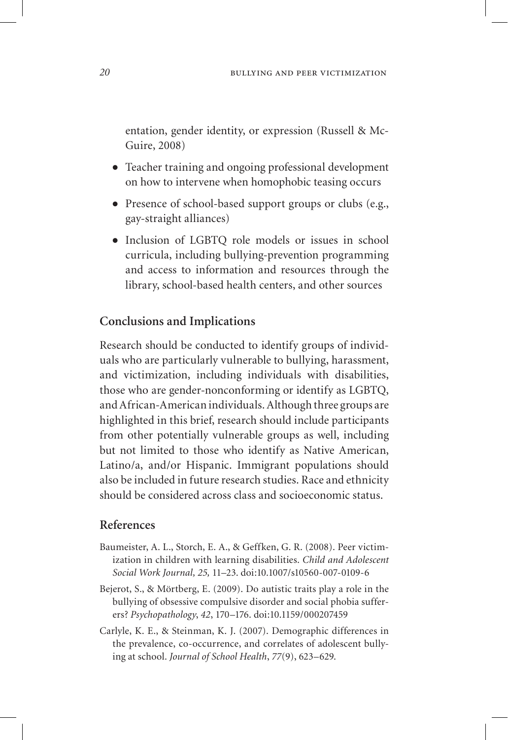entation, gender identity, or expression (Russell & McGuire, 2008)

- Teacher training and ongoing professional development on how to intervene when homophobic teasing occurs
- Presence of school-based support groups or clubs (e.g., gay-straight alliances)
- Inclusion of LGBTQ role models or issues in school curricula, including bullying-prevention programming and access to information and resources through the library, school-based health centers, and other sources

## Conclusions and Implications

Research should be conducted to identify groups of individuals who are particularly vulnerable to bullying, harassment, and victimization, including individuals with disabilities, those who are gender-nonconforming or identify as LGBTQ, and African-American individuals. Although three groups are highlighted in this brief, research should include participants from other potentially vulnerable groups as well, including but not limited to those who identify as Native American, Latino/a, and/or Hispanic. Immigrant populations should also be included in future research studies. Race and ethnicity should be considered across class and socioeconomic status.

## References

Baumeister, A. L., Storch, E. A., & Geffken, G. R. (2008). Peer victimization in children with learning disabilities. *Child and Adolescent Social Work Journal, 25,* 11–23. doi:10.1007/s10560-007-0109-6

Bejerot, S., & Mörtberg, E. (2009). Do autistic traits play a role in the bullying of obsessive compulsive disorder and social phobia sufferers? *Psychopathology*, *42*, 170–176. doi:10.1159/000207459

Carlyle, K. E., & Steinman, K. J. (2007). Demographic differences in the prevalence, co-occurrence, and correlates of adolescent bullying at school. *Journal of School Health*, *77*(9), 623–629.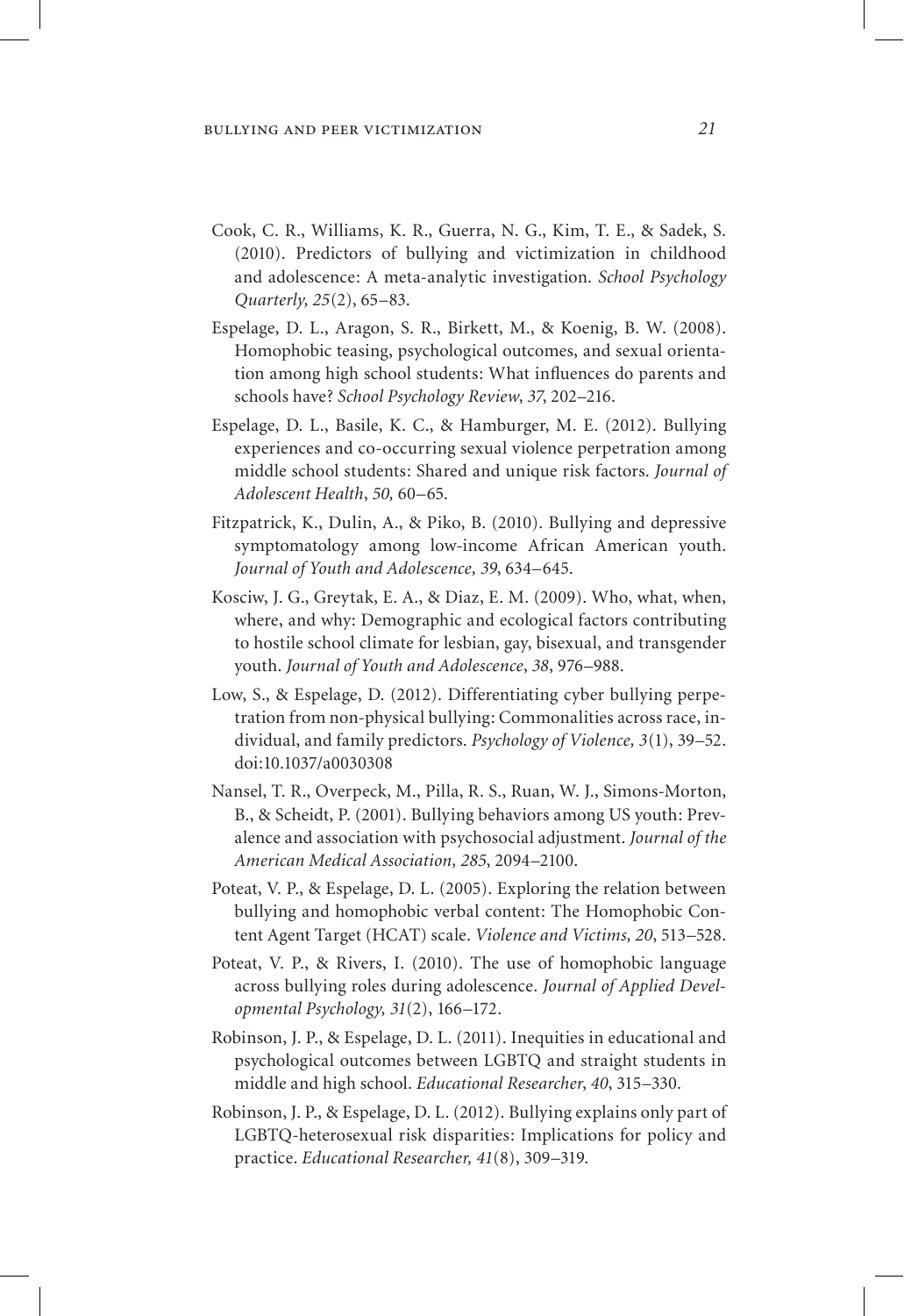Cook, C. R., Williams, K. R., Guerra, N. G., Kim, T. E., & Sadek, S. (2010). Predictors of bullying and victimization in childhood and adolescence: A meta-analytic investigation. *School Psychology Quarterly, 25*(2), 65–83.

Espelage, D. L., Aragon, S. R., Birkett, M., & Koenig, B. W. (2008). Homophobic teasing, psychological outcomes, and sexual orientation among high school students: What influences do parents and schools have? *School Psychology Review*, *37*, 202–216.

Espelage, D. L., Basile, K. C., & Hamburger, M. E. (2012). Bullying experiences and co-occurring sexual violence perpetration among middle school students: Shared and unique risk factors. *Journal of Adolescent Health*, *50,* 60–65.

Fitzpatrick, K., Dulin, A., & Piko, B. (2010). Bullying and depressive symptomatology among low-income African American youth. *Journal of Youth and Adolescence, 39*, 634–645.

Kosciw, J. G., Greytak, E. A., & Diaz, E. M. (2009). Who, what, when, where, and why: Demographic and ecological factors contributing to hostile school climate for lesbian, gay, bisexual, and transgender youth. *Journal of Youth and Adolescence*, *38*, 976–988.

Low, S., & Espelage, D. (2012). Differentiating cyber bullying perpetration from non-physical bullying: Commonalities across race, individual, and family predictors. *Psychology of Violence, 3*(1), 39–52. doi:10.1037/a0030308

Nansel, T. R., Overpeck, M., Pilla, R. S., Ruan, W. J., Simons-Morton, B., & Scheidt, P. (2001). Bullying behaviors among US youth: Prevalence and association with psychosocial adjustment. *Journal of the American Medical Association, 285*, 2094–2100.

Poteat, V. P., & Espelage, D. L. (2005). Exploring the relation between bullying and homophobic verbal content: The Homophobic Content Agent Target (HCAT) scale. *Violence and Victims, 20*, 513–528.

Poteat, V. P., & Rivers, I. (2010). The use of homophobic language across bullying roles during adolescence. *Journal of Applied Developmental Psychology, 31*(2), 166–172.

Robinson, J. P., & Espelage, D. L. (2011). Inequities in educational and psychological outcomes between LGBTQ and straight students in middle and high school. *Educational Researcher*, *40*, 315–330.

Robinson, J. P., & Espelage, D. L. (2012). Bullying explains only part of LGBTQ-heterosexual risk disparities: Implications for policy and practice. *Educational Researcher, 41*(8), 309–319.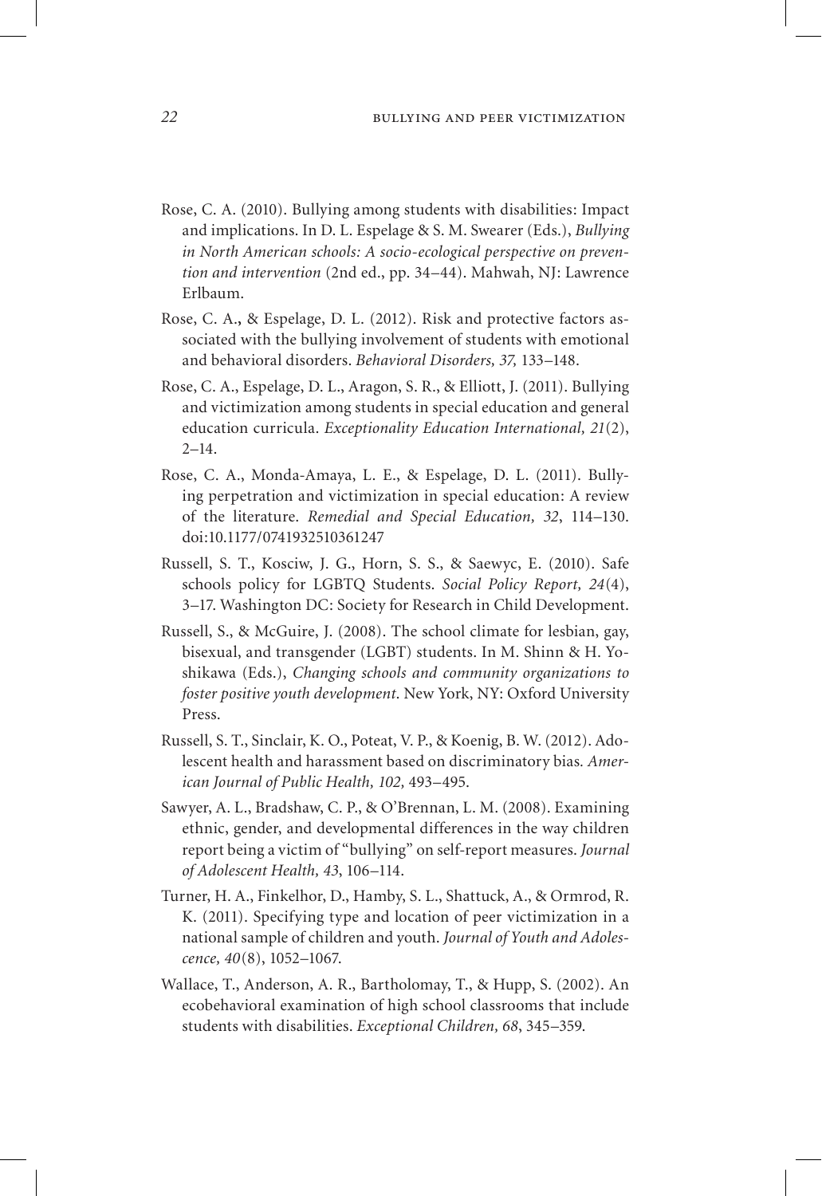Rose, C. A. (2010). Bullying among students with disabilities: Impact and implications. In D. L. Espelage & S. M. Swearer (Eds.), *Bullying in North American schools: A socio-ecological perspective on prevention and intervention* (2nd ed., pp. 34–44). Mahwah, NJ: Lawrence Erlbaum.

Rose, C. A., & Espelage, D. L. (2012). Risk and protective factors associated with the bullying involvement of students with emotional and behavioral disorders. *Behavioral Disorders, 37,* 133–148.

Rose, C. A., Espelage, D. L., Aragon, S. R., & Elliott, J. (2011). Bullying and victimization among students in special education and general education curricula. *Exceptionality Education International, 21*(2), 2–14.

Rose, C. A., Monda-Amaya, L. E., & Espelage, D. L. (2011). Bullying perpetration and victimization in special education: A review of the literature. *Remedial and Special Education, 32*, 114–130. doi:10.1177/0741932510361247

Russell, S. T., Kosciw, J. G., Horn, S. S., & Saewyc, E. (2010). Safe schools policy for LGBTQ Students. *Social Policy Report, 24*(4), 3–17. Washington DC: Society for Research in Child Development.

Russell, S., & McGuire, J. (2008). The school climate for lesbian, gay, bisexual, and transgender (LGBT) students. In M. Shinn & H. Yoshikawa (Eds.), *Changing schools and community organizations to foster positive youth development*. New York, NY: Oxford University Press.

Russell, S. T., Sinclair, K. O., Poteat, V. P., & Koenig, B. W. (2012). Adolescent health and harassment based on discriminatory bias. *American Journal of Public Health, 102,* 493–495.

Sawyer, A. L., Bradshaw, C. P., & O'Brennan, L. M. (2008). Examining ethnic, gender, and developmental differences in the way children report being a victim of "bullying" on self-report measures. *Journal of Adolescent Health, 43*, 106–114.

Turner, H. A., Finkelhor, D., Hamby, S. L., Shattuck, A., & Ormrod, R. K. (2011). Specifying type and location of peer victimization in a national sample of children and youth. *Journal of Youth and Adolescence, 40*(8), 1052–1067.

Wallace, T., Anderson, A. R., Bartholomay, T., & Hupp, S. (2002). An ecobehavioral examination of high school classrooms that include students with disabilities. *Exceptional Children, 68*, 345–359.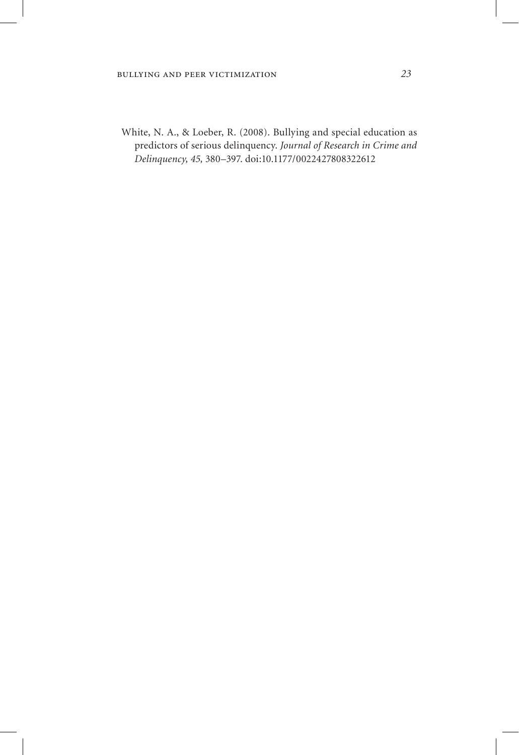White, N. A., & Loeber, R. (2008). Bullying and special education as predictors of serious delinquency. *Journal of Research in Crime and Delinquency, 45*, 380–397. doi:10.1177/0022427808322612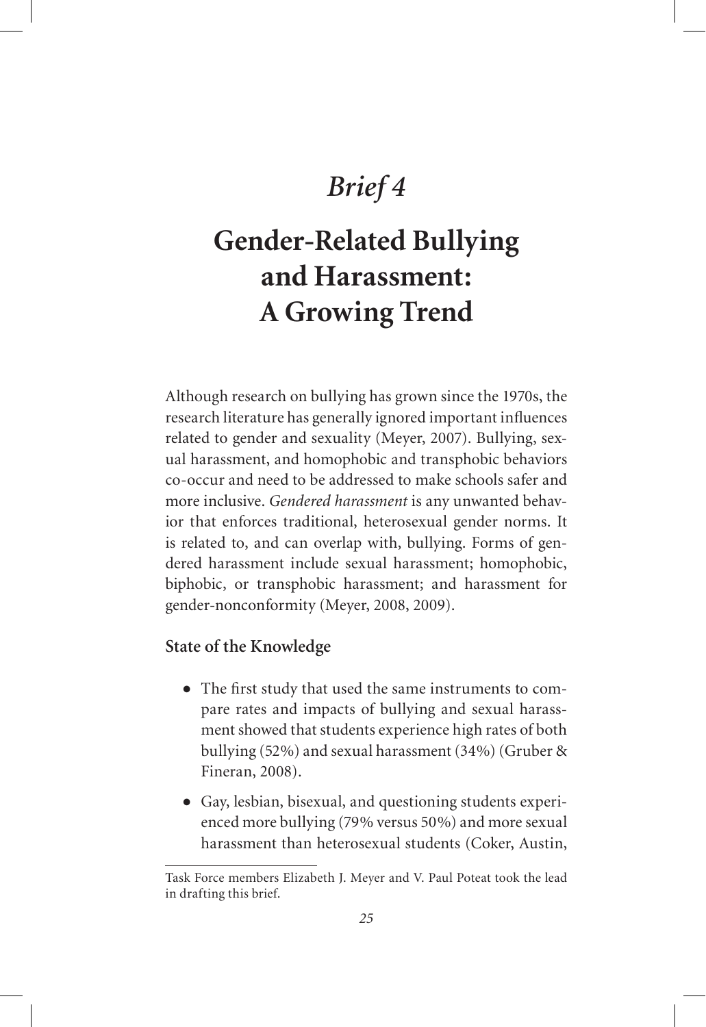# *Brief 4*

# Gender-Related Bullying and Harassment: A Growing Trend

Although research on bullying has grown since the 1970s, the research literature has generally ignored important influences related to gender and sexuality (Meyer, 2007). Bullying, sexual harassment, and homophobic and transphobic behaviors co-occur and need to be addressed to make schools safer and more inclusive. *Gendered harassment* is any unwanted behavior that enforces traditional, heterosexual gender norms. It is related to, and can overlap with, bullying. Forms of gendered harassment include sexual harassment; homophobic, biphobic, or transphobic harassment; and harassment for gender-nonconformity (Meyer, 2008, 2009).

## State of the Knowledge

- The first study that used the same instruments to compare rates and impacts of bullying and sexual harassment showed that students experience high rates of both bullying (52%) and sexual harassment (34%) (Gruber & Fineran, 2008).
- Gay, lesbian, bisexual, and questioning students experienced more bullying (79% versus 50%) and more sexual harassment than heterosexual students (Coker, Austin,

---

Task Force members Elizabeth J. Meyer and V. Paul Poteat took the lead in drafting this brief.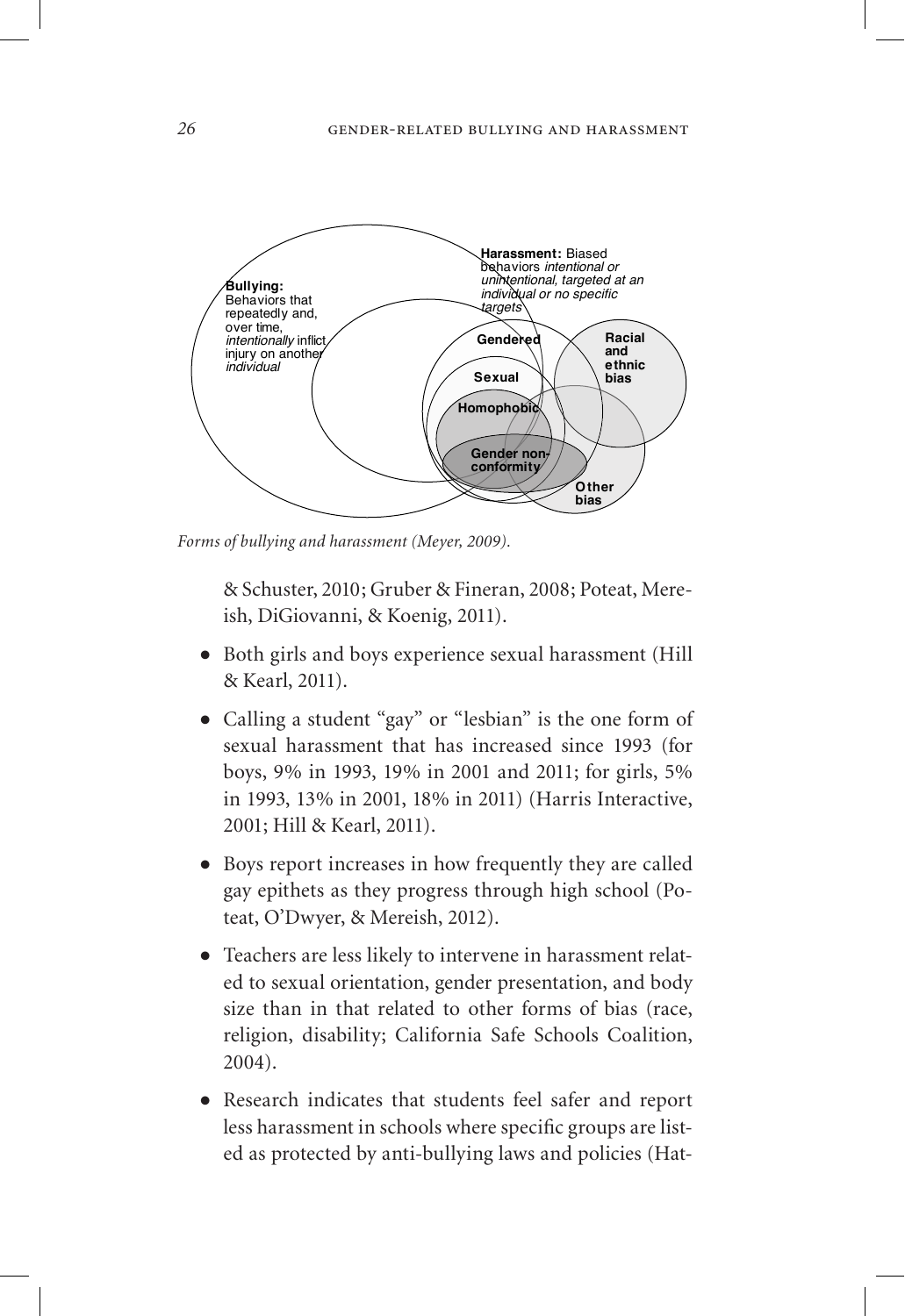*Forms of bullying and harassment (Meyer, 2009).*

& Schuster, 2010; Gruber & Fineran, 2008; Poteat, Mereish, DiGiovanni, & Koenig, 2011).

- Both girls and boys experience sexual harassment (Hill & Kearl, 2011).
- Calling a student "gay" or "lesbian" is the one form of sexual harassment that has increased since 1993 (for boys, 9% in 1993, 19% in 2001 and 2011; for girls, 5% in 1993, 13% in 2001, 18% in 2011) (Harris Interactive, 2001; Hill & Kearl, 2011).
- Boys report increases in how frequently they are called gay epithets as they progress through high school (Poteat, O'Dwyer, & Mereish, 2012).
- Teachers are less likely to intervene in harassment related to sexual orientation, gender presentation, and body size than in that related to other forms of bias (race, religion, disability; California Safe Schools Coalition, 2004).
- Research indicates that students feel safer and report less harassment in schools where specific groups are listed as protected by anti-bullying laws and policies (Hat-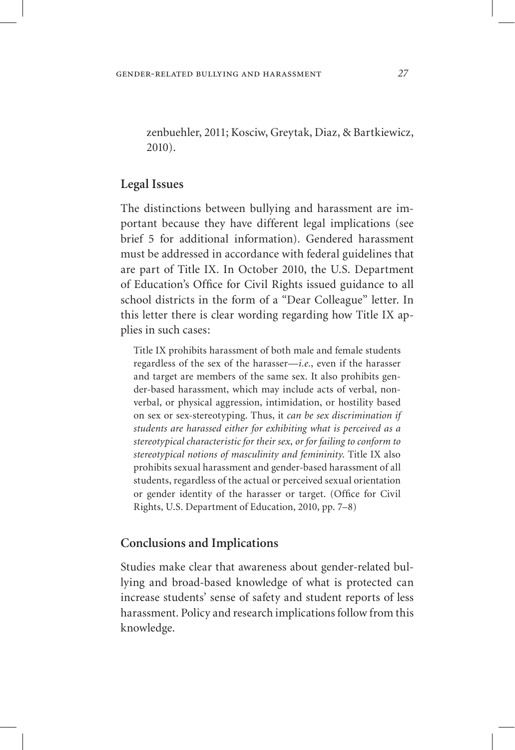zenbuehler, 2011; Kosciw, Greytak, Diaz, & Bartkiewicz, 2010).

## Legal Issues

The distinctions between bullying and harassment are important because they have different legal implications (see brief 5 for additional information). Gendered harassment must be addressed in accordance with federal guidelines that are part of Title IX. In October 2010, the U.S. Department of Education's Office for Civil Rights issued guidance to all school districts in the form of a "Dear Colleague" letter. In this letter there is clear wording regarding how Title IX applies in such cases:

> Title IX prohibits harassment of both male and female students regardless of the sex of the harasser—*i.e.*, even if the harasser and target are members of the same sex. It also prohibits gender-based harassment, which may include acts of verbal, nonverbal, or physical aggression, intimidation, or hostility based on sex or sex-stereotyping. Thus, it *can be sex discrimination if students are harassed either for exhibiting what is perceived as a stereotypical characteristic for their sex, or for failing to conform to stereotypical notions of masculinity and femininity.* Title IX also prohibits sexual harassment and gender-based harassment of all students, regardless of the actual or perceived sexual orientation or gender identity of the harasser or target. (Office for Civil Rights, U.S. Department of Education, 2010, pp. 7–8)

## Conclusions and Implications

Studies make clear that awareness about gender-related bullying and broad-based knowledge of what is protected can increase students' sense of safety and student reports of less harassment. Policy and research implications follow from this knowledge.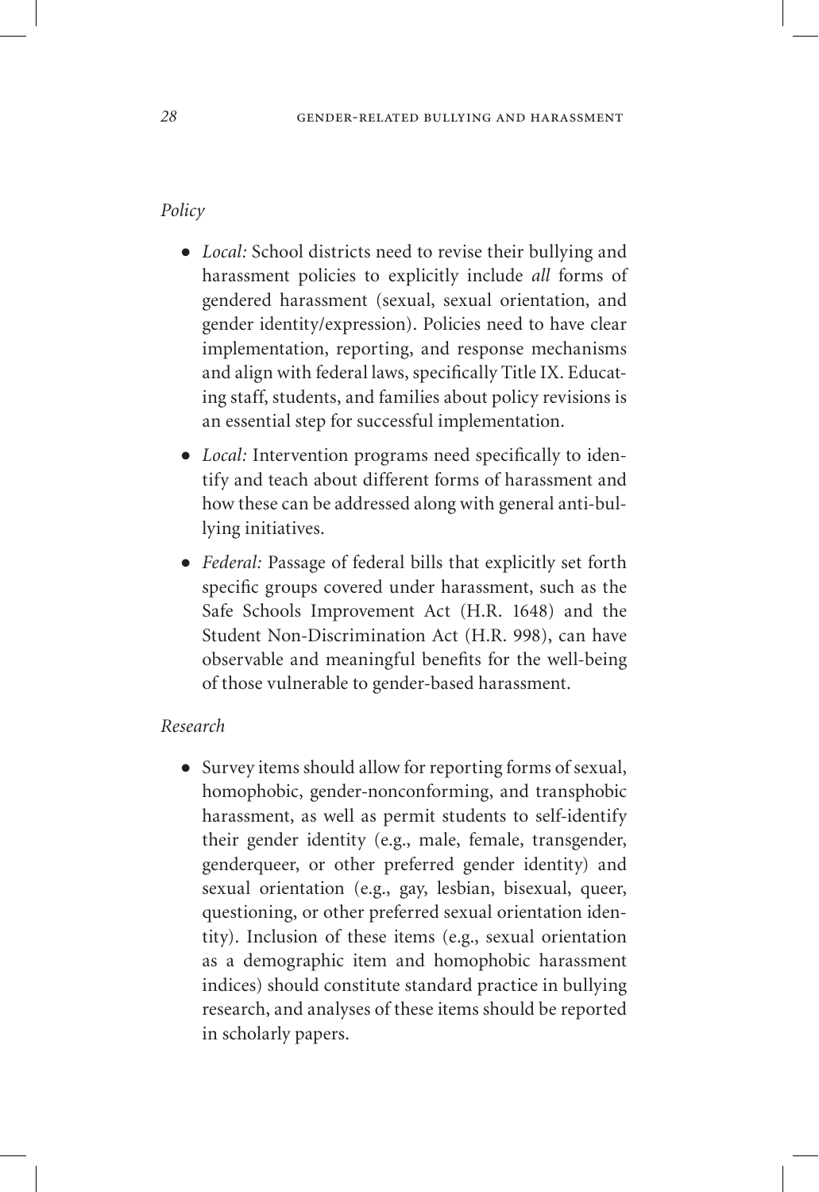*Policy*

- *Local:* School districts need to revise their bullying and harassment policies to explicitly include *all* forms of gendered harassment (sexual, sexual orientation, and gender identity/expression). Policies need to have clear implementation, reporting, and response mechanisms and align with federal laws, specifically Title IX. Educating staff, students, and families about policy revisions is an essential step for successful implementation.
- *Local:* Intervention programs need specifically to identify and teach about different forms of harassment and how these can be addressed along with general anti-bullying initiatives.
- *Federal:* Passage of federal bills that explicitly set forth specific groups covered under harassment, such as the Safe Schools Improvement Act (H.R. 1648) and the Student Non-Discrimination Act (H.R. 998), can have observable and meaningful benefits for the well-being of those vulnerable to gender-based harassment.

*Research*

- Survey items should allow for reporting forms of sexual, homophobic, gender-nonconforming, and transphobic harassment, as well as permit students to self-identify their gender identity (e.g., male, female, transgender, genderqueer, or other preferred gender identity) and sexual orientation (e.g., gay, lesbian, bisexual, queer, questioning, or other preferred sexual orientation identity). Inclusion of these items (e.g., sexual orientation as a demographic item and homophobic harassment indices) should constitute standard practice in bullying research, and analyses of these items should be reported in scholarly papers.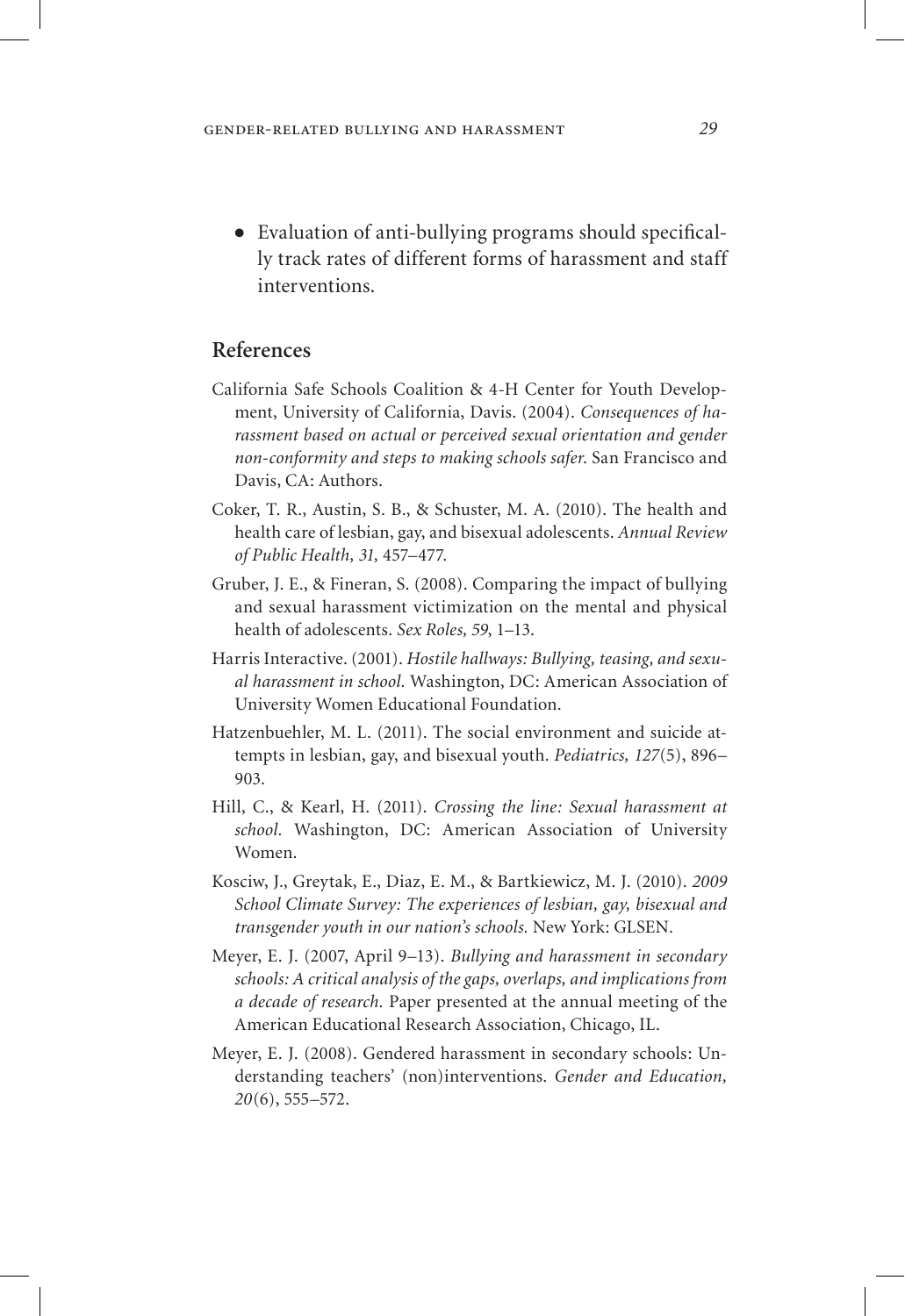- Evaluation of anti-bullying programs should specifically track rates of different forms of harassment and staff interventions.

## References

California Safe Schools Coalition & 4-H Center for Youth Development, University of California, Davis. (2004). *Consequences of harassment based on actual or perceived sexual orientation and gender non-conformity and steps to making schools safer*. San Francisco and Davis, CA: Authors.

Coker, T. R., Austin, S. B., & Schuster, M. A. (2010). The health and health care of lesbian, gay, and bisexual adolescents. *Annual Review of Public Health, 31,* 457–477.

Gruber, J. E., & Fineran, S. (2008). Comparing the impact of bullying and sexual harassment victimization on the mental and physical health of adolescents. *Sex Roles, 59*, 1–13.

Harris Interactive. (2001). *Hostile hallways: Bullying, teasing, and sexual harassment in school*. Washington, DC: American Association of University Women Educational Foundation.

Hatzenbuehler, M. L. (2011). The social environment and suicide attempts in lesbian, gay, and bisexual youth. *Pediatrics, 127*(5), 896–903.

Hill, C., & Kearl, H. (2011). *Crossing the line: Sexual harassment at school.* Washington, DC: American Association of University Women.

Kosciw, J., Greytak, E., Diaz, E. M., & Bartkiewicz, M. J. (2010). *2009 School Climate Survey: The experiences of lesbian, gay, bisexual and transgender youth in our nation's schools.* New York: GLSEN.

Meyer, E. J. (2007, April 9–13). *Bullying and harassment in secondary schools: A critical analysis of the gaps, overlaps, and implications from a decade of research.* Paper presented at the annual meeting of the American Educational Research Association, Chicago, IL.

Meyer, E. J. (2008). Gendered harassment in secondary schools: Understanding teachers' (non)interventions. *Gender and Education, 20*(6), 555–572.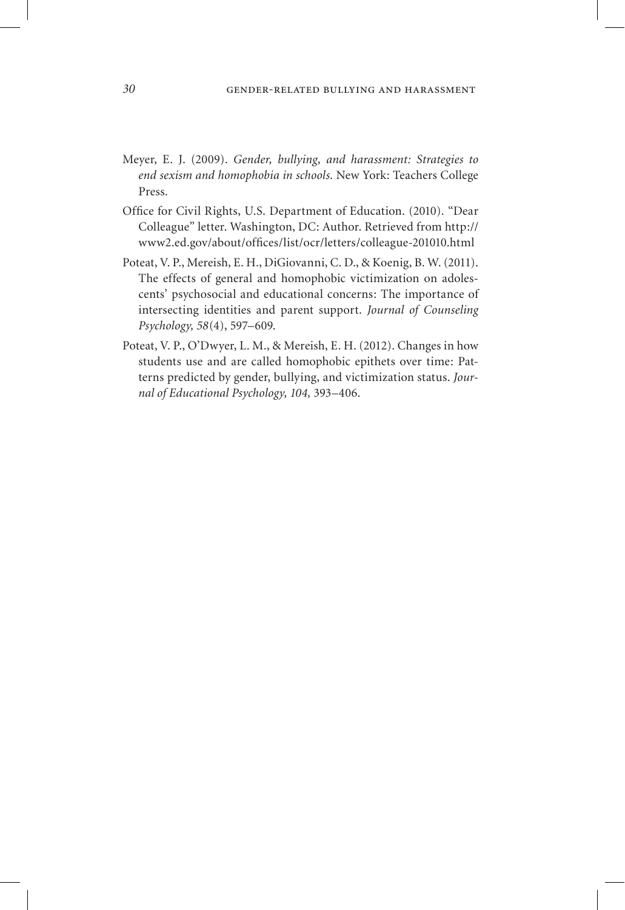Meyer, E. J. (2009). *Gender, bullying, and harassment: Strategies to end sexism and homophobia in schools.* New York: Teachers College Press.

Office for Civil Rights, U.S. Department of Education. (2010). "Dear Colleague" letter. Washington, DC: Author. Retrieved from http://www2.ed.gov/about/offices/list/ocr/letters/colleague-201010.html

Poteat, V. P., Mereish, E. H., DiGiovanni, C. D., & Koenig, B. W. (2011). The effects of general and homophobic victimization on adolescents' psychosocial and educational concerns: The importance of intersecting identities and parent support. *Journal of Counseling Psychology, 58*(4), 597–609.

Poteat, V. P., O'Dwyer, L. M., & Mereish, E. H. (2012). Changes in how students use and are called homophobic epithets over time: Patterns predicted by gender, bullying, and victimization status. *Journal of Educational Psychology, 104,* 393–406.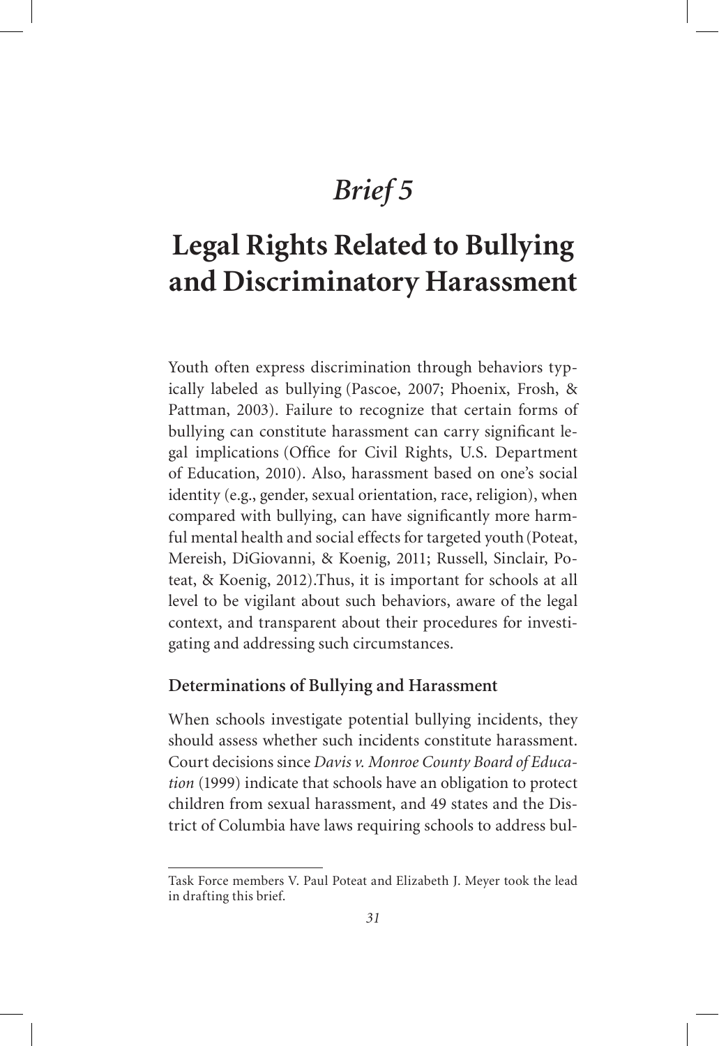# *Brief 5*

# Legal Rights Related to Bullying and Discriminatory Harassment

Youth often express discrimination through behaviors typically labeled as bullying (Pascoe, 2007; Phoenix, Frosh, & Pattman, 2003). Failure to recognize that certain forms of bullying can constitute harassment can carry significant legal implications (Office for Civil Rights, U.S. Department of Education, 2010). Also, harassment based on one's social identity (e.g., gender, sexual orientation, race, religion), when compared with bullying, can have significantly more harmful mental health and social effects for targeted youth (Poteat, Mereish, DiGiovanni, & Koenig, 2011; Russell, Sinclair, Poteat, & Koenig, 2012).Thus, it is important for schools at all level to be vigilant about such behaviors, aware of the legal context, and transparent about their procedures for investigating and addressing such circumstances.

### Determinations of Bullying and Harassment

When schools investigate potential bullying incidents, they should assess whether such incidents constitute harassment. Court decisions since *Davis v. Monroe County Board of Education* (1999) indicate that schools have an obligation to protect children from sexual harassment, and 49 states and the District of Columbia have laws requiring schools to address bul-

---

Task Force members V. Paul Poteat and Elizabeth J. Meyer took the lead in drafting this brief.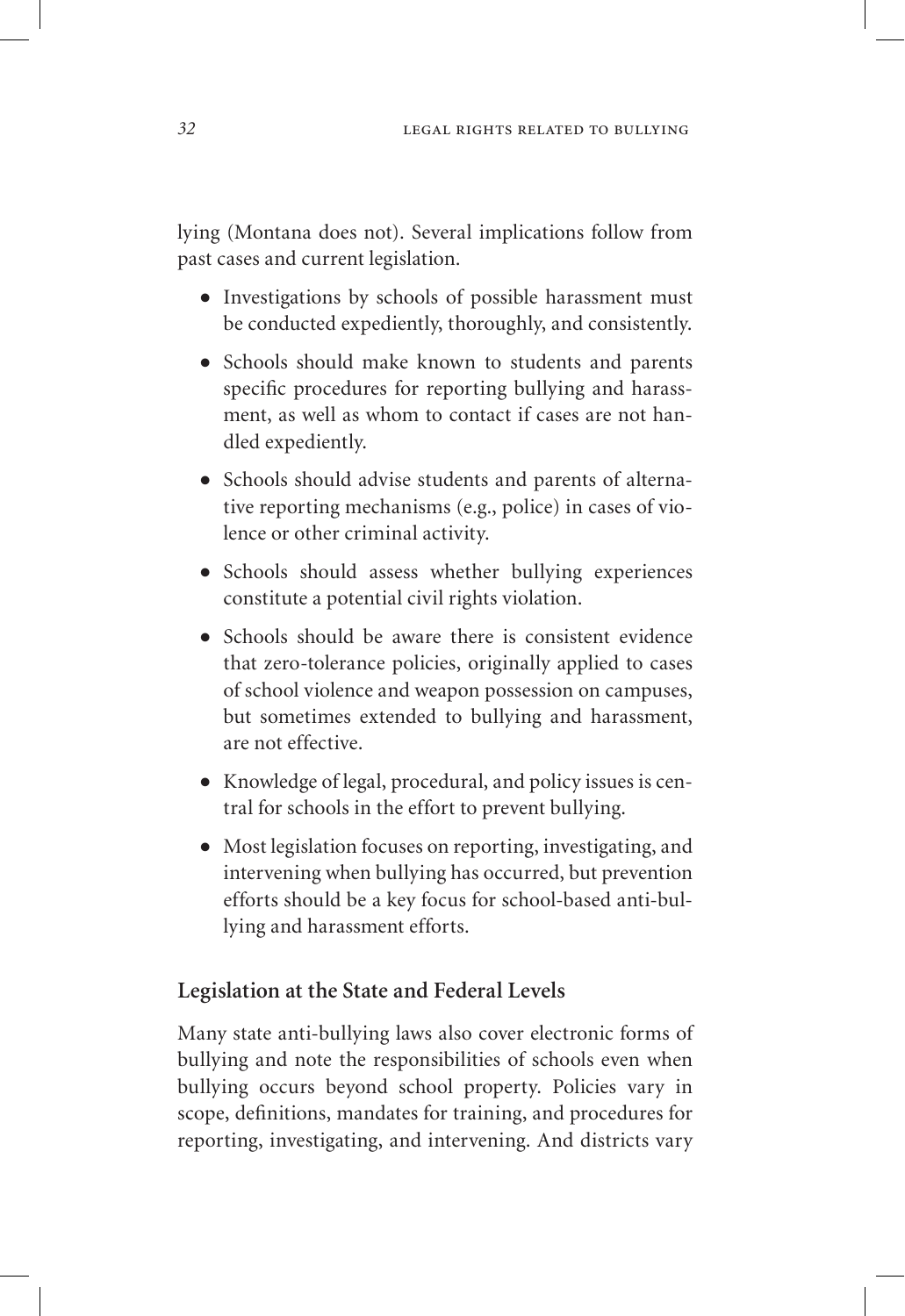lying (Montana does not). Several implications follow from past cases and current legislation.

- Investigations by schools of possible harassment must be conducted expediently, thoroughly, and consistently.
- Schools should make known to students and parents specific procedures for reporting bullying and harassment, as well as whom to contact if cases are not handled expediently.
- Schools should advise students and parents of alternative reporting mechanisms (e.g., police) in cases of violence or other criminal activity.
- Schools should assess whether bullying experiences constitute a potential civil rights violation.
- Schools should be aware there is consistent evidence that zero-tolerance policies, originally applied to cases of school violence and weapon possession on campuses, but sometimes extended to bullying and harassment, are not effective.
- Knowledge of legal, procedural, and policy issues is central for schools in the effort to prevent bullying.
- Most legislation focuses on reporting, investigating, and intervening when bullying has occurred, but prevention efforts should be a key focus for school-based anti-bullying and harassment efforts.

## Legislation at the State and Federal Levels

Many state anti-bullying laws also cover electronic forms of bullying and note the responsibilities of schools even when bullying occurs beyond school property. Policies vary in scope, definitions, mandates for training, and procedures for reporting, investigating, and intervening. And districts vary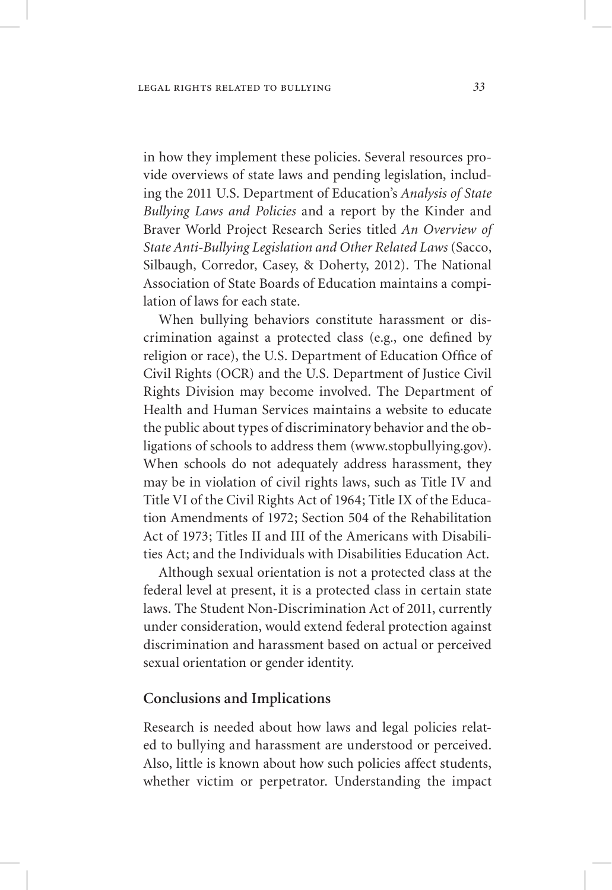in how they implement these policies. Several resources provide overviews of state laws and pending legislation, including the 2011 U.S. Department of Education's *Analysis of State Bullying Laws and Policies* and a report by the Kinder and Braver World Project Research Series titled *An Overview of State Anti-Bullying Legislation and Other Related Laws* (Sacco, Silbaugh, Corredor, Casey, & Doherty, 2012). The National Association of State Boards of Education maintains a compilation of laws for each state.

When bullying behaviors constitute harassment or discrimination against a protected class (e.g., one defined by religion or race), the U.S. Department of Education Office of Civil Rights (OCR) and the U.S. Department of Justice Civil Rights Division may become involved. The Department of Health and Human Services maintains a website to educate the public about types of discriminatory behavior and the obligations of schools to address them (www.stopbullying.gov). When schools do not adequately address harassment, they may be in violation of civil rights laws, such as Title IV and Title VI of the Civil Rights Act of 1964; Title IX of the Education Amendments of 1972; Section 504 of the Rehabilitation Act of 1973; Titles II and III of the Americans with Disabilities Act; and the Individuals with Disabilities Education Act.

Although sexual orientation is not a protected class at the federal level at present, it is a protected class in certain state laws. The Student Non-Discrimination Act of 2011, currently under consideration, would extend federal protection against discrimination and harassment based on actual or perceived sexual orientation or gender identity.

## Conclusions and Implications

Research is needed about how laws and legal policies related to bullying and harassment are understood or perceived. Also, little is known about how such policies affect students, whether victim or perpetrator. Understanding the impact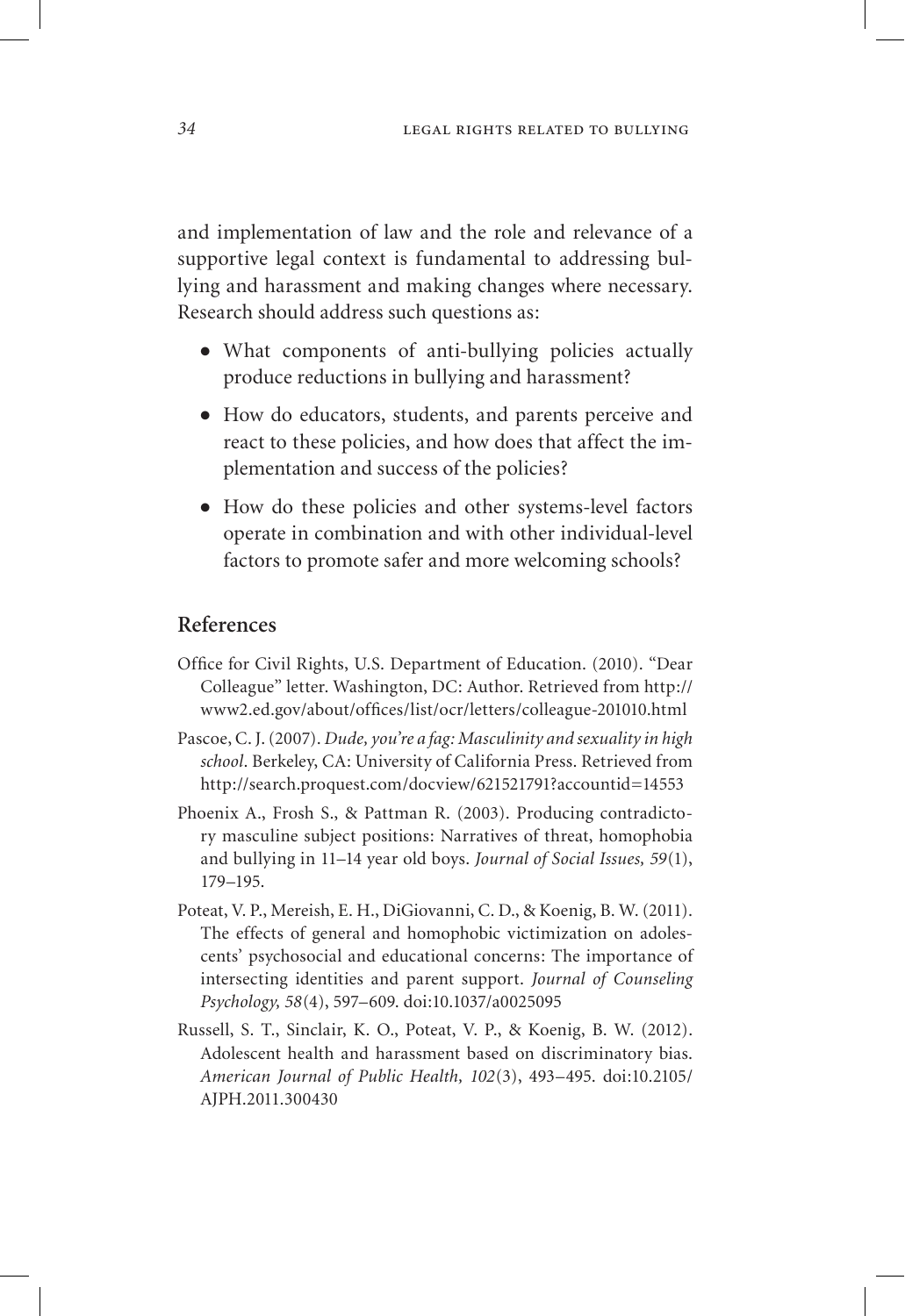and implementation of law and the role and relevance of a supportive legal context is fundamental to addressing bullying and harassment and making changes where necessary. Research should address such questions as:

- What components of anti-bullying policies actually produce reductions in bullying and harassment?
- How do educators, students, and parents perceive and react to these policies, and how does that affect the implementation and success of the policies?
- How do these policies and other systems-level factors operate in combination and with other individual-level factors to promote safer and more welcoming schools?

## References

Office for Civil Rights, U.S. Department of Education. (2010). "Dear Colleague" letter. Washington, DC: Author. Retrieved from http://www2.ed.gov/about/offices/list/ocr/letters/colleague-201010.html

Pascoe, C. J. (2007). *Dude, you're a fag: Masculinity and sexuality in high school*. Berkeley, CA: University of California Press. Retrieved from http://search.proquest.com/docview/621521791?accountid=14553

Phoenix A., Frosh S., & Pattman R. (2003). Producing contradictory masculine subject positions: Narratives of threat, homophobia and bullying in 11–14 year old boys. *Journal of Social Issues, 59*(1), 179–195.

Poteat, V. P., Mereish, E. H., DiGiovanni, C. D., & Koenig, B. W. (2011). The effects of general and homophobic victimization on adolescents' psychosocial and educational concerns: The importance of intersecting identities and parent support. *Journal of Counseling Psychology, 58*(4), 597–609. doi:10.1037/a0025095

Russell, S. T., Sinclair, K. O., Poteat, V. P., & Koenig, B. W. (2012). Adolescent health and harassment based on discriminatory bias. *American Journal of Public Health, 102*(3), 493–495. doi:10.2105/AJPH.2011.300430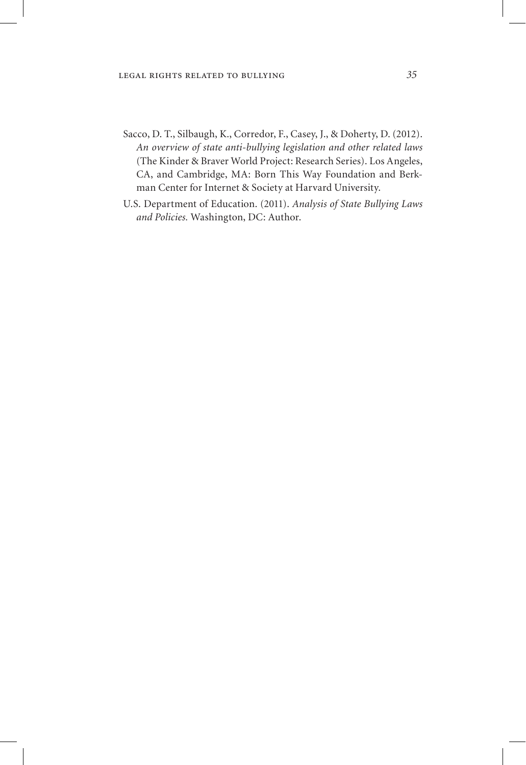Sacco, D. T., Silbaugh, K., Corredor, F., Casey, J., & Doherty, D. (2012). *An overview of state anti-bullying legislation and other related laws* (The Kinder & Braver World Project: Research Series). Los Angeles, CA, and Cambridge, MA: Born This Way Foundation and Berkman Center for Internet & Society at Harvard University.

U.S. Department of Education. (2011). *Analysis of State Bullying Laws and Policies.* Washington, DC: Author.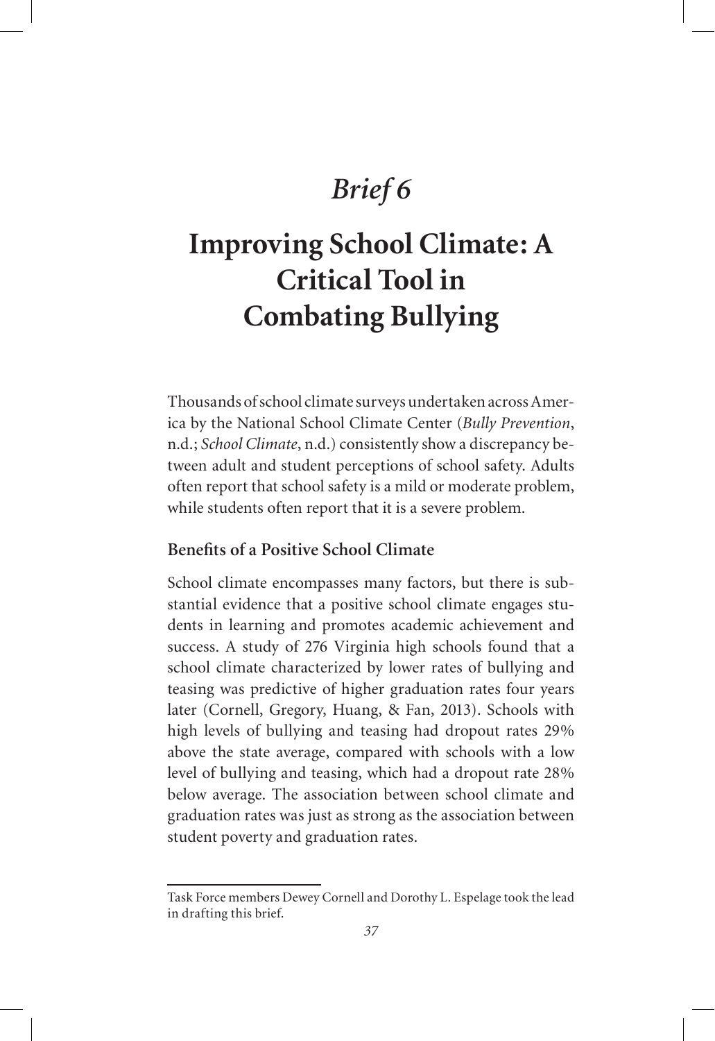# *Brief 6*

# Improving School Climate: A Critical Tool in Combating Bullying

Thousands of school climate surveys undertaken across America by the National School Climate Center (*Bully Prevention*, n.d.; *School Climate*, n.d.) consistently show a discrepancy between adult and student perceptions of school safety. Adults often report that school safety is a mild or moderate problem, while students often report that it is a severe problem.

### Benefits of a Positive School Climate

School climate encompasses many factors, but there is substantial evidence that a positive school climate engages students in learning and promotes academic achievement and success. A study of 276 Virginia high schools found that a school climate characterized by lower rates of bullying and teasing was predictive of higher graduation rates four years later (Cornell, Gregory, Huang, & Fan, 2013). Schools with high levels of bullying and teasing had dropout rates 29% above the state average, compared with schools with a low level of bullying and teasing, which had a dropout rate 28% below average. The association between school climate and graduation rates was just as strong as the association between student poverty and graduation rates.

---

Task Force members Dewey Cornell and Dorothy L. Espelage took the lead in drafting this brief.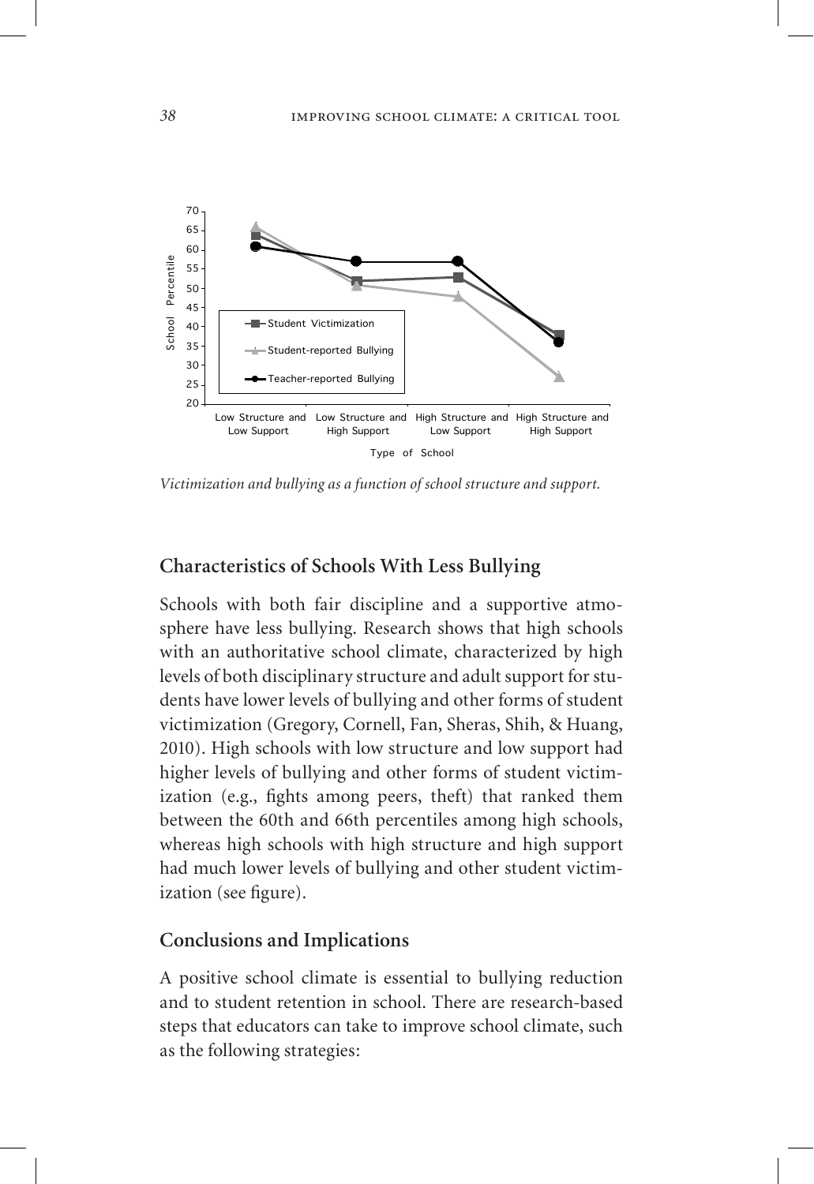*Victimization and bullying as a function of school structure and support.*

## Characteristics of Schools With Less Bullying

Schools with both fair discipline and a supportive atmosphere have less bullying. Research shows that high schools with an authoritative school climate, characterized by high levels of both disciplinary structure and adult support for students have lower levels of bullying and other forms of student victimization (Gregory, Cornell, Fan, Sheras, Shih, & Huang, 2010). High schools with low structure and low support had higher levels of bullying and other forms of student victimization (e.g., fights among peers, theft) that ranked them between the 60th and 66th percentiles among high schools, whereas high schools with high structure and high support had much lower levels of bullying and other student victimization (see figure).

## Conclusions and Implications

A positive school climate is essential to bullying reduction and to student retention in school. There are research-based steps that educators can take to improve school climate, such as the following strategies: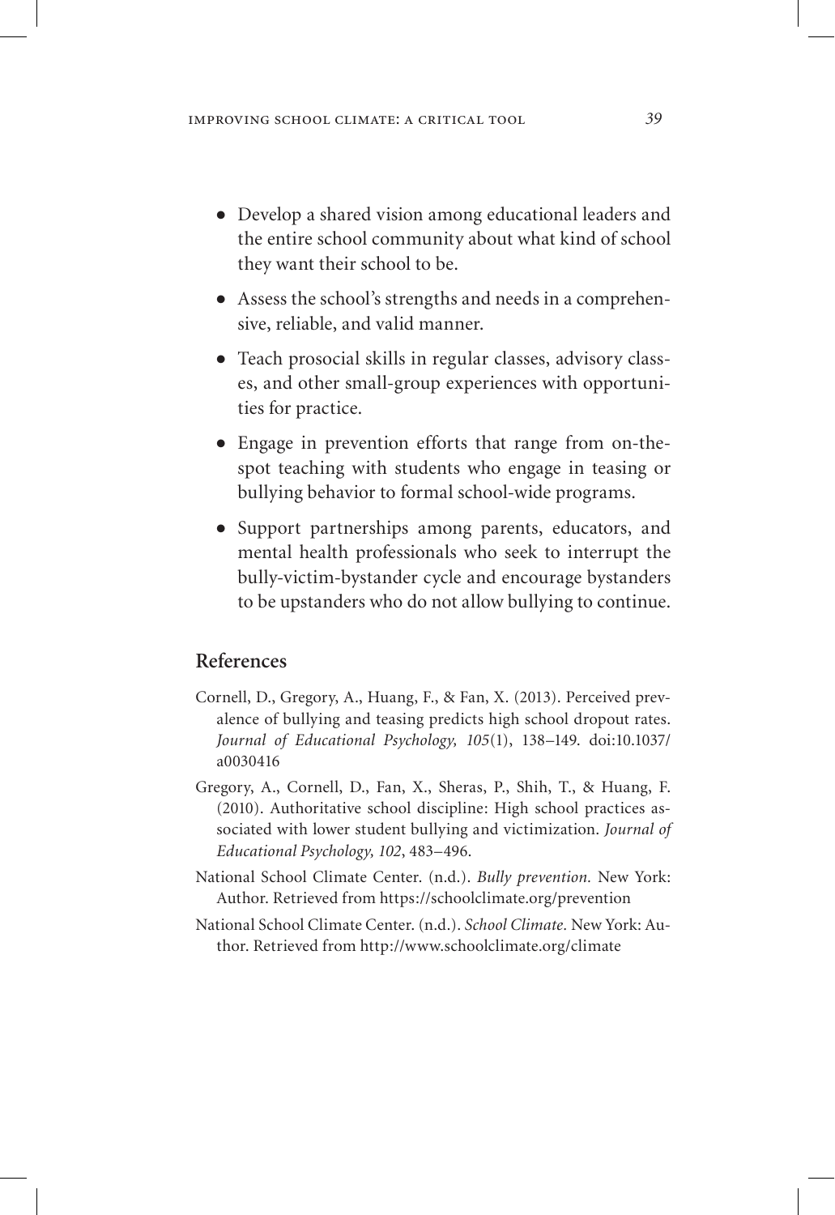- Develop a shared vision among educational leaders and the entire school community about what kind of school they want their school to be.
- Assess the school's strengths and needs in a comprehensive, reliable, and valid manner.
- Teach prosocial skills in regular classes, advisory classes, and other small-group experiences with opportunities for practice.
- Engage in prevention efforts that range from on-the-spot teaching with students who engage in teasing or bullying behavior to formal school-wide programs.
- Support partnerships among parents, educators, and mental health professionals who seek to interrupt the bully-victim-bystander cycle and encourage bystanders to be upstanders who do not allow bullying to continue.

## References

Cornell, D., Gregory, A., Huang, F., & Fan, X. (2013). Perceived prevalence of bullying and teasing predicts high school dropout rates. *Journal of Educational Psychology, 105*(1), 138–149. doi:10.1037/a0030416

Gregory, A., Cornell, D., Fan, X., Sheras, P., Shih, T., & Huang, F. (2010). Authoritative school discipline: High school practices associated with lower student bullying and victimization. *Journal of Educational Psychology, 102*, 483–496.

National School Climate Center. (n.d.). *Bully prevention*. New York: Author. Retrieved from https://schoolclimate.org/prevention

National School Climate Center. (n.d.). *School Climate*. New York: Author. Retrieved from http://www.schoolclimate.org/climate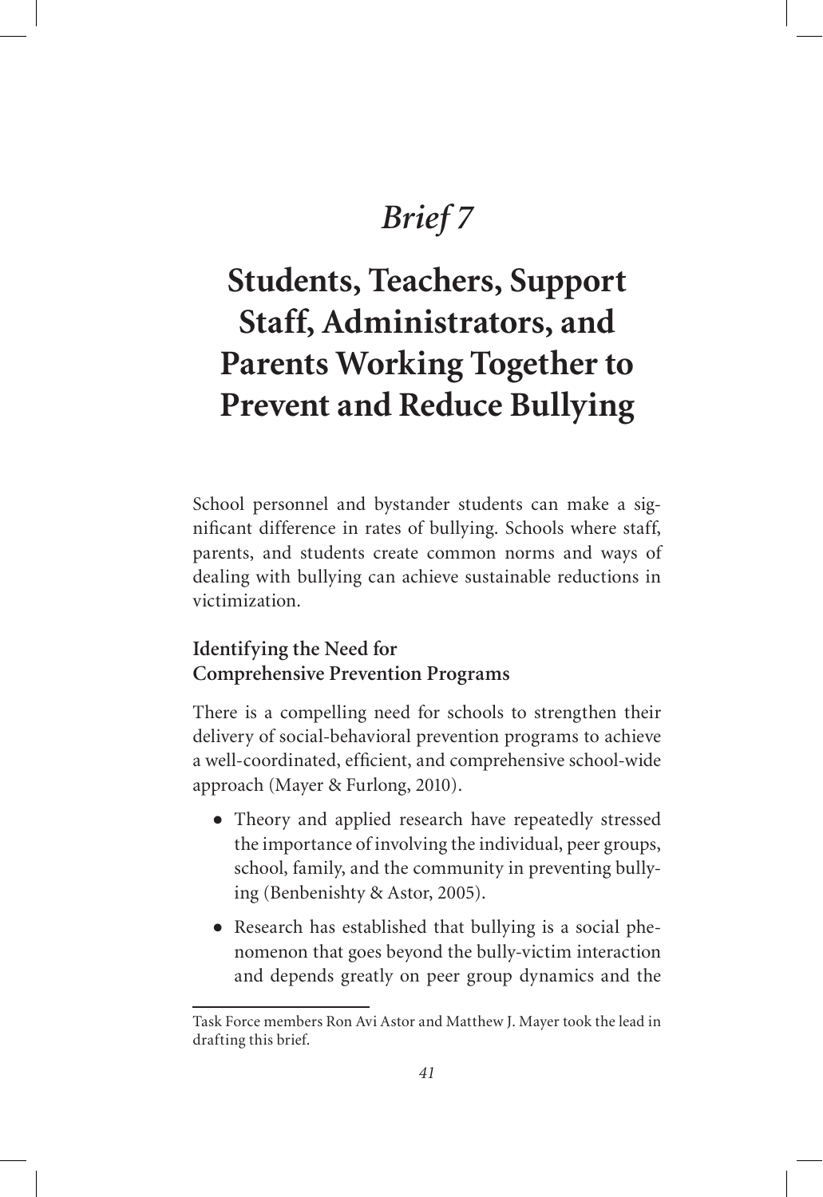# *Brief 7*

# Students, Teachers, Support Staff, Administrators, and Parents Working Together to Prevent and Reduce Bullying

School personnel and bystander students can make a significant difference in rates of bullying. Schools where staff, parents, and students create common norms and ways of dealing with bullying can achieve sustainable reductions in victimization.

### Identifying the Need for Comprehensive Prevention Programs

There is a compelling need for schools to strengthen their delivery of social-behavioral prevention programs to achieve a well-coordinated, efficient, and comprehensive school-wide approach (Mayer & Furlong, 2010).

- Theory and applied research have repeatedly stressed the importance of involving the individual, peer groups, school, family, and the community in preventing bullying (Benbenishty & Astor, 2005).
- Research has established that bullying is a social phenomenon that goes beyond the bully-victim interaction and depends greatly on peer group dynamics and the

---

Task Force members Ron Avi Astor and Matthew J. Mayer took the lead in drafting this brief.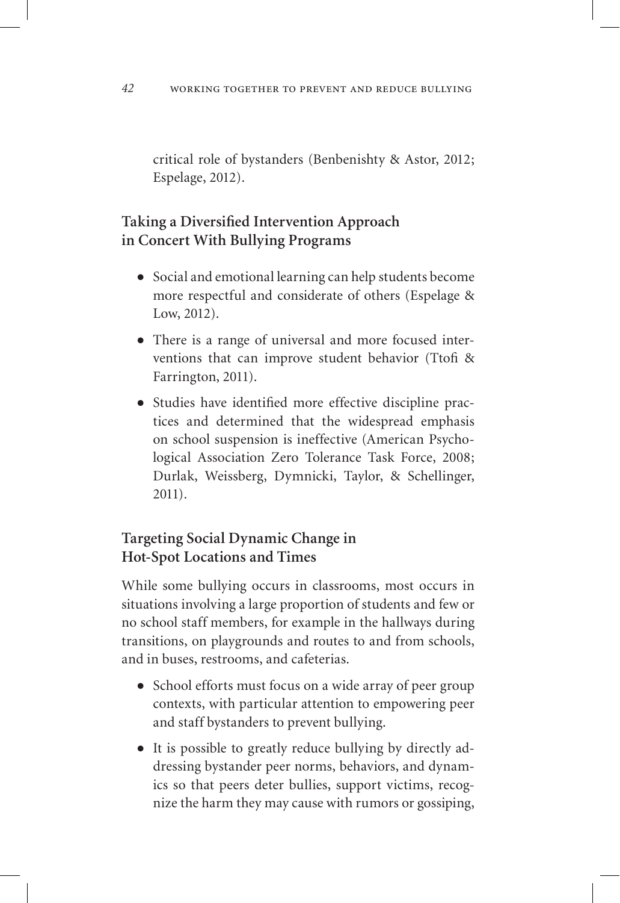critical role of bystanders (Benbenishty & Astor, 2012; Espelage, 2012).

### Taking a Diversified Intervention Approach in Concert With Bullying Programs

- Social and emotional learning can help students become more respectful and considerate of others (Espelage & Low, 2012).
- There is a range of universal and more focused interventions that can improve student behavior (Ttofi & Farrington, 2011).
- Studies have identified more effective discipline practices and determined that the widespread emphasis on school suspension is ineffective (American Psychological Association Zero Tolerance Task Force, 2008; Durlak, Weissberg, Dymnicki, Taylor, & Schellinger, 2011).

### Targeting Social Dynamic Change in Hot-Spot Locations and Times

While some bullying occurs in classrooms, most occurs in situations involving a large proportion of students and few or no school staff members, for example in the hallways during transitions, on playgrounds and routes to and from schools, and in buses, restrooms, and cafeterias.

- School efforts must focus on a wide array of peer group contexts, with particular attention to empowering peer and staff bystanders to prevent bullying.
- It is possible to greatly reduce bullying by directly addressing bystander peer norms, behaviors, and dynamics so that peers deter bullies, support victims, recognize the harm they may cause with rumors or gossiping,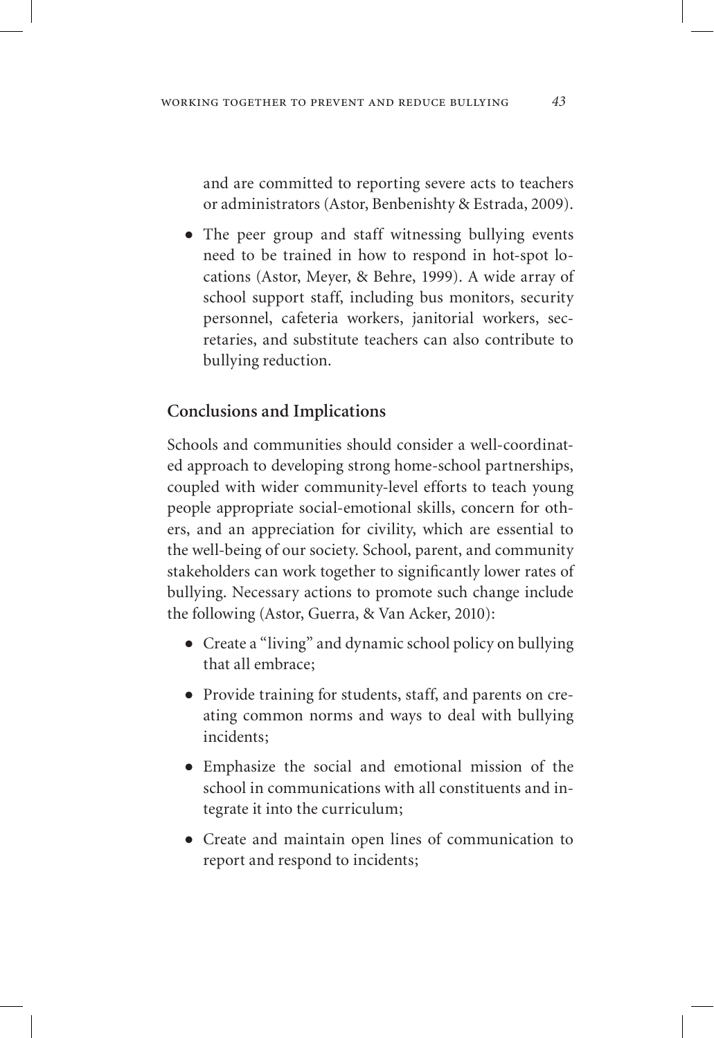and are committed to reporting severe acts to teachers or administrators (Astor, Benbenishty & Estrada, 2009).

- The peer group and staff witnessing bullying events need to be trained in how to respond in hot-spot locations (Astor, Meyer, & Behre, 1999). A wide array of school support staff, including bus monitors, security personnel, cafeteria workers, janitorial workers, secretaries, and substitute teachers can also contribute to bullying reduction.

### Conclusions and Implications

Schools and communities should consider a well-coordinated approach to developing strong home-school partnerships, coupled with wider community-level efforts to teach young people appropriate social-emotional skills, concern for others, and an appreciation for civility, which are essential to the well-being of our society. School, parent, and community stakeholders can work together to significantly lower rates of bullying. Necessary actions to promote such change include the following (Astor, Guerra, & Van Acker, 2010):

- Create a "living" and dynamic school policy on bullying that all embrace;
- Provide training for students, staff, and parents on creating common norms and ways to deal with bullying incidents;
- Emphasize the social and emotional mission of the school in communications with all constituents and integrate it into the curriculum;
- Create and maintain open lines of communication to report and respond to incidents;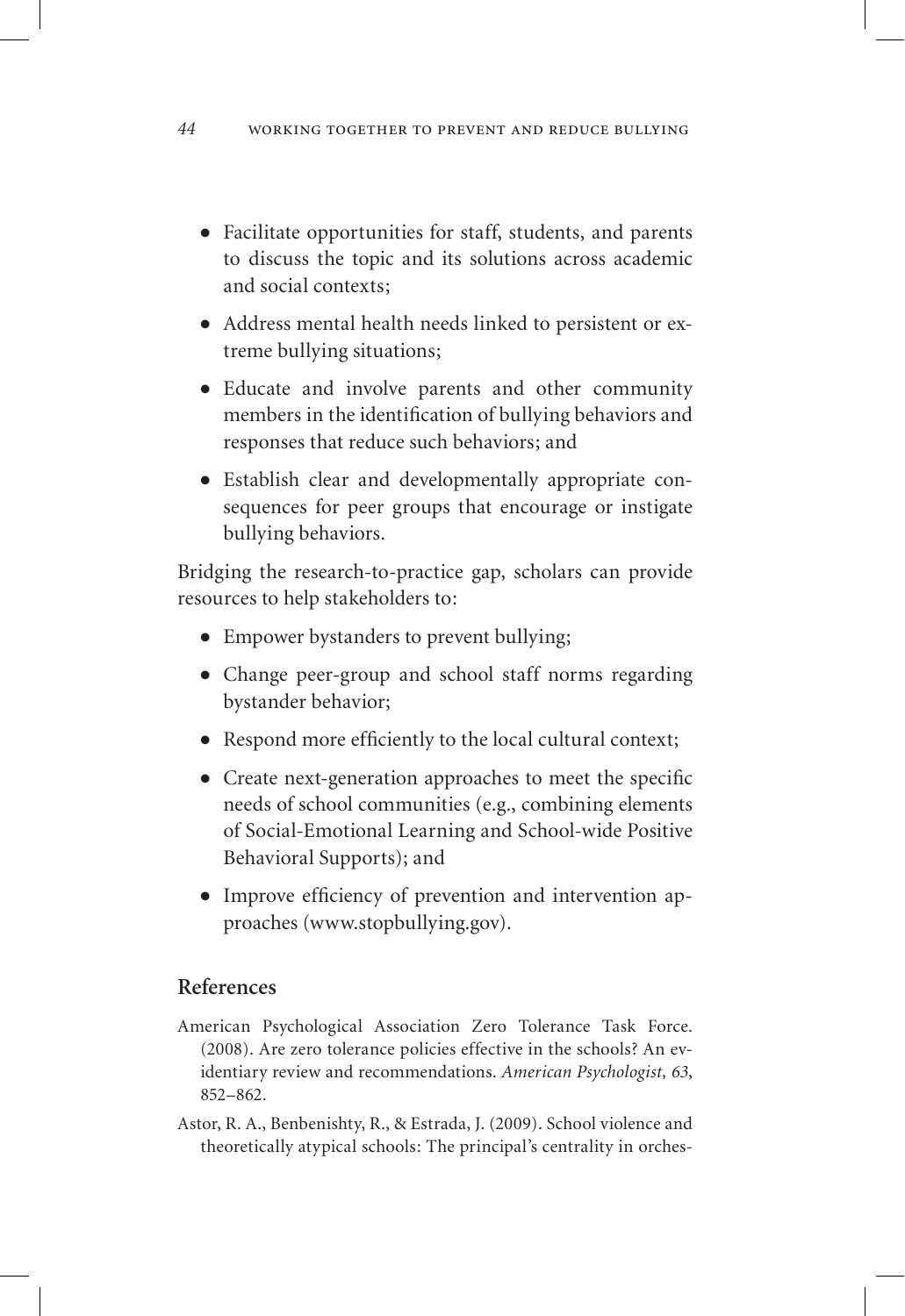- Facilitate opportunities for staff, students, and parents to discuss the topic and its solutions across academic and social contexts;
- Address mental health needs linked to persistent or extreme bullying situations;
- Educate and involve parents and other community members in the identification of bullying behaviors and responses that reduce such behaviors; and
- Establish clear and developmentally appropriate consequences for peer groups that encourage or instigate bullying behaviors.

Bridging the research-to-practice gap, scholars can provide resources to help stakeholders to:

- Empower bystanders to prevent bullying;
- Change peer-group and school staff norms regarding bystander behavior;
- Respond more efficiently to the local cultural context;
- Create next-generation approaches to meet the specific needs of school communities (e.g., combining elements of Social-Emotional Learning and School-wide Positive Behavioral Supports); and
- Improve efficiency of prevention and intervention approaches (www.stopbullying.gov).

## References

American Psychological Association Zero Tolerance Task Force. (2008). Are zero tolerance policies effective in the schools? An evidentiary review and recommendations. *American Psychologist, 63*, 852–862.

Astor, R. A., Benbenishty, R., & Estrada, J. (2009). School violence and theoretically atypical schools: The principal's centrality in orches-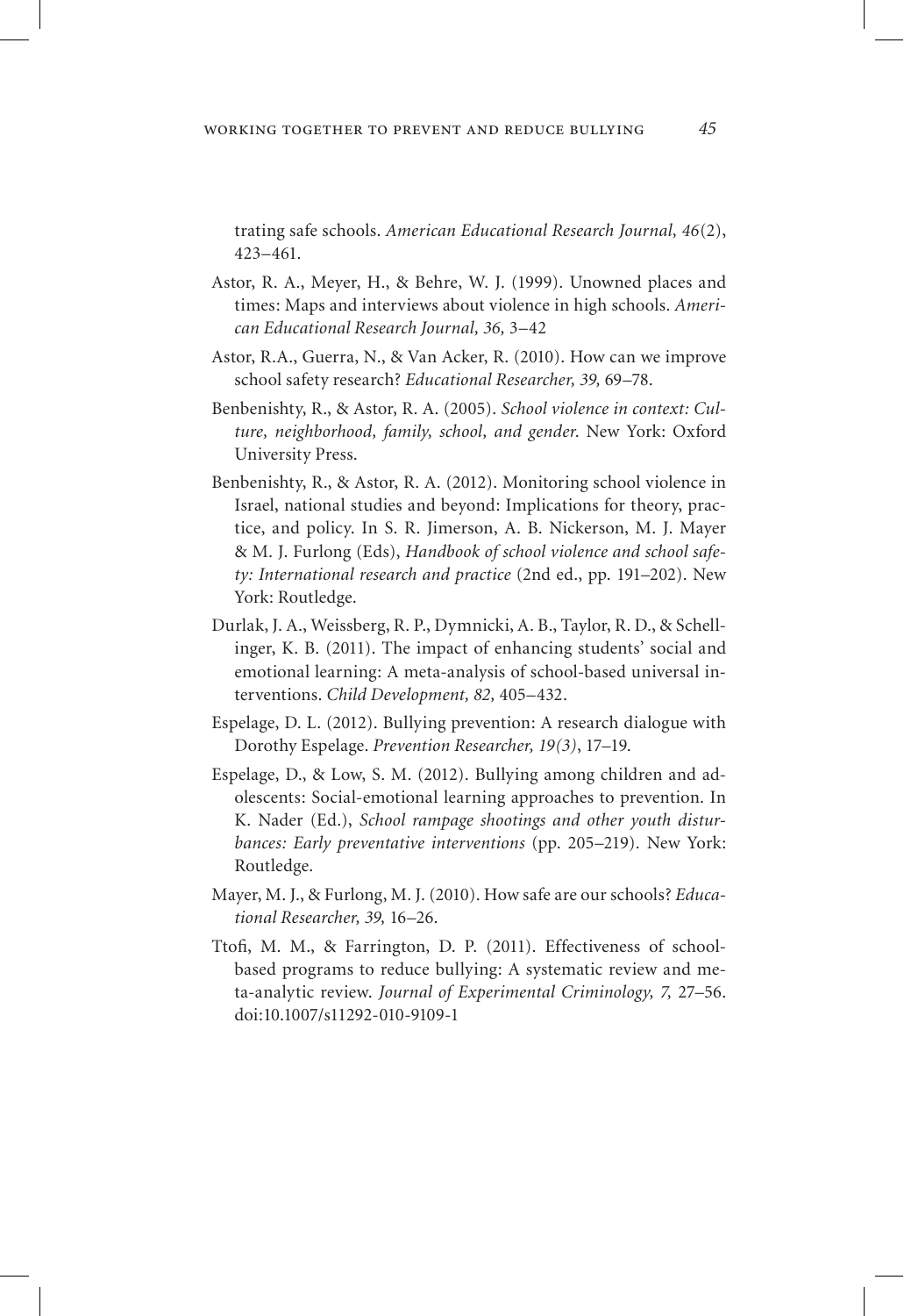trating safe schools. *American Educational Research Journal, 46*(2), 423–461.

Astor, R. A., Meyer, H., & Behre, W. J. (1999). Unowned places and times: Maps and interviews about violence in high schools. *American Educational Research Journal, 36,* 3–42

Astor, R.A., Guerra, N., & Van Acker, R. (2010). How can we improve school safety research? *Educational Researcher, 39,* 69–78.

Benbenishty, R., & Astor, R. A. (2005). *School violence in context: Culture, neighborhood, family, school, and gender.* New York: Oxford University Press.

Benbenishty, R., & Astor, R. A. (2012). Monitoring school violence in Israel, national studies and beyond: Implications for theory, practice, and policy. In S. R. Jimerson, A. B. Nickerson, M. J. Mayer & M. J. Furlong (Eds), *Handbook of school violence and school safety: International research and practice* (2nd ed., pp. 191–202). New York: Routledge.

Durlak, J. A., Weissberg, R. P., Dymnicki, A. B., Taylor, R. D., & Schellinger, K. B. (2011). The impact of enhancing students' social and emotional learning: A meta-analysis of school-based universal interventions. *Child Development, 82,* 405–432.

Espelage, D. L. (2012). Bullying prevention: A research dialogue with Dorothy Espelage. *Prevention Researcher, 19(3)*, 17–19.

Espelage, D., & Low, S. M. (2012). Bullying among children and adolescents: Social-emotional learning approaches to prevention. In K. Nader (Ed.), *School rampage shootings and other youth disturbances: Early preventative interventions* (pp. 205–219). New York: Routledge.

Mayer, M. J., & Furlong, M. J. (2010). How safe are our schools? *Educational Researcher, 39,* 16–26.

Ttofi, M. M., & Farrington, D. P. (2011). Effectiveness of school-based programs to reduce bullying: A systematic review and meta-analytic review. *Journal of Experimental Criminology, 7,* 27–56. doi:10.1007/s11292-010-9109-1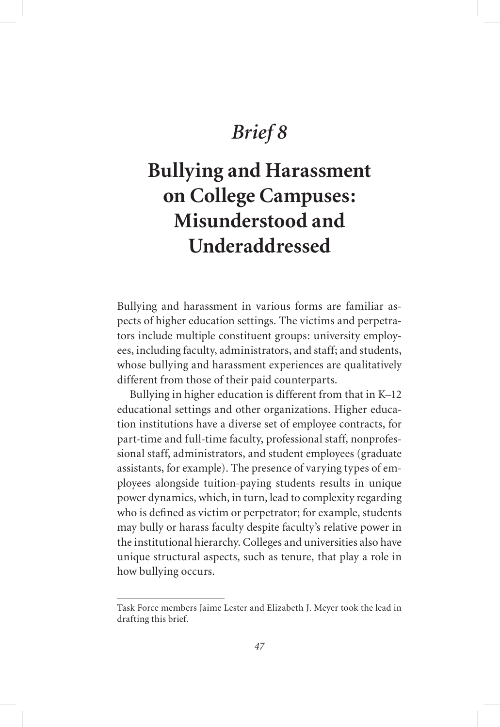# *Brief 8*

# Bullying and Harassment on College Campuses: Misunderstood and Underaddressed

Bullying and harassment in various forms are familiar aspects of higher education settings. The victims and perpetrators include multiple constituent groups: university employees, including faculty, administrators, and staff; and students, whose bullying and harassment experiences are qualitatively different from those of their paid counterparts.

Bullying in higher education is different from that in K–12 educational settings and other organizations. Higher education institutions have a diverse set of employee contracts, for part-time and full-time faculty, professional staff, nonprofessional staff, administrators, and student employees (graduate assistants, for example). The presence of varying types of employees alongside tuition-paying students results in unique power dynamics, which, in turn, lead to complexity regarding who is defined as victim or perpetrator; for example, students may bully or harass faculty despite faculty's relative power in the institutional hierarchy. Colleges and universities also have unique structural aspects, such as tenure, that play a role in how bullying occurs.

---

Task Force members Jaime Lester and Elizabeth J. Meyer took the lead in drafting this brief.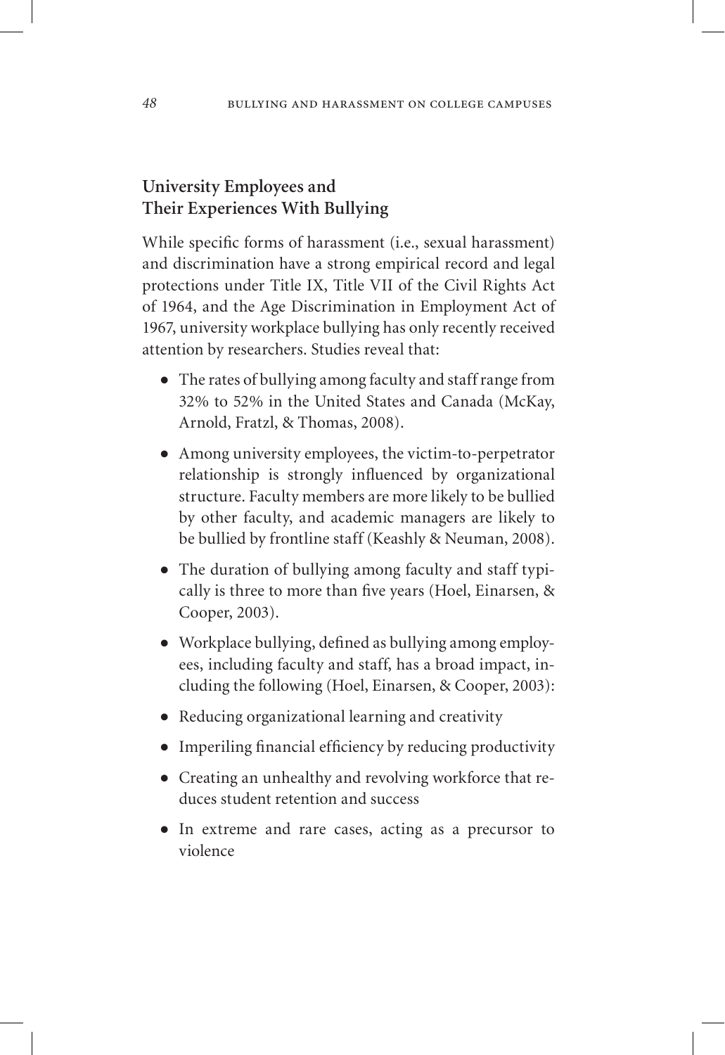## University Employees and Their Experiences With Bullying

While specific forms of harassment (i.e., sexual harassment) and discrimination have a strong empirical record and legal protections under Title IX, Title VII of the Civil Rights Act of 1964, and the Age Discrimination in Employment Act of 1967, university workplace bullying has only recently received attention by researchers. Studies reveal that:

- The rates of bullying among faculty and staff range from 32% to 52% in the United States and Canada (McKay, Arnold, Fratzl, & Thomas, 2008).
- Among university employees, the victim-to-perpetrator relationship is strongly influenced by organizational structure. Faculty members are more likely to be bullied by other faculty, and academic managers are likely to be bullied by frontline staff (Keashly & Neuman, 2008).
- The duration of bullying among faculty and staff typically is three to more than five years (Hoel, Einarsen, & Cooper, 2003).
- Workplace bullying, defined as bullying among employees, including faculty and staff, has a broad impact, including the following (Hoel, Einarsen, & Cooper, 2003):
- Reducing organizational learning and creativity
- Imperiling financial efficiency by reducing productivity
- Creating an unhealthy and revolving workforce that reduces student retention and success
- In extreme and rare cases, acting as a precursor to violence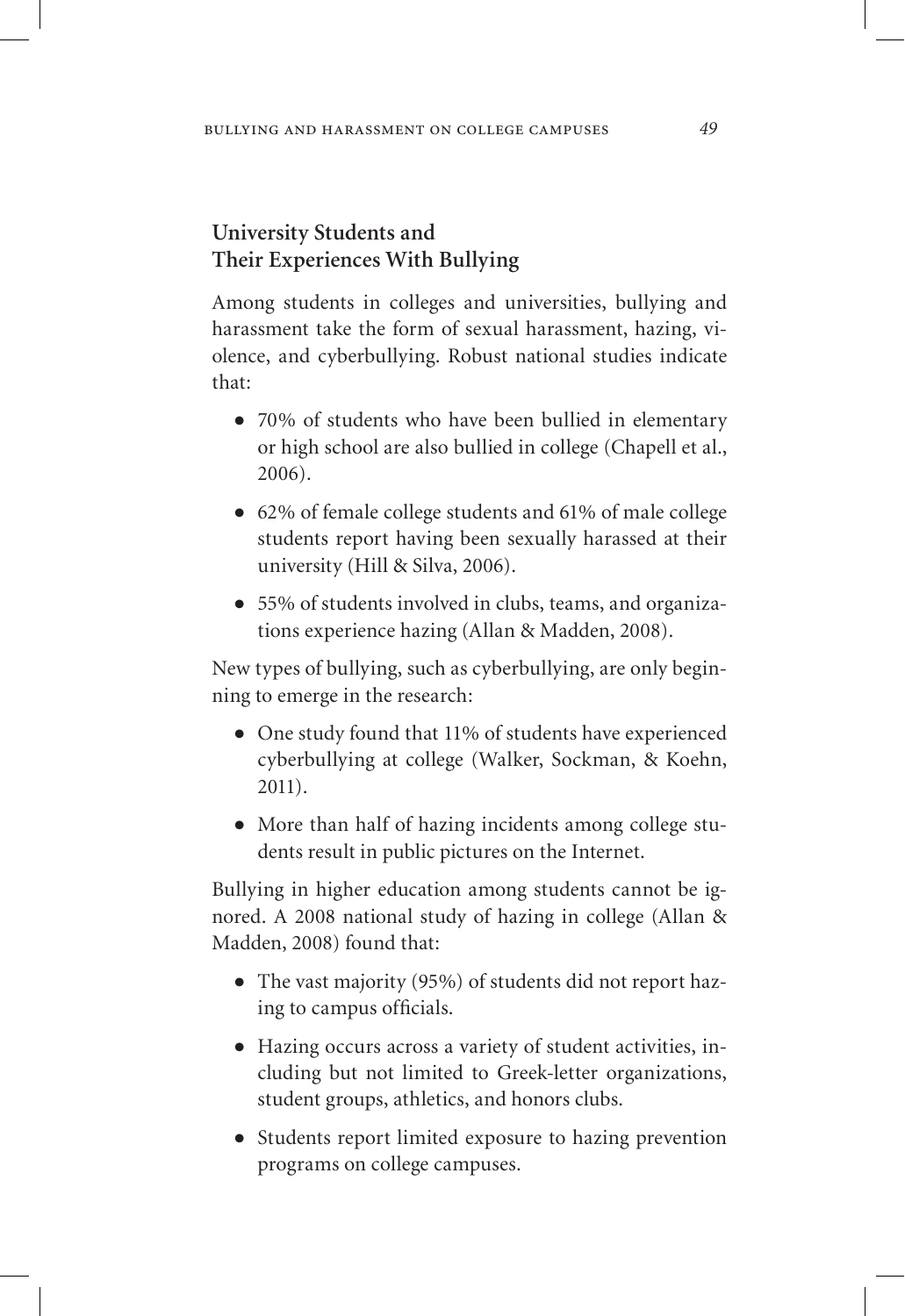## University Students and Their Experiences With Bullying

Among students in colleges and universities, bullying and harassment take the form of sexual harassment, hazing, violence, and cyberbullying. Robust national studies indicate that:

- 70% of students who have been bullied in elementary or high school are also bullied in college (Chapell et al., 2006).
- 62% of female college students and 61% of male college students report having been sexually harassed at their university (Hill & Silva, 2006).
- 55% of students involved in clubs, teams, and organizations experience hazing (Allan & Madden, 2008).

New types of bullying, such as cyberbullying, are only beginning to emerge in the research:

- One study found that 11% of students have experienced cyberbullying at college (Walker, Sockman, & Koehn, 2011).
- More than half of hazing incidents among college students result in public pictures on the Internet.

Bullying in higher education among students cannot be ignored. A 2008 national study of hazing in college (Allan & Madden, 2008) found that:

- The vast majority (95%) of students did not report hazing to campus officials.
- Hazing occurs across a variety of student activities, including but not limited to Greek-letter organizations, student groups, athletics, and honors clubs.
- Students report limited exposure to hazing prevention programs on college campuses.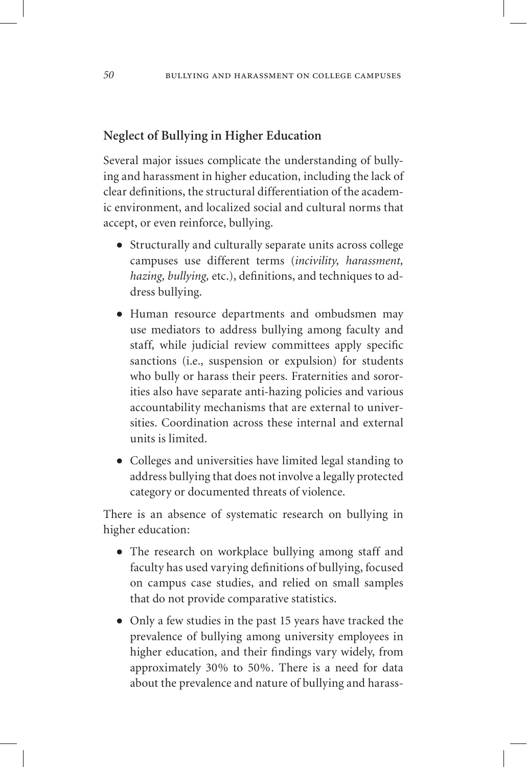## Neglect of Bullying in Higher Education

Several major issues complicate the understanding of bullying and harassment in higher education, including the lack of clear definitions, the structural differentiation of the academic environment, and localized social and cultural norms that accept, or even reinforce, bullying.

- Structurally and culturally separate units across college campuses use different terms (*incivility, harassment, hazing, bullying,* etc.), definitions, and techniques to address bullying.
- Human resource departments and ombudsmen may use mediators to address bullying among faculty and staff, while judicial review committees apply specific sanctions (i.e., suspension or expulsion) for students who bully or harass their peers. Fraternities and sororities also have separate anti-hazing policies and various accountability mechanisms that are external to universities. Coordination across these internal and external units is limited.
- Colleges and universities have limited legal standing to address bullying that does not involve a legally protected category or documented threats of violence.

There is an absence of systematic research on bullying in higher education:

- The research on workplace bullying among staff and faculty has used varying definitions of bullying, focused on campus case studies, and relied on small samples that do not provide comparative statistics.
- Only a few studies in the past 15 years have tracked the prevalence of bullying among university employees in higher education, and their findings vary widely, from approximately 30% to 50%. There is a need for data about the prevalence and nature of bullying and harass-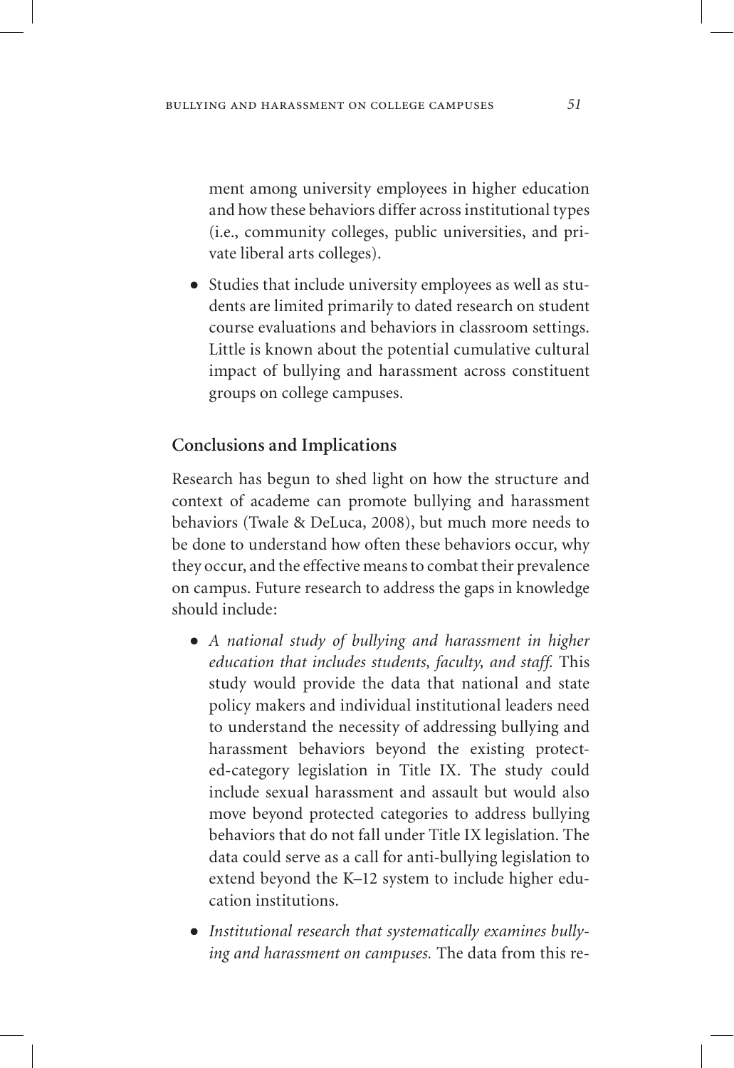ment among university employees in higher education and how these behaviors differ across institutional types (i.e., community colleges, public universities, and private liberal arts colleges).

- Studies that include university employees as well as students are limited primarily to dated research on student course evaluations and behaviors in classroom settings. Little is known about the potential cumulative cultural impact of bullying and harassment across constituent groups on college campuses.

## Conclusions and Implications

Research has begun to shed light on how the structure and context of academe can promote bullying and harassment behaviors (Twale & DeLuca, 2008), but much more needs to be done to understand how often these behaviors occur, why they occur, and the effective means to combat their prevalence on campus. Future research to address the gaps in knowledge should include:

- *A national study of bullying and harassment in higher education that includes students, faculty, and staff.* This study would provide the data that national and state policy makers and individual institutional leaders need to understand the necessity of addressing bullying and harassment behaviors beyond the existing protected-category legislation in Title IX. The study could include sexual harassment and assault but would also move beyond protected categories to address bullying behaviors that do not fall under Title IX legislation. The data could serve as a call for anti-bullying legislation to extend beyond the K–12 system to include higher education institutions.

- *Institutional research that systematically examines bullying and harassment on campuses.* The data from this re-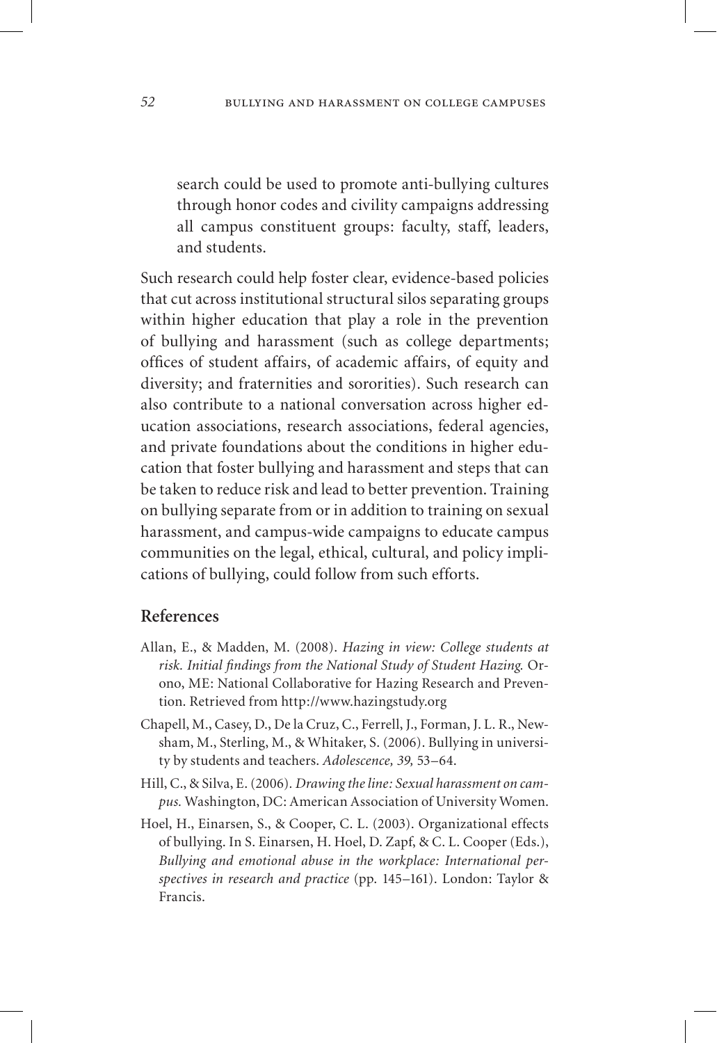search could be used to promote anti-bullying cultures through honor codes and civility campaigns addressing all campus constituent groups: faculty, staff, leaders, and students.

Such research could help foster clear, evidence-based policies that cut across institutional structural silos separating groups within higher education that play a role in the prevention of bullying and harassment (such as college departments; offices of student affairs, of academic affairs, of equity and diversity; and fraternities and sororities). Such research can also contribute to a national conversation across higher education associations, research associations, federal agencies, and private foundations about the conditions in higher education that foster bullying and harassment and steps that can be taken to reduce risk and lead to better prevention. Training on bullying separate from or in addition to training on sexual harassment, and campus-wide campaigns to educate campus communities on the legal, ethical, cultural, and policy implications of bullying, could follow from such efforts.

## References

Allan, E., & Madden, M. (2008). *Hazing in view: College students at risk. Initial findings from the National Study of Student Hazing.* Orono, ME: National Collaborative for Hazing Research and Prevention. Retrieved from http://www.hazingstudy.org

Chapell, M., Casey, D., De la Cruz, C., Ferrell, J., Forman, J. L. R., Newsham, M., Sterling, M., & Whitaker, S. (2006). Bullying in university by students and teachers. *Adolescence, 39,* 53–64.

Hill, C., & Silva, E. (2006). *Drawing the line: Sexual harassment on campus.* Washington, DC: American Association of University Women.

Hoel, H., Einarsen, S., & Cooper, C. L. (2003). Organizational effects of bullying. In S. Einarsen, H. Hoel, D. Zapf, & C. L. Cooper (Eds.), *Bullying and emotional abuse in the workplace: International perspectives in research and practice* (pp. 145–161). London: Taylor & Francis.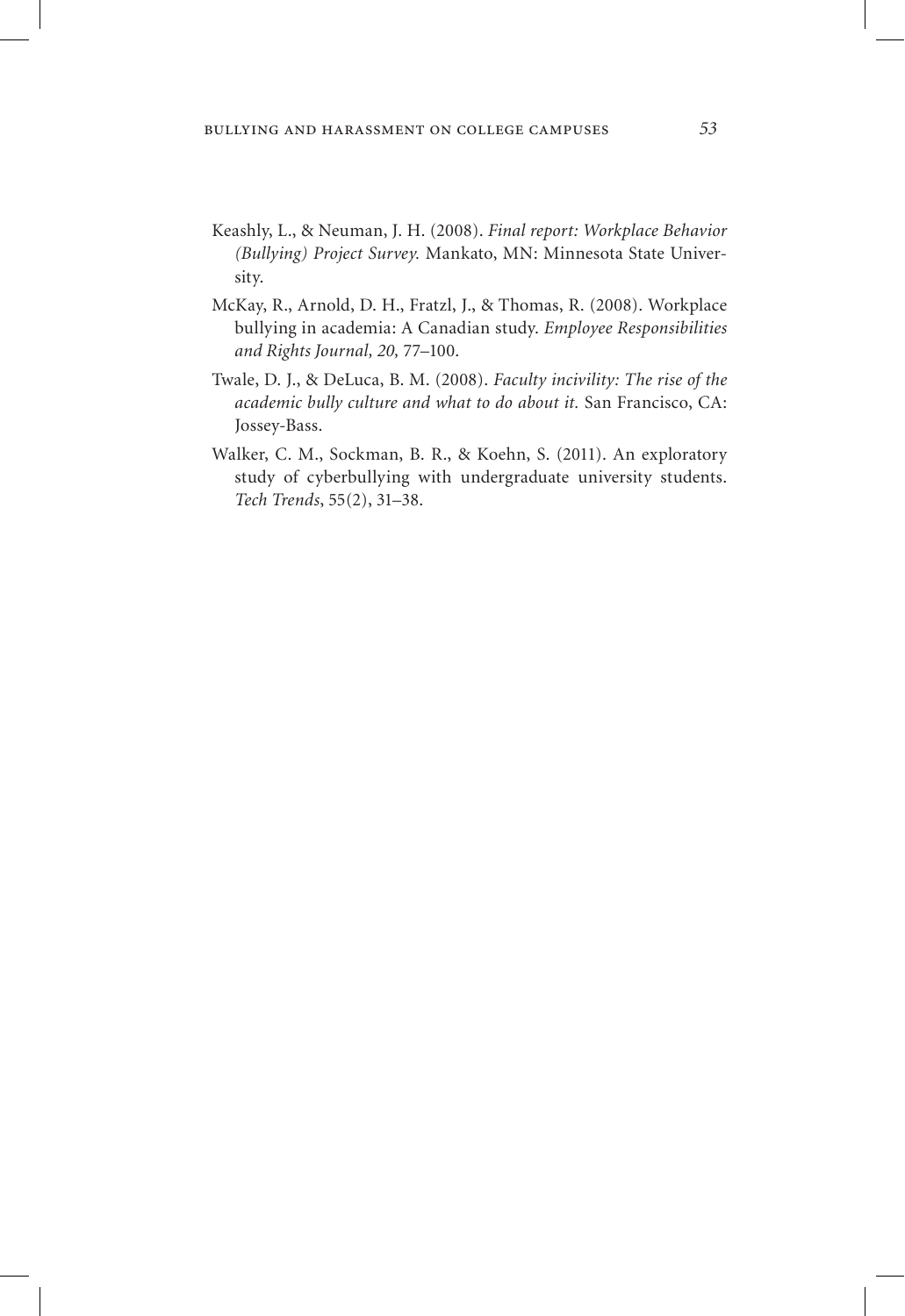Keashly, L., & Neuman, J. H. (2008). *Final report: Workplace Behavior (Bullying) Project Survey.* Mankato, MN: Minnesota State University.

McKay, R., Arnold, D. H., Fratzl, J., & Thomas, R. (2008). Workplace bullying in academia: A Canadian study. *Employee Responsibilities and Rights Journal, 20,* 77–100.

Twale, D. J., & DeLuca, B. M. (2008). *Faculty incivility: The rise of the academic bully culture and what to do about it.* San Francisco, CA: Jossey-Bass.

Walker, C. M., Sockman, B. R., & Koehn, S. (2011). An exploratory study of cyberbullying with undergraduate university students. *Tech Trends*, 55(2), 31–38.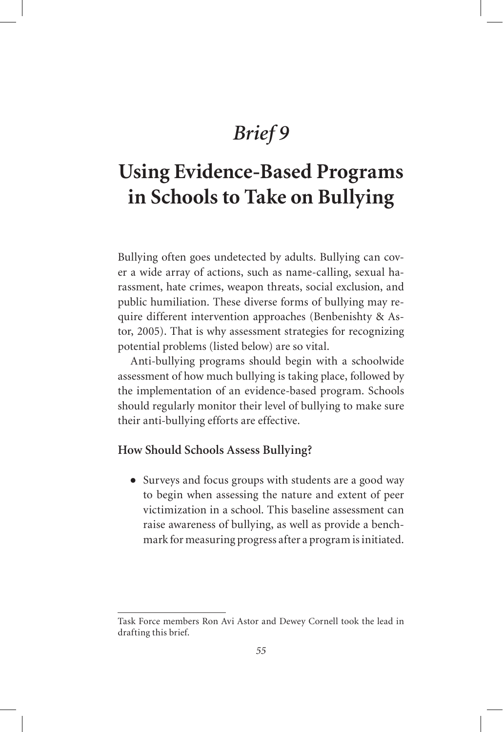# *Brief 9*

# Using Evidence-Based Programs in Schools to Take on Bullying

Bullying often goes undetected by adults. Bullying can cover a wide array of actions, such as name-calling, sexual harassment, hate crimes, weapon threats, social exclusion, and public humiliation. These diverse forms of bullying may require different intervention approaches (Benbenishty & Astor, 2005). That is why assessment strategies for recognizing potential problems (listed below) are so vital.

Anti-bullying programs should begin with a schoolwide assessment of how much bullying is taking place, followed by the implementation of an evidence-based program. Schools should regularly monitor their level of bullying to make sure their anti-bullying efforts are effective.

### How Should Schools Assess Bullying?

- Surveys and focus groups with students are a good way to begin when assessing the nature and extent of peer victimization in a school. This baseline assessment can raise awareness of bullying, as well as provide a benchmark for measuring progress after a program is initiated.

---

Task Force members Ron Avi Astor and Dewey Cornell took the lead in drafting this brief.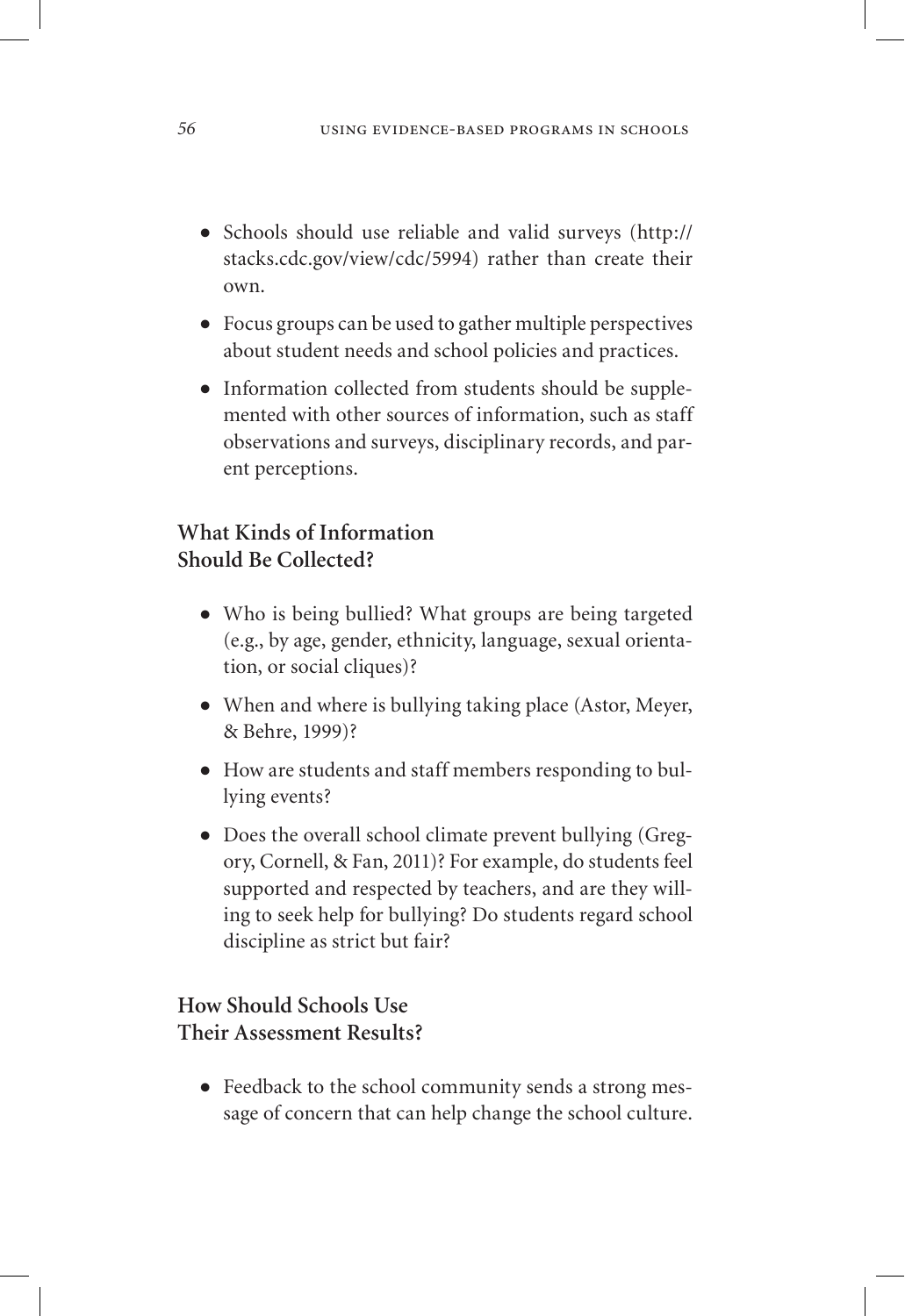- Schools should use reliable and valid surveys (http://stacks.cdc.gov/view/cdc/5994) rather than create their own.
- Focus groups can be used to gather multiple perspectives about student needs and school policies and practices.
- Information collected from students should be supplemented with other sources of information, such as staff observations and surveys, disciplinary records, and parent perceptions.

### What Kinds of Information Should Be Collected?

- Who is being bullied? What groups are being targeted (e.g., by age, gender, ethnicity, language, sexual orientation, or social cliques)?
- When and where is bullying taking place (Astor, Meyer, & Behre, 1999)?
- How are students and staff members responding to bullying events?
- Does the overall school climate prevent bullying (Gregory, Cornell, & Fan, 2011)? For example, do students feel supported and respected by teachers, and are they willing to seek help for bullying? Do students regard school discipline as strict but fair?

### How Should Schools Use Their Assessment Results?

- Feedback to the school community sends a strong message of concern that can help change the school culture.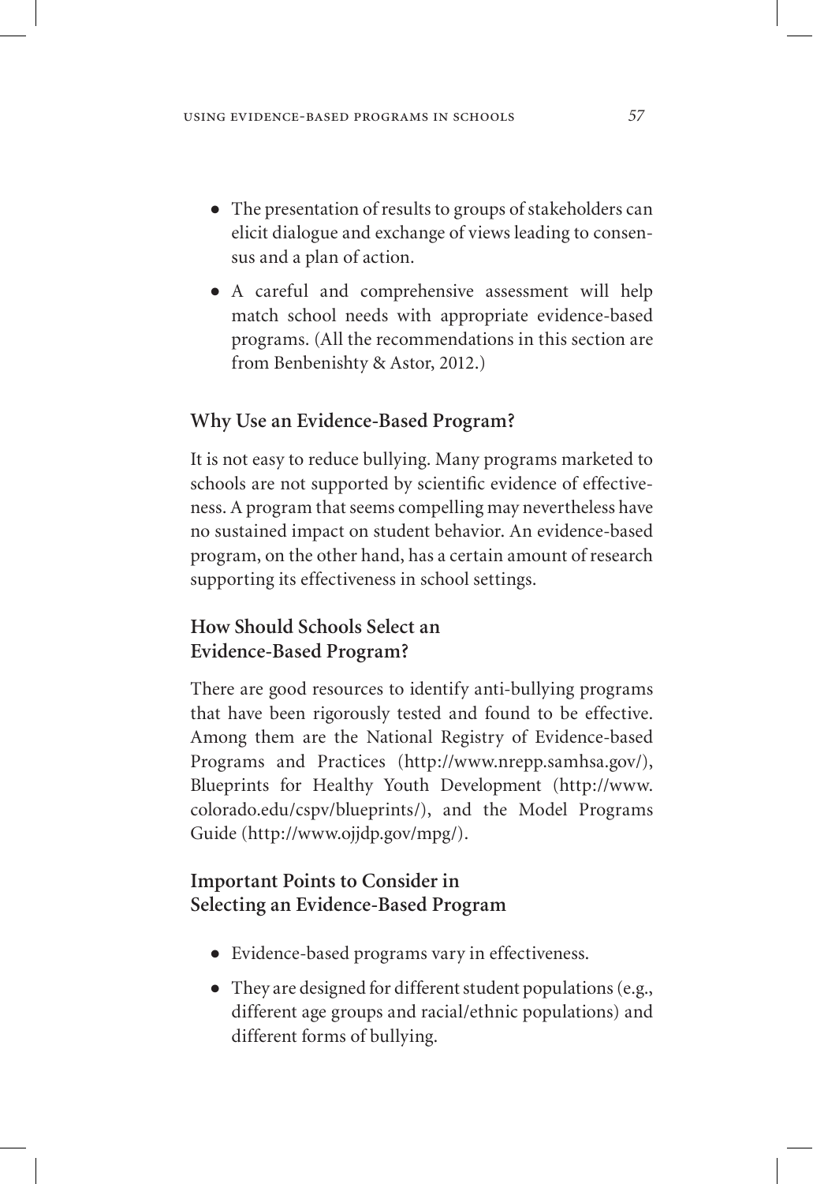- The presentation of results to groups of stakeholders can elicit dialogue and exchange of views leading to consensus and a plan of action.
- A careful and comprehensive assessment will help match school needs with appropriate evidence-based programs. (All the recommendations in this section are from Benbenishty & Astor, 2012.)

## Why Use an Evidence-Based Program?

It is not easy to reduce bullying. Many programs marketed to schools are not supported by scientific evidence of effectiveness. A program that seems compelling may nevertheless have no sustained impact on student behavior. An evidence-based program, on the other hand, has a certain amount of research supporting its effectiveness in school settings.

## How Should Schools Select an Evidence-Based Program?

There are good resources to identify anti-bullying programs that have been rigorously tested and found to be effective. Among them are the National Registry of Evidence-based Programs and Practices (http://www.nrepp.samhsa.gov/), Blueprints for Healthy Youth Development (http://www.colorado.edu/cspv/blueprints/), and the Model Programs Guide (http://www.ojjdp.gov/mpg/).

## Important Points to Consider in Selecting an Evidence-Based Program

- Evidence-based programs vary in effectiveness.
- They are designed for different student populations (e.g., different age groups and racial/ethnic populations) and different forms of bullying.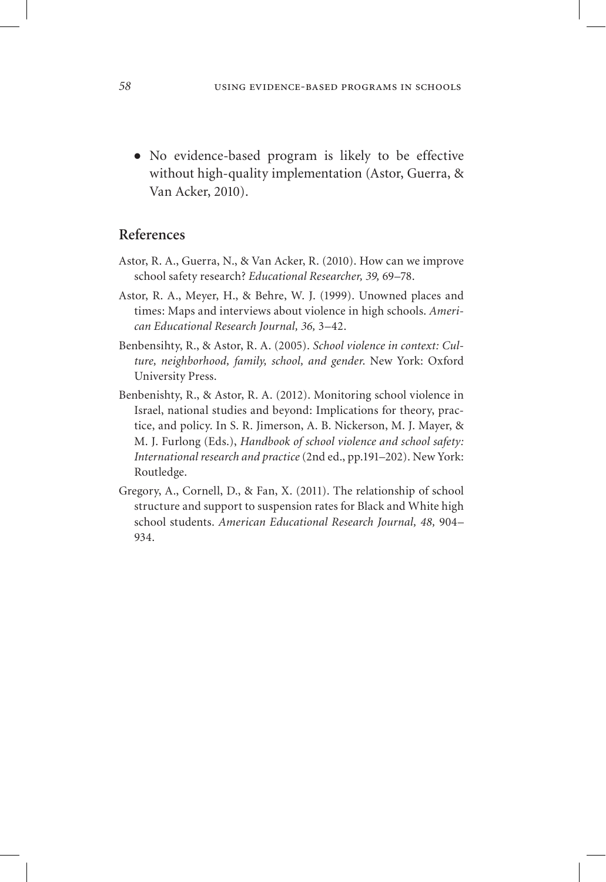- No evidence-based program is likely to be effective without high-quality implementation (Astor, Guerra, & Van Acker, 2010).

## References

Astor, R. A., Guerra, N., & Van Acker, R. (2010). How can we improve school safety research? *Educational Researcher, 39,* 69–78.

Astor, R. A., Meyer, H., & Behre, W. J. (1999). Unowned places and times: Maps and interviews about violence in high schools. *American Educational Research Journal, 36,* 3–42.

Benbensihty, R., & Astor, R. A. (2005). *School violence in context: Culture, neighborhood, family, school, and gender.* New York: Oxford University Press.

Benbenishty, R., & Astor, R. A. (2012). Monitoring school violence in Israel, national studies and beyond: Implications for theory, practice, and policy. In S. R. Jimerson, A. B. Nickerson, M. J. Mayer, & M. J. Furlong (Eds.), *Handbook of school violence and school safety: International research and practice* (2nd ed., pp.191–202). New York: Routledge.

Gregory, A., Cornell, D., & Fan, X. (2011). The relationship of school structure and support to suspension rates for Black and White high school students. *American Educational Research Journal, 48,* 904–934.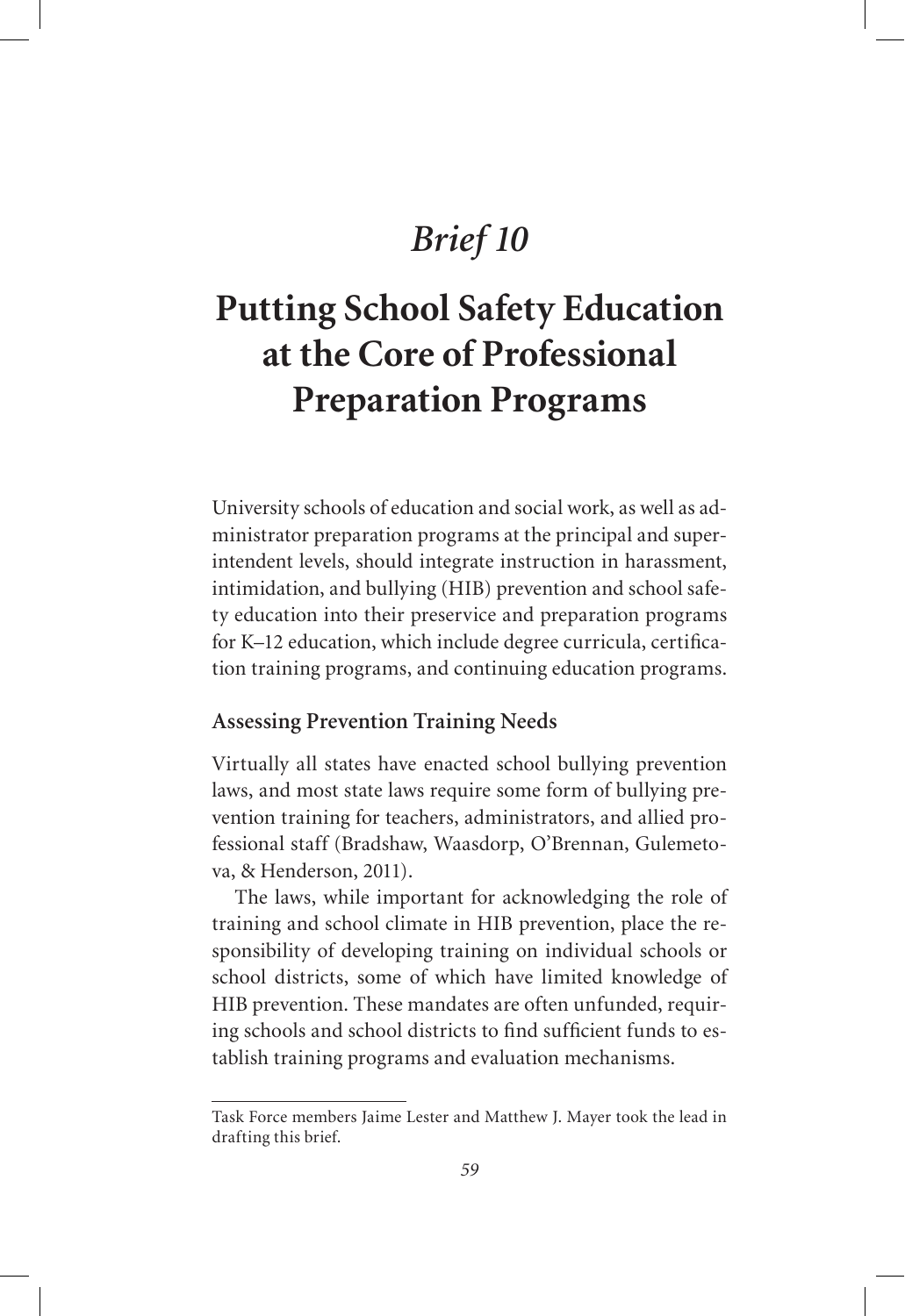# *Brief 10*

# Putting School Safety Education at the Core of Professional Preparation Programs

University schools of education and social work, as well as administrator preparation programs at the principal and superintendent levels, should integrate instruction in harassment, intimidation, and bullying (HIB) prevention and school safety education into their preservice and preparation programs for K–12 education, which include degree curricula, certification training programs, and continuing education programs.

### Assessing Prevention Training Needs

Virtually all states have enacted school bullying prevention laws, and most state laws require some form of bullying prevention training for teachers, administrators, and allied professional staff (Bradshaw, Waasdorp, O'Brennan, Gulemetova, & Henderson, 2011).

The laws, while important for acknowledging the role of training and school climate in HIB prevention, place the responsibility of developing training on individual schools or school districts, some of which have limited knowledge of HIB prevention. These mandates are often unfunded, requiring schools and school districts to find sufficient funds to establish training programs and evaluation mechanisms.

---

Task Force members Jaime Lester and Matthew J. Mayer took the lead in drafting this brief.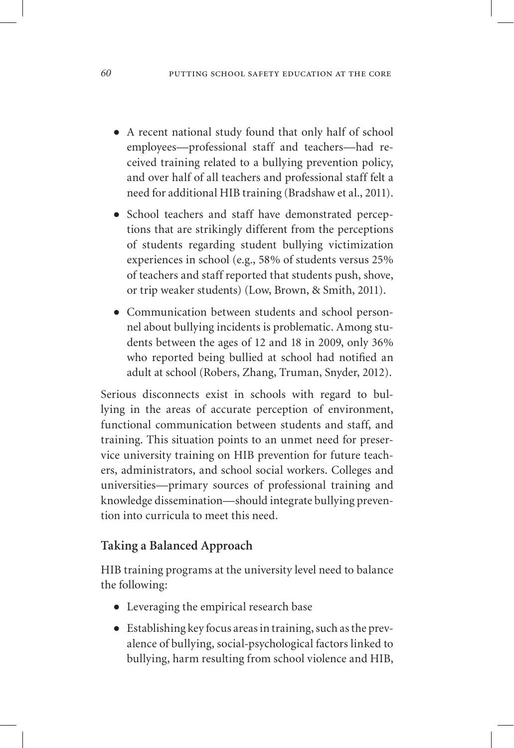- A recent national study found that only half of school employees—professional staff and teachers—had received training related to a bullying prevention policy, and over half of all teachers and professional staff felt a need for additional HIB training (Bradshaw et al., 2011).
- School teachers and staff have demonstrated perceptions that are strikingly different from the perceptions of students regarding student bullying victimization experiences in school (e.g., 58% of students versus 25% of teachers and staff reported that students push, shove, or trip weaker students) (Low, Brown, & Smith, 2011).
- Communication between students and school personnel about bullying incidents is problematic. Among students between the ages of 12 and 18 in 2009, only 36% who reported being bullied at school had notified an adult at school (Robers, Zhang, Truman, Snyder, 2012).

Serious disconnects exist in schools with regard to bullying in the areas of accurate perception of environment, functional communication between students and staff, and training. This situation points to an unmet need for preservice university training on HIB prevention for future teachers, administrators, and school social workers. Colleges and universities—primary sources of professional training and knowledge dissemination—should integrate bullying prevention into curricula to meet this need.

### Taking a Balanced Approach

HIB training programs at the university level need to balance the following:

- Leveraging the empirical research base
- Establishing key focus areas in training, such as the prevalence of bullying, social-psychological factors linked to bullying, harm resulting from school violence and HIB,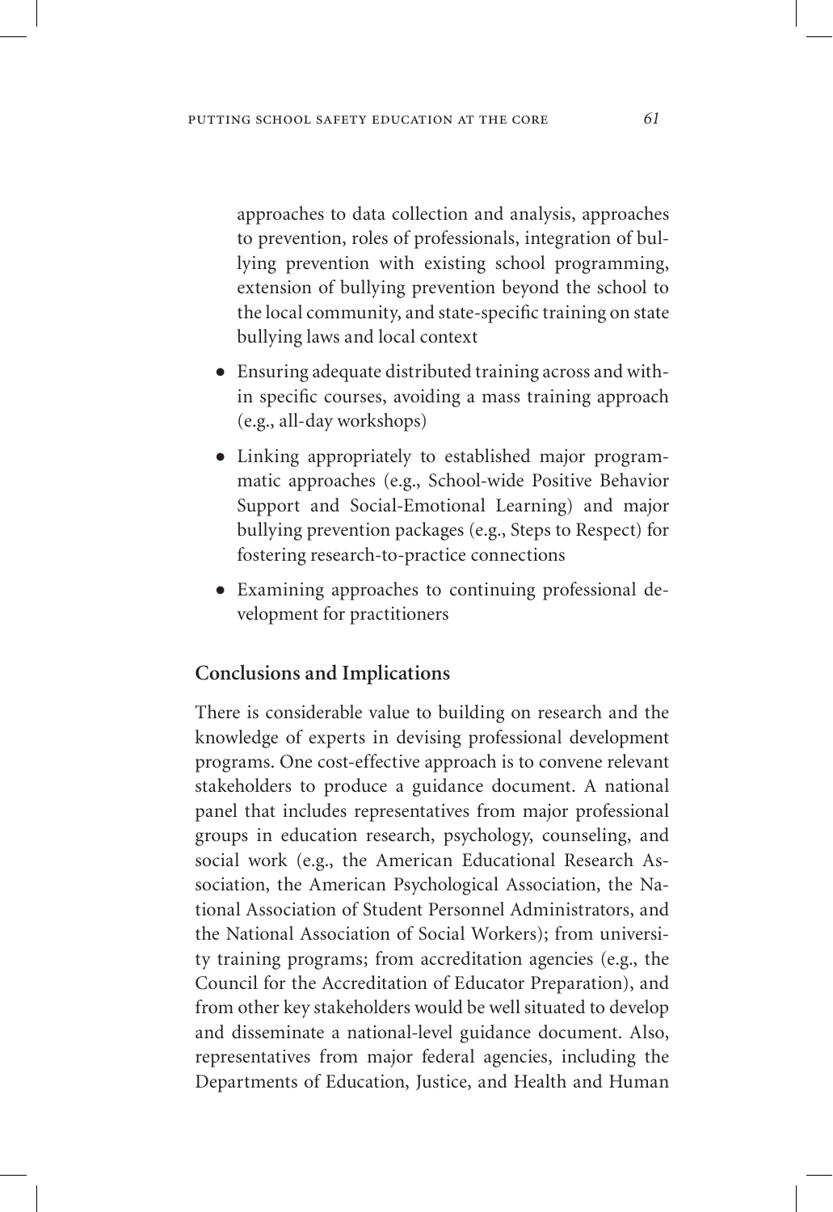approaches to data collection and analysis, approaches to prevention, roles of professionals, integration of bullying prevention with existing school programming, extension of bullying prevention beyond the school to the local community, and state-specific training on state bullying laws and local context

- Ensuring adequate distributed training across and within specific courses, avoiding a mass training approach (e.g., all-day workshops)
- Linking appropriately to established major programmatic approaches (e.g., School-wide Positive Behavior Support and Social-Emotional Learning) and major bullying prevention packages (e.g., Steps to Respect) for fostering research-to-practice connections
- Examining approaches to continuing professional development for practitioners

## Conclusions and Implications

There is considerable value to building on research and the knowledge of experts in devising professional development programs. One cost-effective approach is to convene relevant stakeholders to produce a guidance document. A national panel that includes representatives from major professional groups in education research, psychology, counseling, and social work (e.g., the American Educational Research Association, the American Psychological Association, the National Association of Student Personnel Administrators, and the National Association of Social Workers); from university training programs; from accreditation agencies (e.g., the Council for the Accreditation of Educator Preparation), and from other key stakeholders would be well situated to develop and disseminate a national-level guidance document. Also, representatives from major federal agencies, including the Departments of Education, Justice, and Health and Human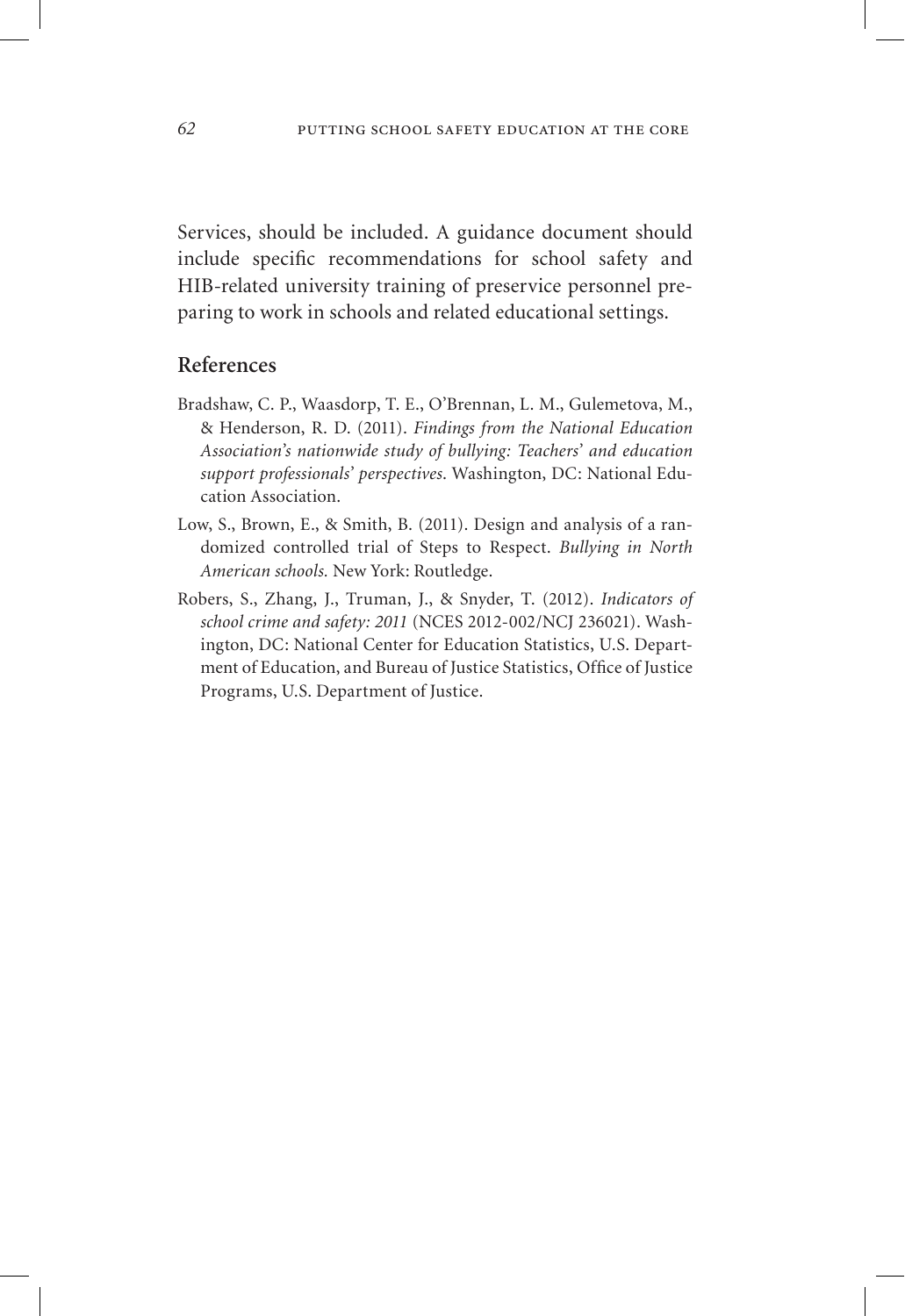Services, should be included. A guidance document should include specific recommendations for school safety and HIB-related university training of preservice personnel preparing to work in schools and related educational settings.

## References

Bradshaw, C. P., Waasdorp, T. E., O'Brennan, L. M., Gulemetova, M., & Henderson, R. D. (2011). *Findings from the National Education Association's nationwide study of bullying: Teachers' and education support professionals' perspectives*. Washington, DC: National Education Association.

Low, S., Brown, E., & Smith, B. (2011). Design and analysis of a randomized controlled trial of Steps to Respect. *Bullying in North American schools.* New York: Routledge.

Robers, S., Zhang, J., Truman, J., & Snyder, T. (2012). *Indicators of school crime and safety: 2011* (NCES 2012-002/NCJ 236021). Washington, DC: National Center for Education Statistics, U.S. Department of Education, and Bureau of Justice Statistics, Office of Justice Programs, U.S. Department of Justice.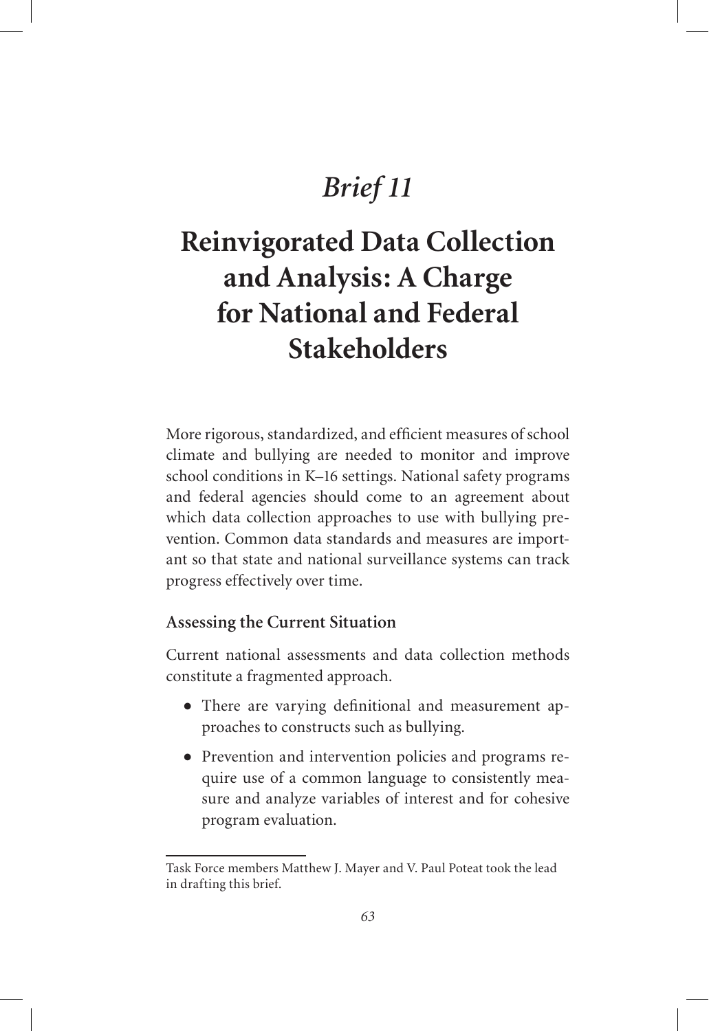# *Brief 11*

# Reinvigorated Data Collection and Analysis: A Charge for National and Federal Stakeholders

More rigorous, standardized, and efficient measures of school climate and bullying are needed to monitor and improve school conditions in K–16 settings. National safety programs and federal agencies should come to an agreement about which data collection approaches to use with bullying prevention. Common data standards and measures are important so that state and national surveillance systems can track progress effectively over time.

### Assessing the Current Situation

Current national assessments and data collection methods constitute a fragmented approach.

- There are varying definitional and measurement approaches to constructs such as bullying.
- Prevention and intervention policies and programs require use of a common language to consistently measure and analyze variables of interest and for cohesive program evaluation.

---

Task Force members Matthew J. Mayer and V. Paul Poteat took the lead in drafting this brief.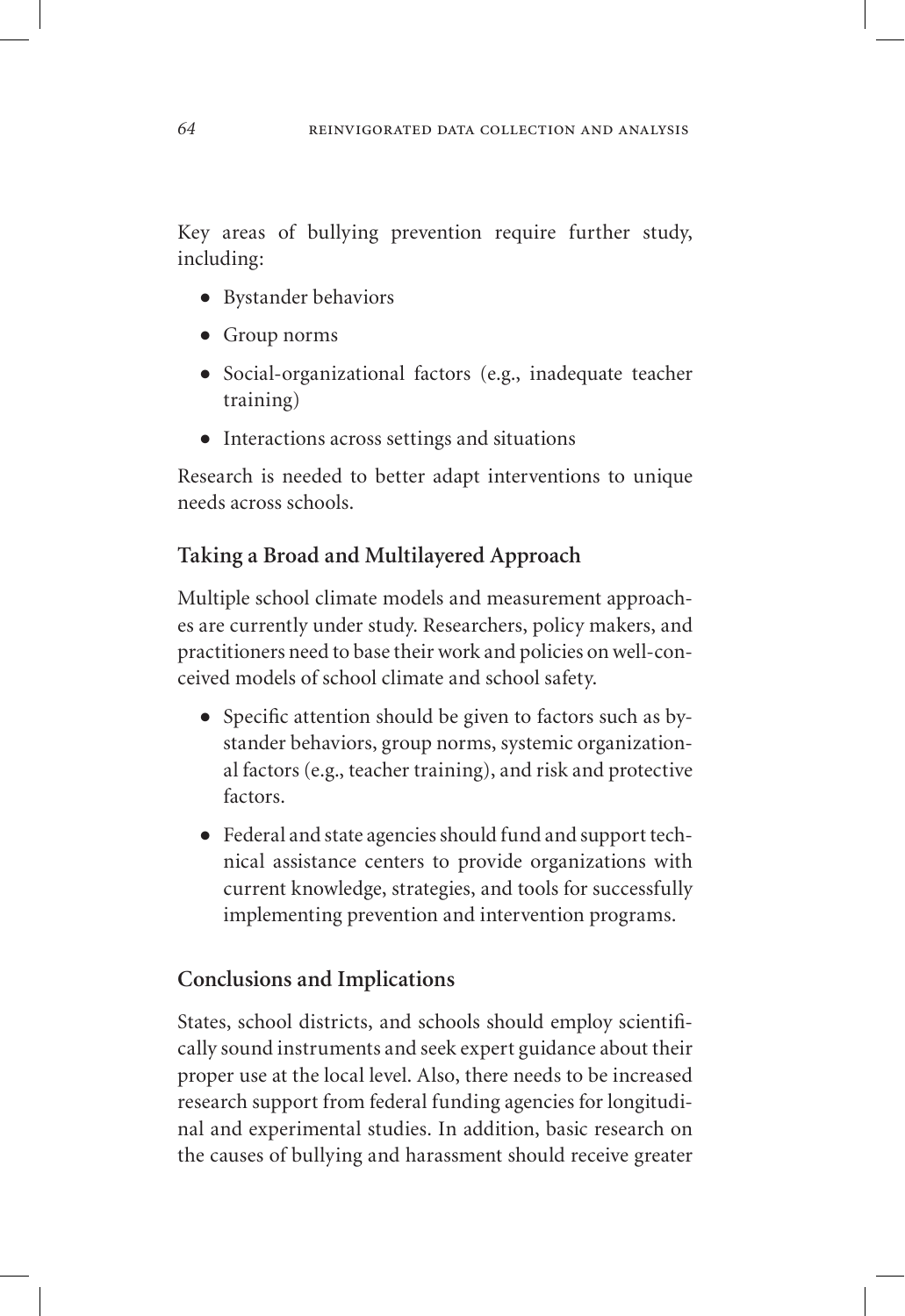Key areas of bullying prevention require further study, including:

- Bystander behaviors
- Group norms
- Social-organizational factors (e.g., inadequate teacher training)
- Interactions across settings and situations

Research is needed to better adapt interventions to unique needs across schools.

### Taking a Broad and Multilayered Approach

Multiple school climate models and measurement approaches are currently under study. Researchers, policy makers, and practitioners need to base their work and policies on well-conceived models of school climate and school safety.

- Specific attention should be given to factors such as bystander behaviors, group norms, systemic organizational factors (e.g., teacher training), and risk and protective factors.
- Federal and state agencies should fund and support technical assistance centers to provide organizations with current knowledge, strategies, and tools for successfully implementing prevention and intervention programs.

### Conclusions and Implications

States, school districts, and schools should employ scientifically sound instruments and seek expert guidance about their proper use at the local level. Also, there needs to be increased research support from federal funding agencies for longitudinal and experimental studies. In addition, basic research on the causes of bullying and harassment should receive greater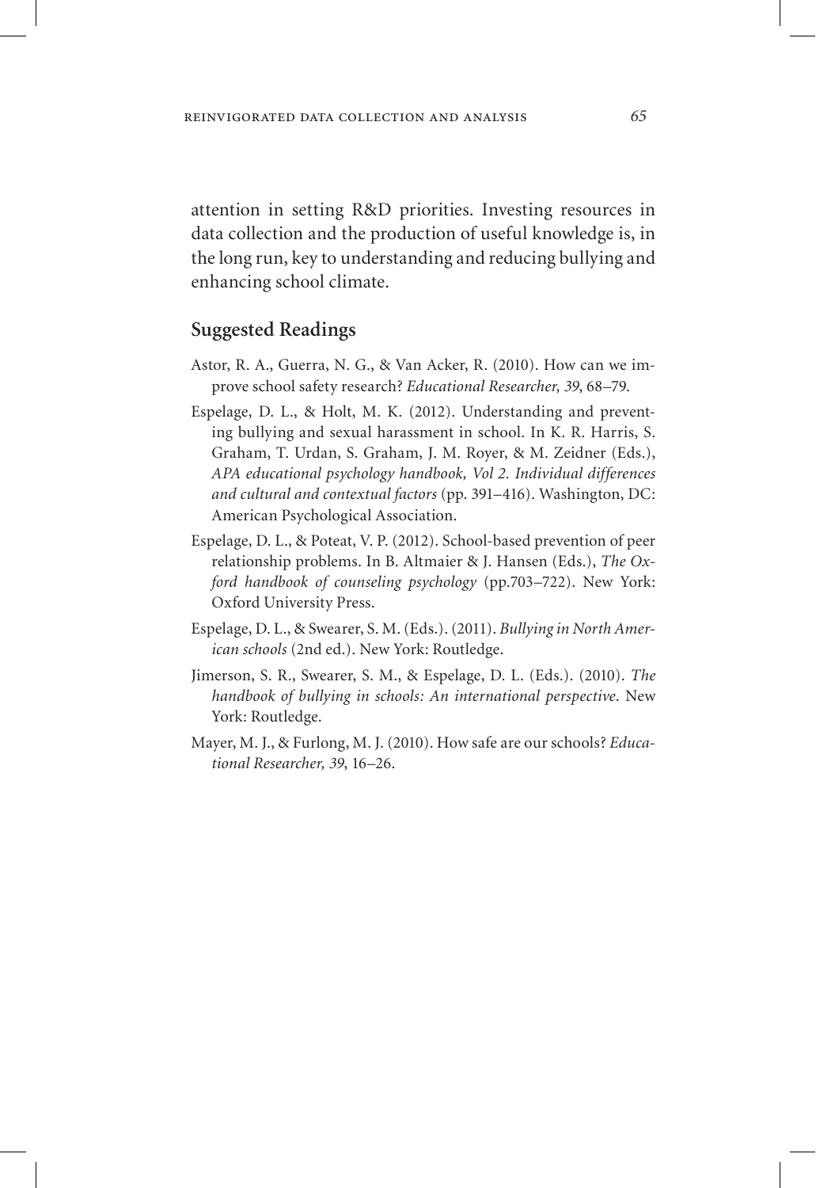attention in setting R&D priorities. Investing resources in data collection and the production of useful knowledge is, in the long run, key to understanding and reducing bullying and enhancing school climate.

## Suggested Readings

Astor, R. A., Guerra, N. G., & Van Acker, R. (2010). How can we improve school safety research? *Educational Researcher, 39*, 68–79.

Espelage, D. L., & Holt, M. K. (2012). Understanding and preventing bullying and sexual harassment in school. In K. R. Harris, S. Graham, T. Urdan, S. Graham, J. M. Royer, & M. Zeidner (Eds.), *APA educational psychology handbook, Vol 2. Individual differences and cultural and contextual factors* (pp. 391–416). Washington, DC: American Psychological Association.

Espelage, D. L., & Poteat, V. P. (2012). School-based prevention of peer relationship problems. In B. Altmaier & J. Hansen (Eds.), *The Oxford handbook of counseling psychology* (pp.703–722). New York: Oxford University Press.

Espelage, D. L., & Swearer, S. M. (Eds.). (2011). *Bullying in North American schools* (2nd ed.). New York: Routledge.

Jimerson, S. R., Swearer, S. M., & Espelage, D. L. (Eds.). (2010). *The handbook of bullying in schools: An international perspective*. New York: Routledge.

Mayer, M. J., & Furlong, M. J. (2010). How safe are our schools? *Educational Researcher, 39*, 16–26.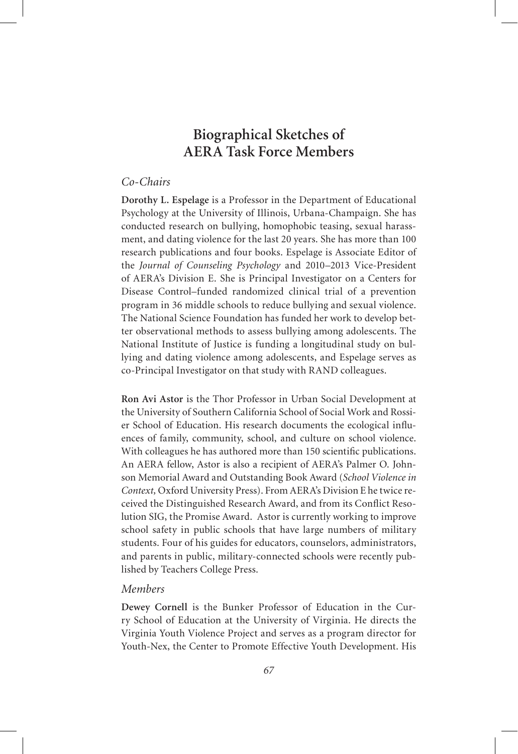# Biographical Sketches of AERA Task Force Members

## *Co-Chairs*

**Dorothy L. Espelage** is a Professor in the Department of Educational Psychology at the University of Illinois, Urbana-Champaign. She has conducted research on bullying, homophobic teasing, sexual harassment, and dating violence for the last 20 years. She has more than 100 research publications and four books. Espelage is Associate Editor of the *Journal of Counseling Psychology* and 2010–2013 Vice-President of AERA's Division E. She is Principal Investigator on a Centers for Disease Control–funded randomized clinical trial of a prevention program in 36 middle schools to reduce bullying and sexual violence. The National Science Foundation has funded her work to develop better observational methods to assess bullying among adolescents. The National Institute of Justice is funding a longitudinal study on bullying and dating violence among adolescents, and Espelage serves as co-Principal Investigator on that study with RAND colleagues.

**Ron Avi Astor** is the Thor Professor in Urban Social Development at the University of Southern California School of Social Work and Rossier School of Education. His research documents the ecological influences of family, community, school, and culture on school violence. With colleagues he has authored more than 150 scientific publications. An AERA fellow, Astor is also a recipient of AERA's Palmer O. Johnson Memorial Award and Outstanding Book Award (*School Violence in Context,* Oxford University Press). From AERA's Division E he twice received the Distinguished Research Award, and from its Conflict Resolution SIG, the Promise Award. Astor is currently working to improve school safety in public schools that have large numbers of military students. Four of his guides for educators, counselors, administrators, and parents in public, military-connected schools were recently published by Teachers College Press.

## *Members*

**Dewey Cornell** is the Bunker Professor of Education in the Curry School of Education at the University of Virginia. He directs the Virginia Youth Violence Project and serves as a program director for Youth-Nex, the Center to Promote Effective Youth Development. His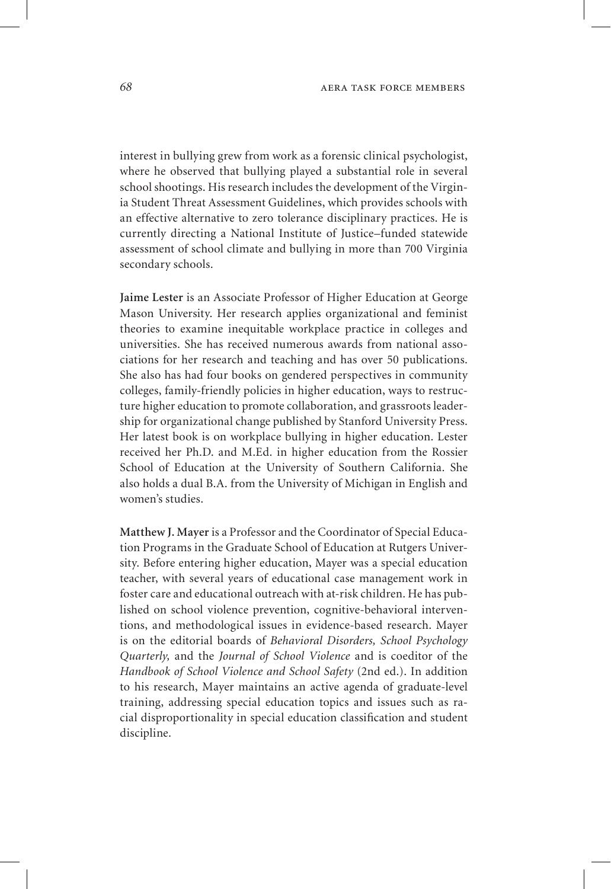interest in bullying grew from work as a forensic clinical psychologist, where he observed that bullying played a substantial role in several school shootings. His research includes the development of the Virginia Student Threat Assessment Guidelines, which provides schools with an effective alternative to zero tolerance disciplinary practices. He is currently directing a National Institute of Justice–funded statewide assessment of school climate and bullying in more than 700 Virginia secondary schools.

**Jaime Lester** is an Associate Professor of Higher Education at George Mason University. Her research applies organizational and feminist theories to examine inequitable workplace practice in colleges and universities. She has received numerous awards from national associations for her research and teaching and has over 50 publications. She also has had four books on gendered perspectives in community colleges, family-friendly policies in higher education, ways to restructure higher education to promote collaboration, and grassroots leadership for organizational change published by Stanford University Press. Her latest book is on workplace bullying in higher education. Lester received her Ph.D. and M.Ed. in higher education from the Rossier School of Education at the University of Southern California. She also holds a dual B.A. from the University of Michigan in English and women's studies.

**Matthew J. Mayer** is a Professor and the Coordinator of Special Education Programs in the Graduate School of Education at Rutgers University. Before entering higher education, Mayer was a special education teacher, with several years of educational case management work in foster care and educational outreach with at-risk children. He has published on school violence prevention, cognitive-behavioral interventions, and methodological issues in evidence-based research. Mayer is on the editorial boards of *Behavioral Disorders, School Psychology Quarterly,* and the *Journal of School Violence* and is coeditor of the *Handbook of School Violence and School Safety* (2nd ed.). In addition to his research, Mayer maintains an active agenda of graduate-level training, addressing special education topics and issues such as racial disproportionality in special education classification and student discipline.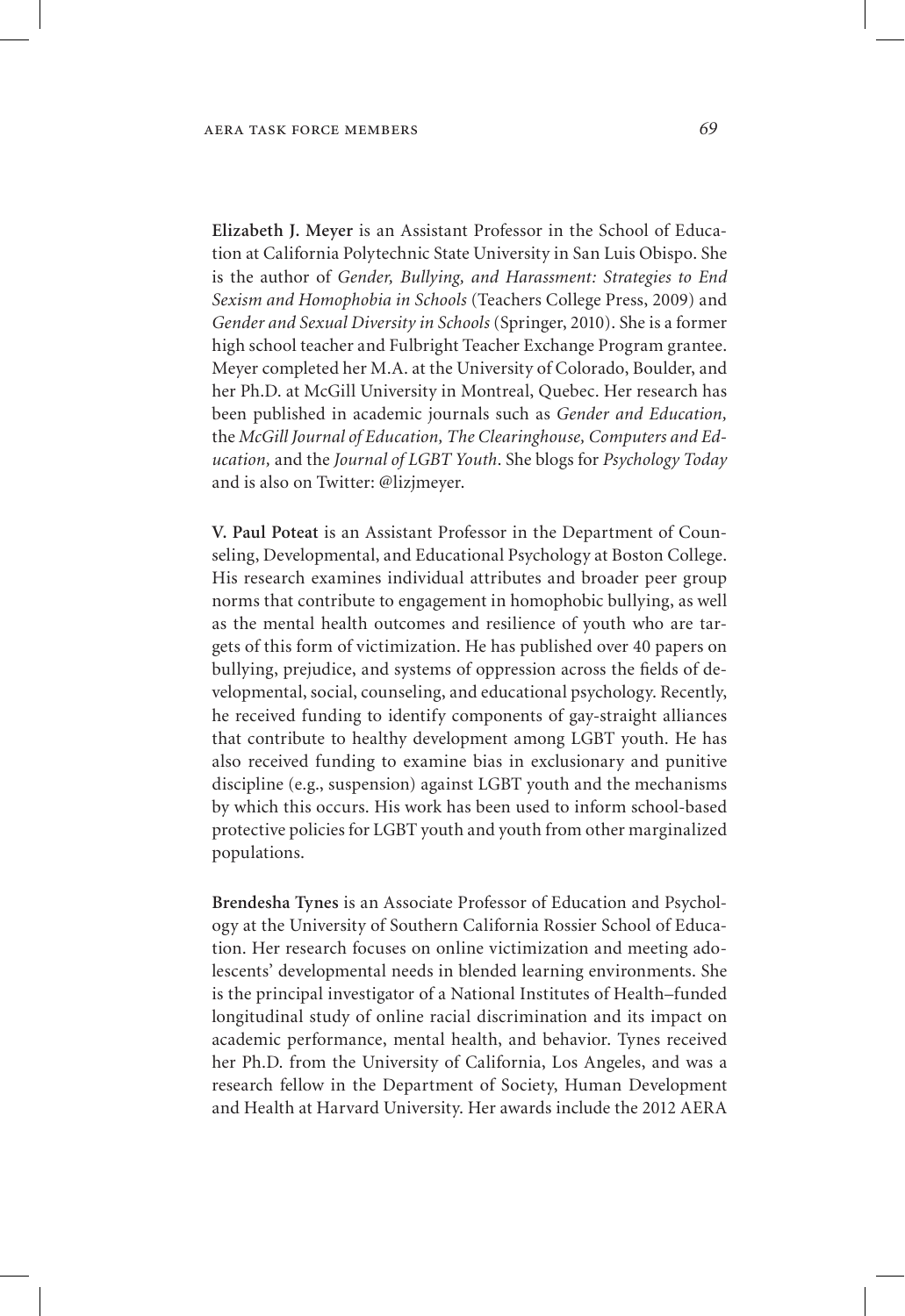**Elizabeth J. Meyer** is an Assistant Professor in the School of Education at California Polytechnic State University in San Luis Obispo. She is the author of *Gender, Bullying, and Harassment: Strategies to End Sexism and Homophobia in Schools* (Teachers College Press, 2009) and *Gender and Sexual Diversity in Schools* (Springer, 2010). She is a former high school teacher and Fulbright Teacher Exchange Program grantee. Meyer completed her M.A. at the University of Colorado, Boulder, and her Ph.D. at McGill University in Montreal, Quebec. Her research has been published in academic journals such as *Gender and Education,* the *McGill Journal of Education, The Clearinghouse, Computers and Education,* and the *Journal of LGBT Youth*. She blogs for *Psychology Today* and is also on Twitter: @lizjmeyer.

**V. Paul Poteat** is an Assistant Professor in the Department of Counseling, Developmental, and Educational Psychology at Boston College. His research examines individual attributes and broader peer group norms that contribute to engagement in homophobic bullying, as well as the mental health outcomes and resilience of youth who are targets of this form of victimization. He has published over 40 papers on bullying, prejudice, and systems of oppression across the fields of developmental, social, counseling, and educational psychology. Recently, he received funding to identify components of gay-straight alliances that contribute to healthy development among LGBT youth. He has also received funding to examine bias in exclusionary and punitive discipline (e.g., suspension) against LGBT youth and the mechanisms by which this occurs. His work has been used to inform school-based protective policies for LGBT youth and youth from other marginalized populations.

**Brendesha Tynes** is an Associate Professor of Education and Psychology at the University of Southern California Rossier School of Education. Her research focuses on online victimization and meeting adolescents' developmental needs in blended learning environments. She is the principal investigator of a National Institutes of Health–funded longitudinal study of online racial discrimination and its impact on academic performance, mental health, and behavior. Tynes received her Ph.D. from the University of California, Los Angeles, and was a research fellow in the Department of Society, Human Development and Health at Harvard University. Her awards include the 2012 AERA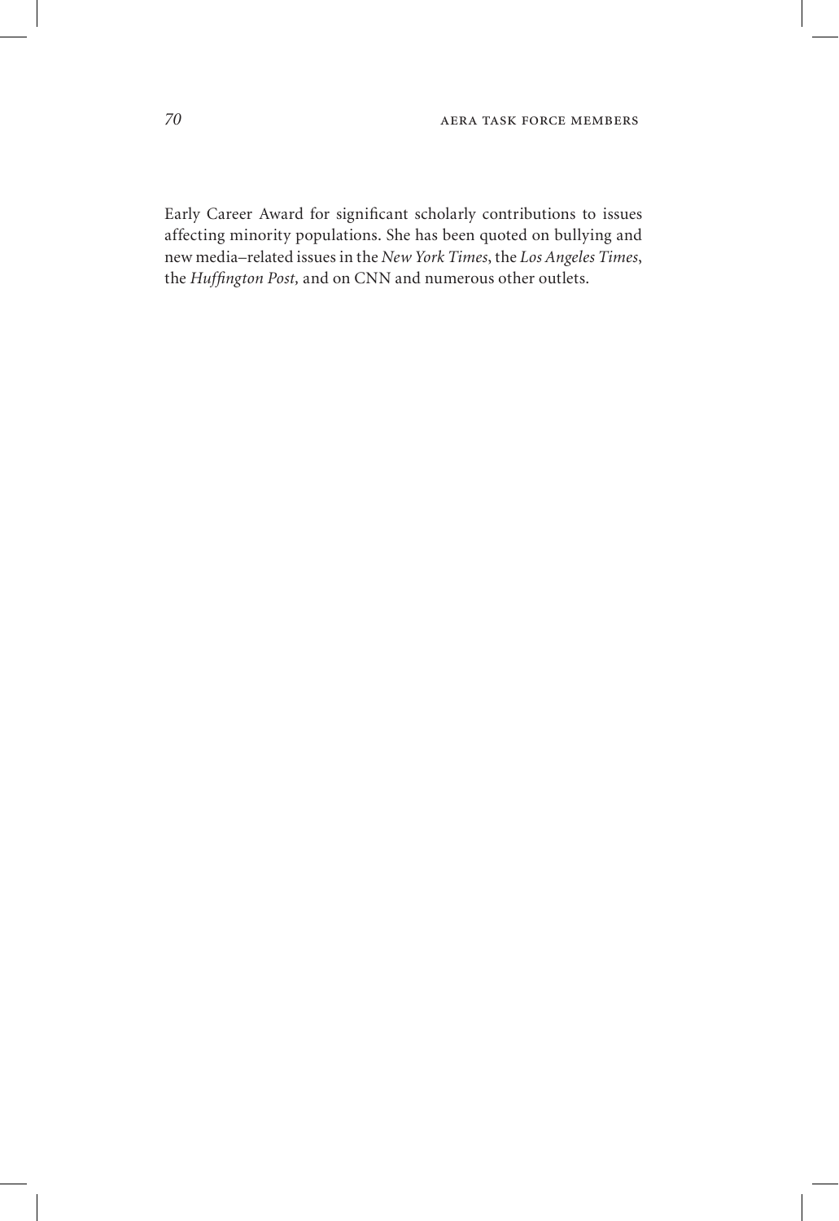Early Career Award for significant scholarly contributions to issues affecting minority populations. She has been quoted on bullying and new media–related issues in the *New York Times*, the *Los Angeles Times*, the *Huffington Post,* and on CNN and numerous other outlets.